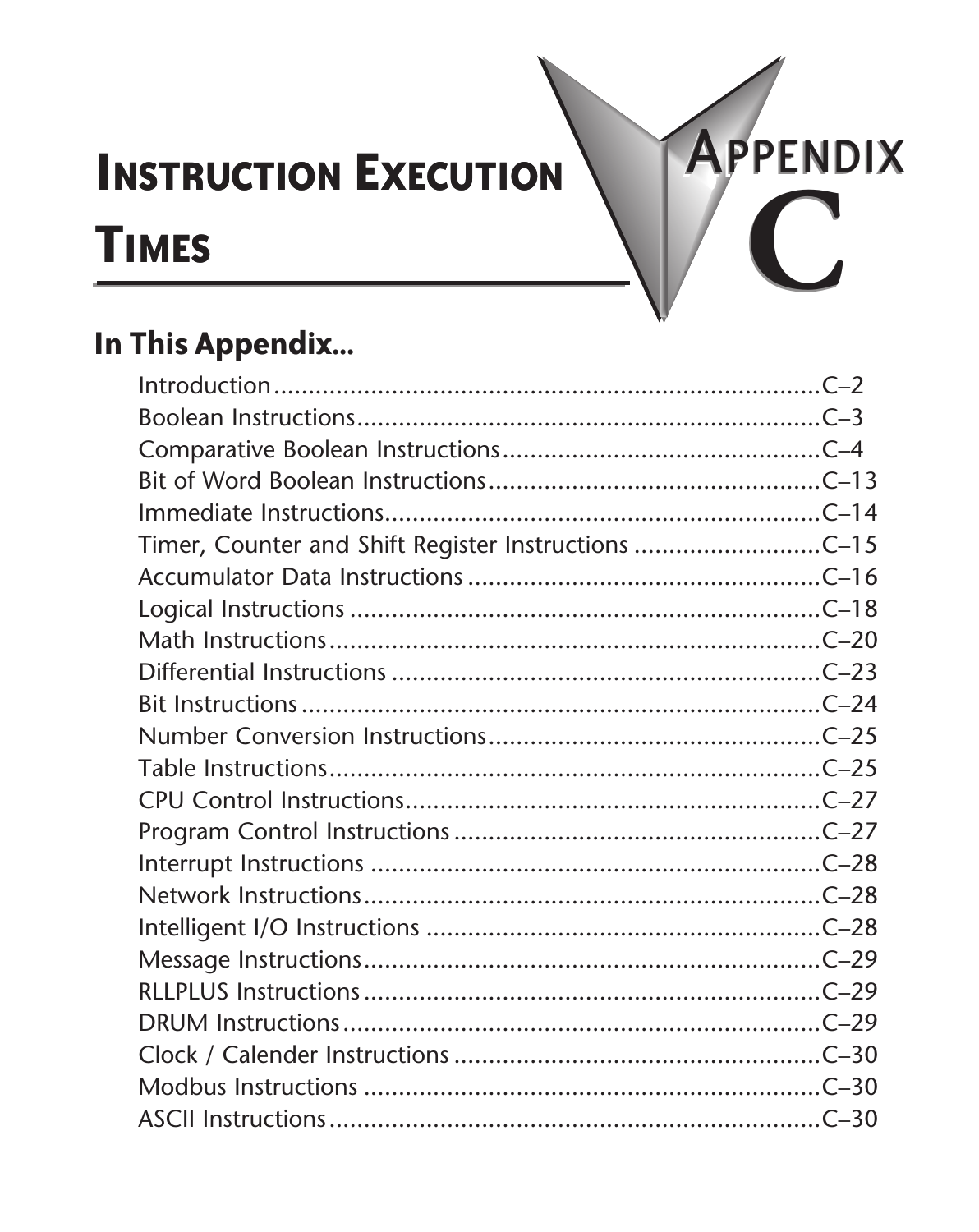# Appendix C

# Instruction Execution Times

## In This Appendix...

Introduction .......................................................................C–2
Boolean Instructions.............................................................C–3
Comparative Boolean Instructions........................................C–4
Bit of Word Boolean Instructions..........................................C–13
Immediate Instructions.........................................................C–14
Timer, Counter and Shift Register Instructions ....................C–15
Accumulator Data Instructions .............................................C–16
Logical Instructions ..............................................................C–18
Math Instructions..................................................................C–20
Differential Instructions .......................................................C–23
Bit Instructions .....................................................................C–24
Number Conversion Instructions..........................................C–25
Table Instructions..................................................................C–25
CPU Control Instructions......................................................C–27
Program Control Instructions ...............................................C–27
Interrupt Instructions ...........................................................C–28
Network Instructions............................................................C–28
Intelligent I/O Instructions ...................................................C–28
Message Instructions............................................................C–29
RLLPLUS Instructions ............................................................C–29
DRUM Instructions ...............................................................C–29
Clock / Calender Instructions ...............................................C–30
Modbus Instructions ............................................................C–30
ASCII Instructions.................................................................C–30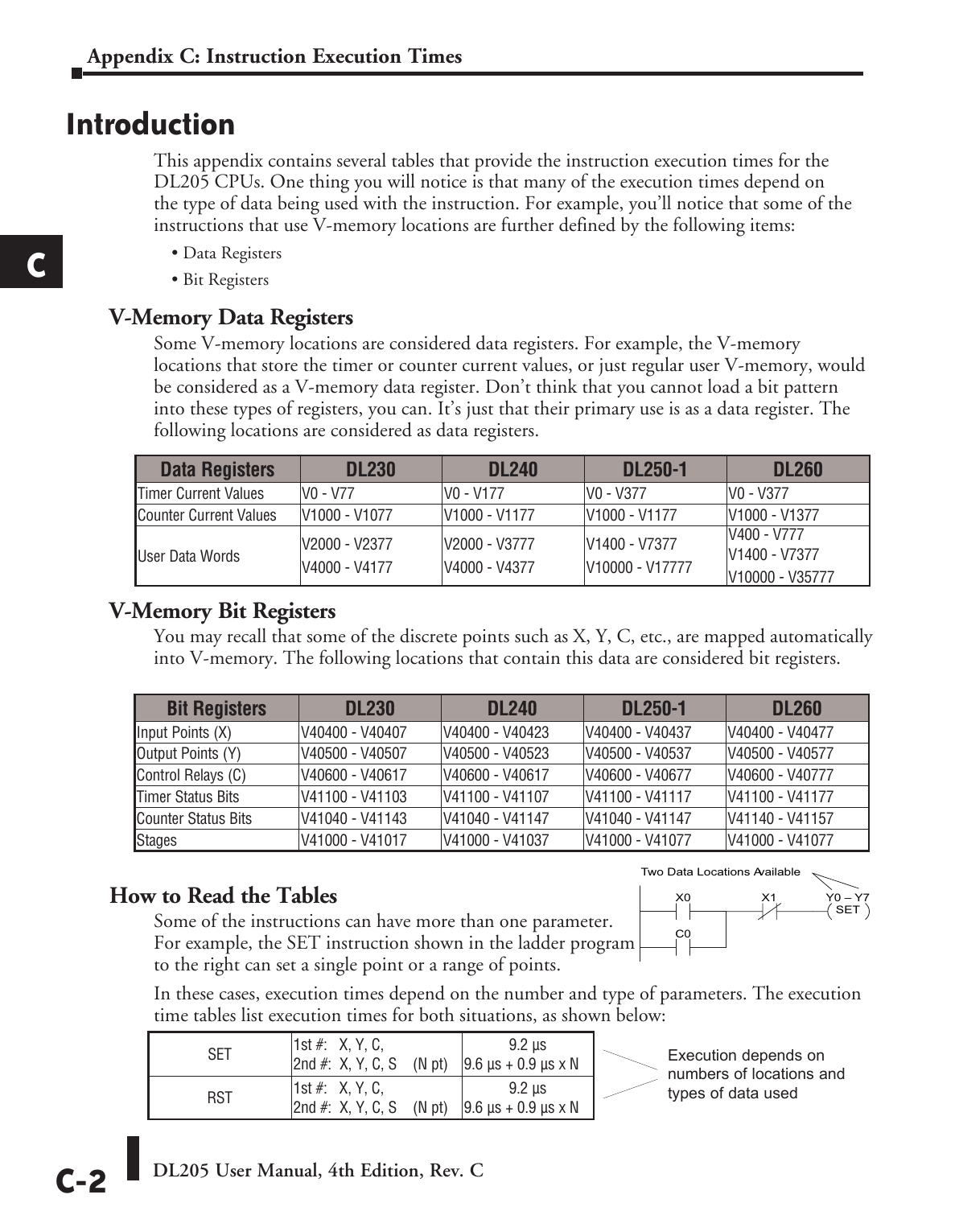## Introduction

This appendix contains several tables that provide the instruction execution times for the DL205 CPUs. One thing you will notice is that many of the execution times depend on the type of data being used with the instruction. For example, you'll notice that some of the instructions that use V-memory locations are further defined by the following items:

- Data Registers
- Bit Registers

### V-Memory Data Registers

Some V-memory locations are considered data registers. For example, the V-memory locations that store the timer or counter current values, or just regular user V-memory, would be considered as a V-memory data register. Don't think that you cannot load a bit pattern into these types of registers, you can. It's just that their primary use is as a data register. The following locations are considered as data registers.

| Data Registers | DL230 | DL240 | DL250-1 | DL260 |
|---|---|---|---|---|
| Timer Current Values | V0 - V77 | V0 - V177 | V0 - V377 | V0 - V377 |
| Counter Current Values | V1000 - V1077 | V1000 - V1177 | V1000 - V1177 | V1000 - V1377 |
| User Data Words | V2000 - V2377<br>V4000 - V4177 | V2000 - V3777<br>V4000 - V4377 | V1400 - V7377<br>V10000 - V17777 | V400 - V777<br>V1400 - V7377<br>V10000 - V35777 |

### V-Memory Bit Registers

You may recall that some of the discrete points such as X, Y, C, etc., are mapped automatically into V-memory. The following locations that contain this data are considered bit registers.

| Bit Registers | DL230 | DL240 | DL250-1 | DL260 |
|---|---|---|---|---|
| Input Points (X) | V40400 - V40407 | V40400 - V40423 | V40400 - V40437 | V40400 - V40477 |
| Output Points (Y) | V40500 - V40507 | V40500 - V40523 | V40500 - V40537 | V40500 - V40577 |
| Control Relays (C) | V40600 - V40617 | V40600 - V40617 | V40600 - V40677 | V40600 - V40777 |
| Timer Status Bits | V41100 - V41103 | V41100 - V41107 | V41100 - V41117 | V41100 - V41177 |
| Counter Status Bits | V41040 - V41143 | V41040 - V41147 | V41040 - V41147 | V41140 - V41157 |
| Stages | V41000 - V41017 | V41000 - V41037 | V41000 - V41077 | V41000 - V41077 |

### How to Read the Tables

Some of the instructions can have more than one parameter. For example, the SET instruction shown in the ladder program to the right can set a single point or a range of points.

Two Data Locations Available

X0 X1 Y0 – Y7 SET

C0

In these cases, execution times depend on the number and type of parameters. The execution time tables list execution times for both situations, as shown below:

| | | |
|---|---|---|
| SET | 1st #: X, Y, C,<br>2nd #: X, Y, C, S (N pt) | 9.2 µs<br>9.6 µs + 0.9 µs x N |
| RST | 1st #: X, Y, C,<br>2nd #: X, Y, C, S (N pt) | 9.2 µs<br>9.6 µs + 0.9 µs x N |

Execution depends on numbers of locations and types of data used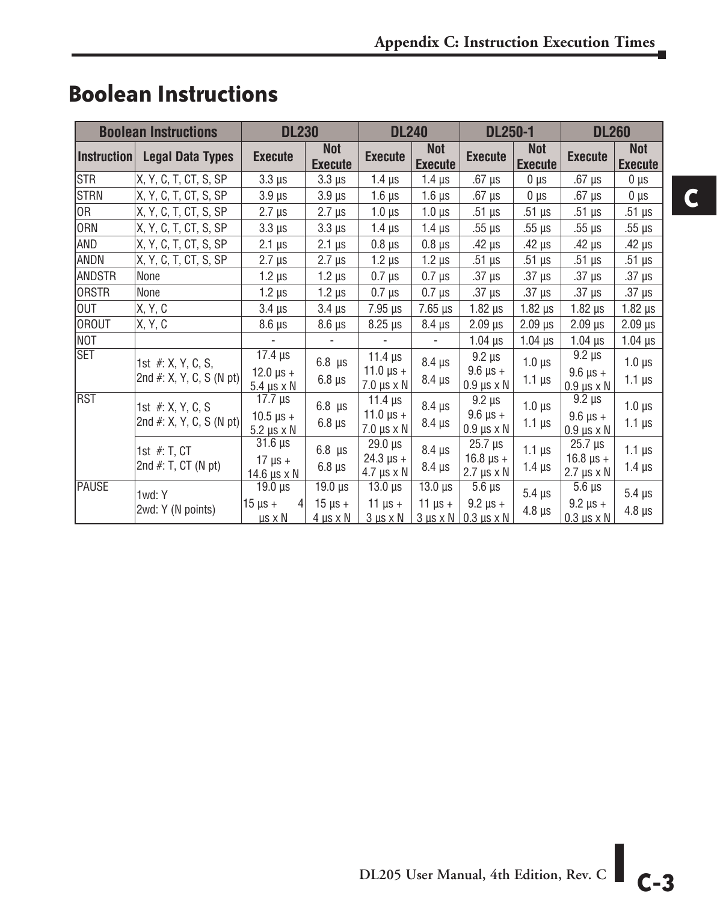# Boolean Instructions

| Boolean Instructions | | DL230 | | DL240 | | DL250-1 | | DL260 | |
|---|---|---|---|---|---|---|---|---|---|
| Instruction | Legal Data Types | Execute | Not Execute | Execute | Not Execute | Execute | Not Execute | Execute | Not Execute |
| STR | X, Y, C, T, CT, S, SP | 3.3 µs | 3.3 µs | 1.4 µs | 1.4 µs | .67 µs | 0 µs | .67 µs | 0 µs |
| STRN | X, Y, C, T, CT, S, SP | 3.9 µs | 3.9 µs | 1.6 µs | 1.6 µs | .67 µs | 0 µs | .67 µs | 0 µs |
| OR | X, Y, C, T, CT, S, SP | 2.7 µs | 2.7 µs | 1.0 µs | 1.0 µs | .51 µs | .51 µs | .51 µs | .51 µs |
| ORN | X, Y, C, T, CT, S, SP | 3.3 µs | 3.3 µs | 1.4 µs | 1.4 µs | .55 µs | .55 µs | .55 µs | .55 µs |
| AND | X, Y, C, T, CT, S, SP | 2.1 µs | 2.1 µs | 0.8 µs | 0.8 µs | .42 µs | .42 µs | .42 µs | .42 µs |
| ANDN | X, Y, C, T, CT, S, SP | 2.7 µs | 2.7 µs | 1.2 µs | 1.2 µs | .51 µs | .51 µs | .51 µs | .51 µs |
| ANDSTR | None | 1.2 µs | 1.2 µs | 0.7 µs | 0.7 µs | .37 µs | .37 µs | .37 µs | .37 µs |
| ORSTR | None | 1.2 µs | 1.2 µs | 0.7 µs | 0.7 µs | .37 µs | .37 µs | .37 µs | .37 µs |
| OUT | X, Y, C | 3.4 µs | 3.4 µs | 7.95 µs | 7.65 µs | 1.82 µs | 1.82 µs | 1.82 µs | 1.82 µs |
| OROUT | X, Y, C | 8.6 µs | 8.6 µs | 8.25 µs | 8.4 µs | 2.09 µs | 2.09 µs | 2.09 µs | 2.09 µs |
| NOT | | - | - | - | - | 1.04 µs | 1.04 µs | 1.04 µs | 1.04 µs |
| SET | 1st #: X, Y, C, S,<br>2nd #: X, Y, C, S (N pt) | 17.4 µs<br>12.0 µs + 5.4 µs x N | 6.8 µs<br>6.8 µs | 11.4 µs<br>11.0 µs + 7.0 µs x N | 8.4 µs<br>8.4 µs | 9.2 µs<br>9.6 µs + 0.9 µs x N | 1.0 µs<br>1.1 µs | 9.2 µs<br>9.6 µs + 0.9 µs x N | 1.0 µs<br>1.1 µs |
| RST | 1st #: X, Y, C, S<br>2nd #: X, Y, C, S (N pt) | 17.7 µs<br>10.5 µs + 5.2 µs x N | 6.8 µs<br>6.8 µs | 11.4 µs<br>11.0 µs + 7.0 µs x N | 8.4 µs<br>8.4 µs | 9.2 µs<br>9.6 µs + 0.9 µs x N | 1.0 µs<br>1.1 µs | 9.2 µs<br>9.6 µs + 0.9 µs x N | 1.0 µs<br>1.1 µs |
| | 1st #: T, CT<br>2nd #: T, CT (N pt) | 31.6 µs<br>17 µs + 14.6 µs x N | 6.8 µs<br>6.8 µs | 29.0 µs<br>24.3 µs + 4.7 µs x N | 8.4 µs<br>8.4 µs | 25.7 µs<br>16.8 µs + 2.7 µs x N | 1.1 µs<br>1.4 µs | 25.7 µs<br>16.8 µs + 2.7 µs x N | 1.1 µs<br>1.4 µs |
| PAUSE | 1wd: Y<br>2wd: Y (N points) | 19.0 µs<br>15 µs + 4 µs x N | 19.0 µs<br>15 µs + 4 µs x N | 13.0 µs<br>11 µs + 3 µs x N | 13.0 µs<br>11 µs + 3 µs x N | 5.6 µs<br>9.2 µs + 0.3 µs x N | 5.4 µs<br>4.8 µs | 5.6 µs<br>9.2 µs + 0.3 µs x N | 5.4 µs<br>4.8 µs |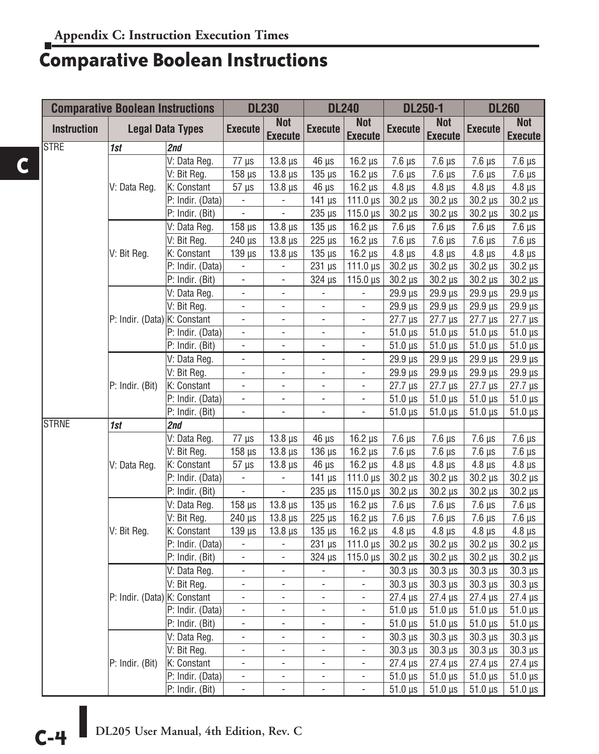# Comparative Boolean Instructions

| Comparative Boolean Instructions | | | DL230 | | DL240 | | DL250-1 | | DL260 | |
|---|---|---|---|---|---|---|---|---|---|---|
| Instruction | Legal Data Types | | Execute | Not Execute | Execute | Not Execute | Execute | Not Execute | Execute | Not Execute |
| STRE | *1st* | *2nd* | | | | | | | | |
| | V: Data Reg. | V: Data Reg. | 77 µs | 13.8 µs | 46 µs | 16.2 µs | 7.6 µs | 7.6 µs | 7.6 µs | 7.6 µs |
| | | V: Bit Reg. | 158 µs | 13.8 µs | 135 µs | 16.2 µs | 7.6 µs | 7.6 µs | 7.6 µs | 7.6 µs |
| | | K: Constant | 57 µs | 13.8 µs | 46 µs | 16.2 µs | 4.8 µs | 4.8 µs | 4.8 µs | 4.8 µs |
| | | P: Indir. (Data) | - | - | 141 µs | 111.0 µs | 30.2 µs | 30.2 µs | 30.2 µs | 30.2 µs |
| | | P: Indir. (Bit) | - | - | 235 µs | 115.0 µs | 30.2 µs | 30.2 µs | 30.2 µs | 30.2 µs |
| | V: Bit Reg. | V: Data Reg. | 158 µs | 13.8 µs | 135 µs | 16.2 µs | 7.6 µs | 7.6 µs | 7.6 µs | 7.6 µs |
| | | V: Bit Reg. | 240 µs | 13.8 µs | 225 µs | 16.2 µs | 7.6 µs | 7.6 µs | 7.6 µs | 7.6 µs |
| | | K: Constant | 139 µs | 13.8 µs | 135 µs | 16.2 µs | 4.8 µs | 4.8 µs | 4.8 µs | 4.8 µs |
| | | P: Indir. (Data) | - | - | 231 µs | 111.0 µs | 30.2 µs | 30.2 µs | 30.2 µs | 30.2 µs |
| | | P: Indir. (Bit) | - | - | 324 µs | 115.0 µs | 30.2 µs | 30.2 µs | 30.2 µs | 30.2 µs |
| | P: Indir. (Data) | V: Data Reg. | - | - | - | - | 29.9 µs | 29.9 µs | 29.9 µs | 29.9 µs |
| | | V: Bit Reg. | - | - | - | - | 29.9 µs | 29.9 µs | 29.9 µs | 29.9 µs |
| | | K: Constant | - | - | - | - | 27.7 µs | 27.7 µs | 27.7 µs | 27.7 µs |
| | | P: Indir. (Data) | - | - | - | - | 51.0 µs | 51.0 µs | 51.0 µs | 51.0 µs |
| | | P: Indir. (Bit) | - | - | - | - | 51.0 µs | 51.0 µs | 51.0 µs | 51.0 µs |
| | P: Indir. (Bit) | V: Data Reg. | - | - | - | - | 29.9 µs | 29.9 µs | 29.9 µs | 29.9 µs |
| | | V: Bit Reg. | - | - | - | - | 29.9 µs | 29.9 µs | 29.9 µs | 29.9 µs |
| | | K: Constant | - | - | - | - | 27.7 µs | 27.7 µs | 27.7 µs | 27.7 µs |
| | | P: Indir. (Data) | - | - | - | - | 51.0 µs | 51.0 µs | 51.0 µs | 51.0 µs |
| | | P: Indir. (Bit) | - | - | - | - | 51.0 µs | 51.0 µs | 51.0 µs | 51.0 µs |
| STRNE | *1st* | *2nd* | | | | | | | | |
| | V: Data Reg. | V: Data Reg. | 77 µs | 13.8 µs | 46 µs | 16.2 µs | 7.6 µs | 7.6 µs | 7.6 µs | 7.6 µs |
| | | V: Bit Reg. | 158 µs | 13.8 µs | 136 µs | 16.2 µs | 7.6 µs | 7.6 µs | 7.6 µs | 7.6 µs |
| | | K: Constant | 57 µs | 13.8 µs | 46 µs | 16.2 µs | 4.8 µs | 4.8 µs | 4.8 µs | 4.8 µs |
| | | P: Indir. (Data) | - | - | 141 µs | 111.0 µs | 30.2 µs | 30.2 µs | 30.2 µs | 30.2 µs |
| | | P: Indir. (Bit) | - | - | 235 µs | 115.0 µs | 30.2 µs | 30.2 µs | 30.2 µs | 30.2 µs |
| | V: Bit Reg. | V: Data Reg. | 158 µs | 13.8 µs | 135 µs | 16.2 µs | 7.6 µs | 7.6 µs | 7.6 µs | 7.6 µs |
| | | V: Bit Reg. | 240 µs | 13.8 µs | 225 µs | 16.2 µs | 7.6 µs | 7.6 µs | 7.6 µs | 7.6 µs |
| | | K: Constant | 139 µs | 13.8 µs | 135 µs | 16.2 µs | 4.8 µs | 4.8 µs | 4.8 µs | 4.8 µs |
| | | P: Indir. (Data) | - | - | 231 µs | 111.0 µs | 30.2 µs | 30.2 µs | 30.2 µs | 30.2 µs |
| | | P: Indir. (Bit) | - | - | 324 µs | 115.0 µs | 30.2 µs | 30.2 µs | 30.2 µs | 30.2 µs |
| | P: Indir. (Data) | V: Data Reg. | - | - | - | - | 30.3 µs | 30.3 µs | 30.3 µs | 30.3 µs |
| | | V: Bit Reg. | - | - | - | - | 30.3 µs | 30.3 µs | 30.3 µs | 30.3 µs |
| | | K: Constant | - | - | - | - | 27.4 µs | 27.4 µs | 27.4 µs | 27.4 µs |
| | | P: Indir. (Data) | - | - | - | - | 51.0 µs | 51.0 µs | 51.0 µs | 51.0 µs |
| | | P: Indir. (Bit) | - | - | - | - | 51.0 µs | 51.0 µs | 51.0 µs | 51.0 µs |
| | P: Indir. (Bit) | V: Data Reg. | - | - | - | - | 30.3 µs | 30.3 µs | 30.3 µs | 30.3 µs |
| | | V: Bit Reg. | - | - | - | - | 30.3 µs | 30.3 µs | 30.3 µs | 30.3 µs |
| | | K: Constant | - | - | - | - | 27.4 µs | 27.4 µs | 27.4 µs | 27.4 µs |
| | | P: Indir. (Data) | - | - | - | - | 51.0 µs | 51.0 µs | 51.0 µs | 51.0 µs |
| | | P: Indir. (Bit) | - | - | - | - | 51.0 µs | 51.0 µs | 51.0 µs | 51.0 µs |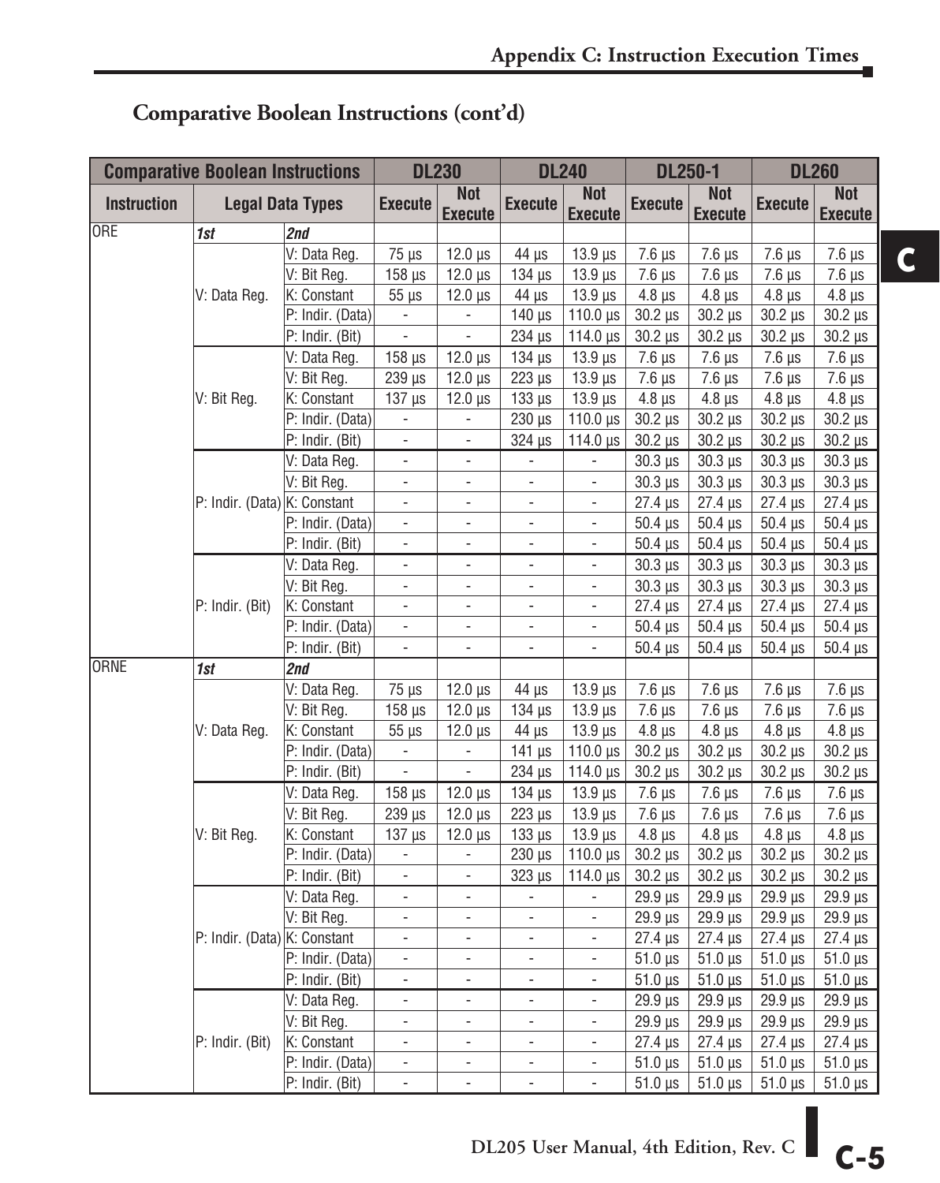## Comparative Boolean Instructions (cont'd)

| Comparative Boolean Instructions | | | DL230 | | DL240 | | DL250-1 | | DL260 | |
|---|---|---|---|---|---|---|---|---|---|---|
| Instruction | Legal Data Types | | Execute | Not Execute | Execute | Not Execute | Execute | Not Execute | Execute | Not Execute |
| ORE | *1st* | *2nd* | | | | | | | | |
| | V: Data Reg. | V: Data Reg. | 75 µs | 12.0 µs | 44 µs | 13.9 µs | 7.6 µs | 7.6 µs | 7.6 µs | 7.6 µs |
| | | V: Bit Reg. | 158 µs | 12.0 µs | 134 µs | 13.9 µs | 7.6 µs | 7.6 µs | 7.6 µs | 7.6 µs |
| | | K: Constant | 55 µs | 12.0 µs | 44 µs | 13.9 µs | 4.8 µs | 4.8 µs | 4.8 µs | 4.8 µs |
| | | P: Indir. (Data) | - | - | 140 µs | 110.0 µs | 30.2 µs | 30.2 µs | 30.2 µs | 30.2 µs |
| | | P: Indir. (Bit) | - | - | 234 µs | 114.0 µs | 30.2 µs | 30.2 µs | 30.2 µs | 30.2 µs |
| | V: Bit Reg. | V: Data Reg. | 158 µs | 12.0 µs | 134 µs | 13.9 µs | 7.6 µs | 7.6 µs | 7.6 µs | 7.6 µs |
| | | V: Bit Reg. | 239 µs | 12.0 µs | 223 µs | 13.9 µs | 7.6 µs | 7.6 µs | 7.6 µs | 7.6 µs |
| | | K: Constant | 137 µs | 12.0 µs | 133 µs | 13.9 µs | 4.8 µs | 4.8 µs | 4.8 µs | 4.8 µs |
| | | P: Indir. (Data) | - | - | 230 µs | 110.0 µs | 30.2 µs | 30.2 µs | 30.2 µs | 30.2 µs |
| | | P: Indir. (Bit) | - | - | 324 µs | 114.0 µs | 30.2 µs | 30.2 µs | 30.2 µs | 30.2 µs |
| | P: Indir. (Data) | V: Data Reg. | - | - | - | - | 30.3 µs | 30.3 µs | 30.3 µs | 30.3 µs |
| | | V: Bit Reg. | - | - | - | - | 30.3 µs | 30.3 µs | 30.3 µs | 30.3 µs |
| | | K: Constant | - | - | - | - | 27.4 µs | 27.4 µs | 27.4 µs | 27.4 µs |
| | | P: Indir. (Data) | - | - | - | - | 50.4 µs | 50.4 µs | 50.4 µs | 50.4 µs |
| | | P: Indir. (Bit) | - | - | - | - | 50.4 µs | 50.4 µs | 50.4 µs | 50.4 µs |
| | P: Indir. (Bit) | V: Data Reg. | - | - | - | - | 30.3 µs | 30.3 µs | 30.3 µs | 30.3 µs |
| | | V: Bit Reg. | - | - | - | - | 30.3 µs | 30.3 µs | 30.3 µs | 30.3 µs |
| | | K: Constant | - | - | - | - | 27.4 µs | 27.4 µs | 27.4 µs | 27.4 µs |
| | | P: Indir. (Data) | - | - | - | - | 50.4 µs | 50.4 µs | 50.4 µs | 50.4 µs |
| | | P: Indir. (Bit) | - | - | - | - | 50.4 µs | 50.4 µs | 50.4 µs | 50.4 µs |
| ORNE | *1st* | *2nd* | | | | | | | | |
| | V: Data Reg. | V: Data Reg. | 75 µs | 12.0 µs | 44 µs | 13.9 µs | 7.6 µs | 7.6 µs | 7.6 µs | 7.6 µs |
| | | V: Bit Reg. | 158 µs | 12.0 µs | 134 µs | 13.9 µs | 7.6 µs | 7.6 µs | 7.6 µs | 7.6 µs |
| | | K: Constant | 55 µs | 12.0 µs | 44 µs | 13.9 µs | 4.8 µs | 4.8 µs | 4.8 µs | 4.8 µs |
| | | P: Indir. (Data) | - | - | 141 µs | 110.0 µs | 30.2 µs | 30.2 µs | 30.2 µs | 30.2 µs |
| | | P: Indir. (Bit) | - | - | 234 µs | 114.0 µs | 30.2 µs | 30.2 µs | 30.2 µs | 30.2 µs |
| | V: Bit Reg. | V: Data Reg. | 158 µs | 12.0 µs | 134 µs | 13.9 µs | 7.6 µs | 7.6 µs | 7.6 µs | 7.6 µs |
| | | V: Bit Reg. | 239 µs | 12.0 µs | 223 µs | 13.9 µs | 7.6 µs | 7.6 µs | 7.6 µs | 7.6 µs |
| | | K: Constant | 137 µs | 12.0 µs | 133 µs | 13.9 µs | 4.8 µs | 4.8 µs | 4.8 µs | 4.8 µs |
| | | P: Indir. (Data) | - | - | 230 µs | 110.0 µs | 30.2 µs | 30.2 µs | 30.2 µs | 30.2 µs |
| | | P: Indir. (Bit) | - | - | 323 µs | 114.0 µs | 30.2 µs | 30.2 µs | 30.2 µs | 30.2 µs |
| | P: Indir. (Data) | V: Data Reg. | - | - | - | - | 29.9 µs | 29.9 µs | 29.9 µs | 29.9 µs |
| | | V: Bit Reg. | - | - | - | - | 29.9 µs | 29.9 µs | 29.9 µs | 29.9 µs |
| | | K: Constant | - | - | - | - | 27.4 µs | 27.4 µs | 27.4 µs | 27.4 µs |
| | | P: Indir. (Data) | - | - | - | - | 51.0 µs | 51.0 µs | 51.0 µs | 51.0 µs |
| | | P: Indir. (Bit) | - | - | - | - | 51.0 µs | 51.0 µs | 51.0 µs | 51.0 µs |
| | P: Indir. (Bit) | V: Data Reg. | - | - | - | - | 29.9 µs | 29.9 µs | 29.9 µs | 29.9 µs |
| | | V: Bit Reg. | - | - | - | - | 29.9 µs | 29.9 µs | 29.9 µs | 29.9 µs |
| | | K: Constant | - | - | - | - | 27.4 µs | 27.4 µs | 27.4 µs | 27.4 µs |
| | | P: Indir. (Data) | - | - | - | - | 51.0 µs | 51.0 µs | 51.0 µs | 51.0 µs |
| | | P: Indir. (Bit) | - | - | - | - | 51.0 µs | 51.0 µs | 51.0 µs | 51.0 µs |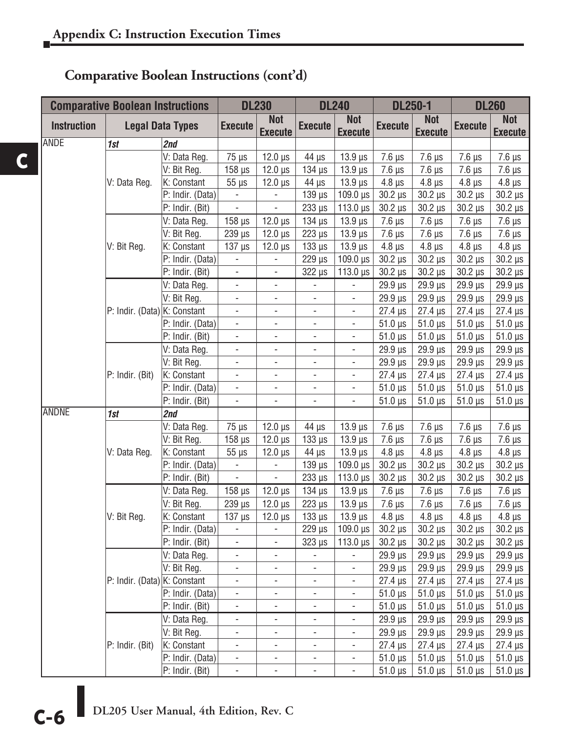## Comparative Boolean Instructions (cont'd)

| Comparative Boolean Instructions | | | DL230 | | DL240 | | DL250-1 | | DL260 | |
|---|---|---|---|---|---|---|---|---|---|---|
| Instruction | Legal Data Types | | Execute | Not Execute | Execute | Not Execute | Execute | Not Execute | Execute | Not Execute |
| ANDE | ***1st*** | ***2nd*** | | | | | | | | |
| | V: Data Reg. | V: Data Reg. | 75 µs | 12.0 µs | 44 µs | 13.9 µs | 7.6 µs | 7.6 µs | 7.6 µs | 7.6 µs |
| | | V: Bit Reg. | 158 µs | 12.0 µs | 134 µs | 13.9 µs | 7.6 µs | 7.6 µs | 7.6 µs | 7.6 µs |
| | | K: Constant | 55 µs | 12.0 µs | 44 µs | 13.9 µs | 4.8 µs | 4.8 µs | 4.8 µs | 4.8 µs |
| | | P: Indir. (Data) | - | - | 139 µs | 109.0 µs | 30.2 µs | 30.2 µs | 30.2 µs | 30.2 µs |
| | | P: Indir. (Bit) | - | - | 233 µs | 113.0 µs | 30.2 µs | 30.2 µs | 30.2 µs | 30.2 µs |
| | V: Bit Reg. | V: Data Reg. | 158 µs | 12.0 µs | 134 µs | 13.9 µs | 7.6 µs | 7.6 µs | 7.6 µs | 7.6 µs |
| | | V: Bit Reg. | 239 µs | 12.0 µs | 223 µs | 13.9 µs | 7.6 µs | 7.6 µs | 7.6 µs | 7.6 µs |
| | | K: Constant | 137 µs | 12.0 µs | 133 µs | 13.9 µs | 4.8 µs | 4.8 µs | 4.8 µs | 4.8 µs |
| | | P: Indir. (Data) | - | - | 229 µs | 109.0 µs | 30.2 µs | 30.2 µs | 30.2 µs | 30.2 µs |
| | | P: Indir. (Bit) | - | - | 322 µs | 113.0 µs | 30.2 µs | 30.2 µs | 30.2 µs | 30.2 µs |
| | P: Indir. (Data) | V: Data Reg. | - | - | - | - | 29.9 µs | 29.9 µs | 29.9 µs | 29.9 µs |
| | | V: Bit Reg. | - | - | - | - | 29.9 µs | 29.9 µs | 29.9 µs | 29.9 µs |
| | | K: Constant | - | - | - | - | 27.4 µs | 27.4 µs | 27.4 µs | 27.4 µs |
| | | P: Indir. (Data) | - | - | - | - | 51.0 µs | 51.0 µs | 51.0 µs | 51.0 µs |
| | | P: Indir. (Bit) | - | - | - | - | 51.0 µs | 51.0 µs | 51.0 µs | 51.0 µs |
| | P: Indir. (Bit) | V: Data Reg. | - | - | - | - | 29.9 µs | 29.9 µs | 29.9 µs | 29.9 µs |
| | | V: Bit Reg. | - | - | - | - | 29.9 µs | 29.9 µs | 29.9 µs | 29.9 µs |
| | | K: Constant | - | - | - | - | 27.4 µs | 27.4 µs | 27.4 µs | 27.4 µs |
| | | P: Indir. (Data) | - | - | - | - | 51.0 µs | 51.0 µs | 51.0 µs | 51.0 µs |
| | | P: Indir. (Bit) | - | - | - | - | 51.0 µs | 51.0 µs | 51.0 µs | 51.0 µs |
| ANDNE | ***1st*** | ***2nd*** | | | | | | | | |
| | V: Data Reg. | V: Data Reg. | 75 µs | 12.0 µs | 44 µs | 13.9 µs | 7.6 µs | 7.6 µs | 7.6 µs | 7.6 µs |
| | | V: Bit Reg. | 158 µs | 12.0 µs | 133 µs | 13.9 µs | 7.6 µs | 7.6 µs | 7.6 µs | 7.6 µs |
| | | K: Constant | 55 µs | 12.0 µs | 44 µs | 13.9 µs | 4.8 µs | 4.8 µs | 4.8 µs | 4.8 µs |
| | | P: Indir. (Data) | - | - | 139 µs | 109.0 µs | 30.2 µs | 30.2 µs | 30.2 µs | 30.2 µs |
| | | P: Indir. (Bit) | - | - | 233 µs | 113.0 µs | 30.2 µs | 30.2 µs | 30.2 µs | 30.2 µs |
| | V: Bit Reg. | V: Data Reg. | 158 µs | 12.0 µs | 134 µs | 13.9 µs | 7.6 µs | 7.6 µs | 7.6 µs | 7.6 µs |
| | | V: Bit Reg. | 239 µs | 12.0 µs | 223 µs | 13.9 µs | 7.6 µs | 7.6 µs | 7.6 µs | 7.6 µs |
| | | K: Constant | 137 µs | 12.0 µs | 133 µs | 13.9 µs | 4.8 µs | 4.8 µs | 4.8 µs | 4.8 µs |
| | | P: Indir. (Data) | - | - | 229 µs | 109.0 µs | 30.2 µs | 30.2 µs | 30.2 µs | 30.2 µs |
| | | P: Indir. (Bit) | - | - | 323 µs | 113.0 µs | 30.2 µs | 30.2 µs | 30.2 µs | 30.2 µs |
| | P: Indir. (Data) | V: Data Reg. | - | - | - | - | 29.9 µs | 29.9 µs | 29.9 µs | 29.9 µs |
| | | V: Bit Reg. | - | - | - | - | 29.9 µs | 29.9 µs | 29.9 µs | 29.9 µs |
| | | K: Constant | - | - | - | - | 27.4 µs | 27.4 µs | 27.4 µs | 27.4 µs |
| | | P: Indir. (Data) | - | - | - | - | 51.0 µs | 51.0 µs | 51.0 µs | 51.0 µs |
| | | P: Indir. (Bit) | - | - | - | - | 51.0 µs | 51.0 µs | 51.0 µs | 51.0 µs |
| | P: Indir. (Bit) | V: Data Reg. | - | - | - | - | 29.9 µs | 29.9 µs | 29.9 µs | 29.9 µs |
| | | V: Bit Reg. | - | - | - | - | 29.9 µs | 29.9 µs | 29.9 µs | 29.9 µs |
| | | K: Constant | - | - | - | - | 27.4 µs | 27.4 µs | 27.4 µs | 27.4 µs |
| | | P: Indir. (Data) | - | - | - | - | 51.0 µs | 51.0 µs | 51.0 µs | 51.0 µs |
| | | P: Indir. (Bit) | - | - | - | - | 51.0 µs | 51.0 µs | 51.0 µs | 51.0 µs |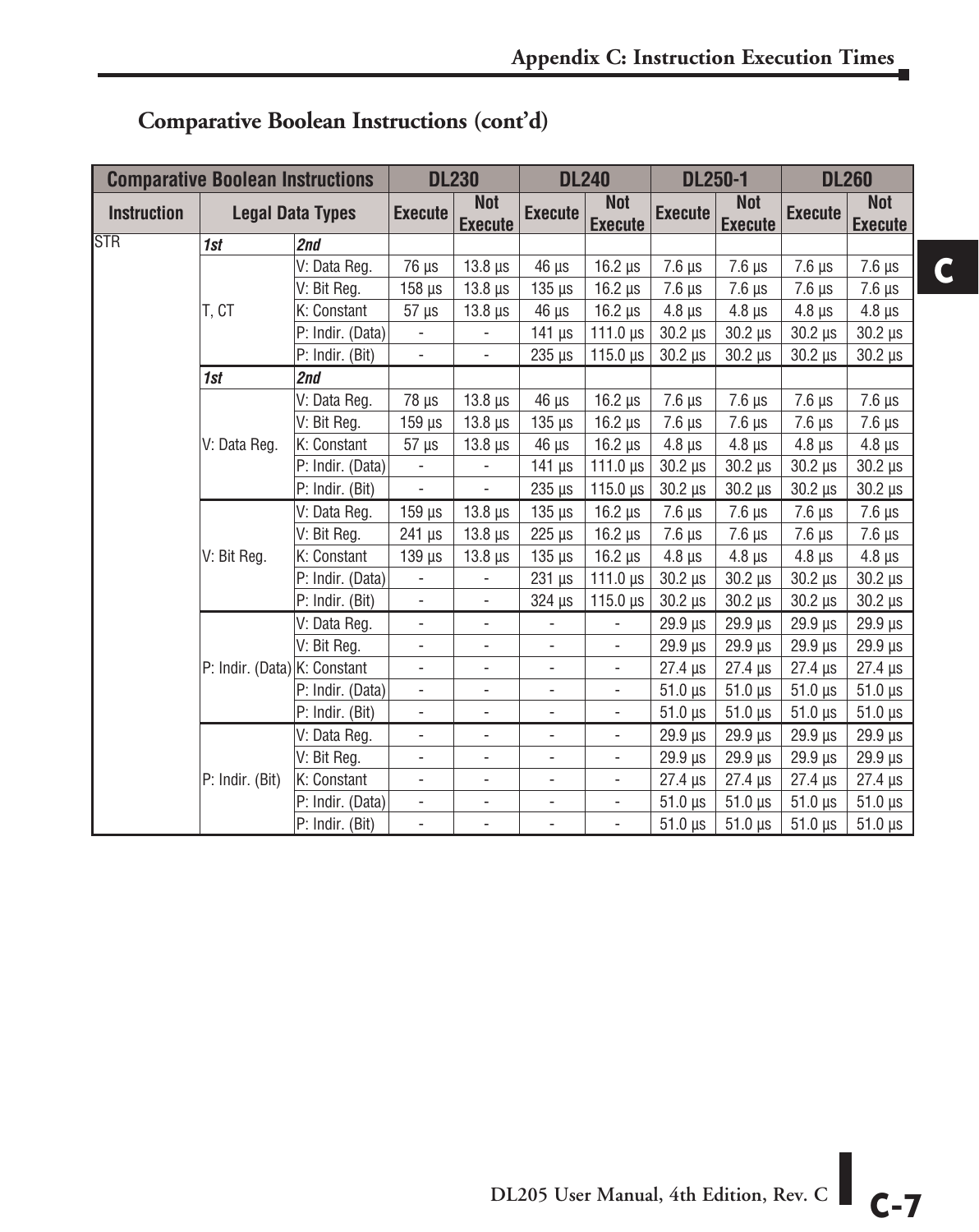## Comparative Boolean Instructions (cont'd)

| Comparative Boolean Instructions | | | DL230 | | DL240 | | DL250-1 | | DL260 | |
|---|---|---|---|---|---|---|---|---|---|---|
| Instruction | Legal Data Types | | Execute | Not Execute | Execute | Not Execute | Execute | Not Execute | Execute | Not Execute |
| STR | ***1st*** | ***2nd*** | | | | | | | | |
| | T, CT | V: Data Reg. | 76 µs | 13.8 µs | 46 µs | 16.2 µs | 7.6 µs | 7.6 µs | 7.6 µs | 7.6 µs |
| | | V: Bit Reg. | 158 µs | 13.8 µs | 135 µs | 16.2 µs | 7.6 µs | 7.6 µs | 7.6 µs | 7.6 µs |
| | | K: Constant | 57 µs | 13.8 µs | 46 µs | 16.2 µs | 4.8 µs | 4.8 µs | 4.8 µs | 4.8 µs |
| | | P: Indir. (Data) | - | - | 141 µs | 111.0 µs | 30.2 µs | 30.2 µs | 30.2 µs | 30.2 µs |
| | | P: Indir. (Bit) | - | - | 235 µs | 115.0 µs | 30.2 µs | 30.2 µs | 30.2 µs | 30.2 µs |
| | ***1st*** | ***2nd*** | | | | | | | | |
| | V: Data Reg. | V: Data Reg. | 78 µs | 13.8 µs | 46 µs | 16.2 µs | 7.6 µs | 7.6 µs | 7.6 µs | 7.6 µs |
| | | V: Bit Reg. | 159 µs | 13.8 µs | 135 µs | 16.2 µs | 7.6 µs | 7.6 µs | 7.6 µs | 7.6 µs |
| | | K: Constant | 57 µs | 13.8 µs | 46 µs | 16.2 µs | 4.8 µs | 4.8 µs | 4.8 µs | 4.8 µs |
| | | P: Indir. (Data) | - | - | 141 µs | 111.0 µs | 30.2 µs | 30.2 µs | 30.2 µs | 30.2 µs |
| | | P: Indir. (Bit) | - | - | 235 µs | 115.0 µs | 30.2 µs | 30.2 µs | 30.2 µs | 30.2 µs |
| | V: Bit Reg. | V: Data Reg. | 159 µs | 13.8 µs | 135 µs | 16.2 µs | 7.6 µs | 7.6 µs | 7.6 µs | 7.6 µs |
| | | V: Bit Reg. | 241 µs | 13.8 µs | 225 µs | 16.2 µs | 7.6 µs | 7.6 µs | 7.6 µs | 7.6 µs |
| | | K: Constant | 139 µs | 13.8 µs | 135 µs | 16.2 µs | 4.8 µs | 4.8 µs | 4.8 µs | 4.8 µs |
| | | P: Indir. (Data) | - | - | 231 µs | 111.0 µs | 30.2 µs | 30.2 µs | 30.2 µs | 30.2 µs |
| | | P: Indir. (Bit) | - | - | 324 µs | 115.0 µs | 30.2 µs | 30.2 µs | 30.2 µs | 30.2 µs |
| | P: Indir. (Data) | V: Data Reg. | - | - | - | - | 29.9 µs | 29.9 µs | 29.9 µs | 29.9 µs |
| | | V: Bit Reg. | - | - | - | - | 29.9 µs | 29.9 µs | 29.9 µs | 29.9 µs |
| | | K: Constant | - | - | - | - | 27.4 µs | 27.4 µs | 27.4 µs | 27.4 µs |
| | | P: Indir. (Data) | - | - | - | - | 51.0 µs | 51.0 µs | 51.0 µs | 51.0 µs |
| | | P: Indir. (Bit) | - | - | - | - | 51.0 µs | 51.0 µs | 51.0 µs | 51.0 µs |
| | P: Indir. (Bit) | V: Data Reg. | - | - | - | - | 29.9 µs | 29.9 µs | 29.9 µs | 29.9 µs |
| | | V: Bit Reg. | - | - | - | - | 29.9 µs | 29.9 µs | 29.9 µs | 29.9 µs |
| | | K: Constant | - | - | - | - | 27.4 µs | 27.4 µs | 27.4 µs | 27.4 µs |
| | | P: Indir. (Data) | - | - | - | - | 51.0 µs | 51.0 µs | 51.0 µs | 51.0 µs |
| | | P: Indir. (Bit) | - | - | - | - | 51.0 µs | 51.0 µs | 51.0 µs | 51.0 µs |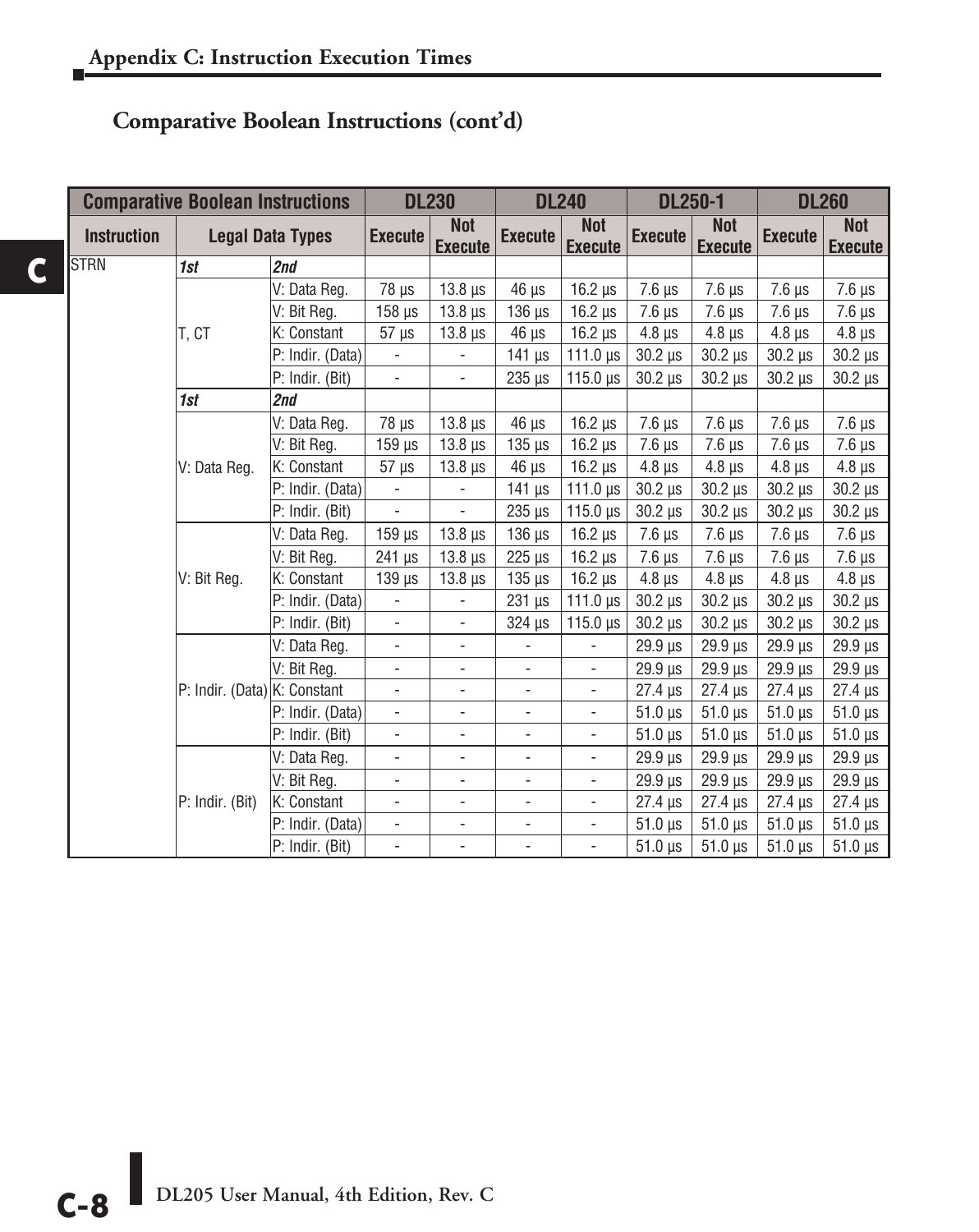## Comparative Boolean Instructions (cont'd)

| Comparative Boolean Instructions | | | DL230 | | DL240 | | DL250-1 | | DL260 | |
|---|---|---|---|---|---|---|---|---|---|---|
| Instruction | Legal Data Types | | Execute | Not Execute | Execute | Not Execute | Execute | Not Execute | Execute | Not Execute |
| STRN | *1st* | *2nd* | | | | | | | | |
| | T, CT | V: Data Reg. | 78 µs | 13.8 µs | 46 µs | 16.2 µs | 7.6 µs | 7.6 µs | 7.6 µs | 7.6 µs |
| | | V: Bit Reg. | 158 µs | 13.8 µs | 136 µs | 16.2 µs | 7.6 µs | 7.6 µs | 7.6 µs | 7.6 µs |
| | | K: Constant | 57 µs | 13.8 µs | 46 µs | 16.2 µs | 4.8 µs | 4.8 µs | 4.8 µs | 4.8 µs |
| | | P: Indir. (Data) | - | - | 141 µs | 111.0 µs | 30.2 µs | 30.2 µs | 30.2 µs | 30.2 µs |
| | | P: Indir. (Bit) | - | - | 235 µs | 115.0 µs | 30.2 µs | 30.2 µs | 30.2 µs | 30.2 µs |
| | *1st* | *2nd* | | | | | | | | |
| | V: Data Reg. | V: Data Reg. | 78 µs | 13.8 µs | 46 µs | 16.2 µs | 7.6 µs | 7.6 µs | 7.6 µs | 7.6 µs |
| | | V: Bit Reg. | 159 µs | 13.8 µs | 135 µs | 16.2 µs | 7.6 µs | 7.6 µs | 7.6 µs | 7.6 µs |
| | | K: Constant | 57 µs | 13.8 µs | 46 µs | 16.2 µs | 4.8 µs | 4.8 µs | 4.8 µs | 4.8 µs |
| | | P: Indir. (Data) | - | - | 141 µs | 111.0 µs | 30.2 µs | 30.2 µs | 30.2 µs | 30.2 µs |
| | | P: Indir. (Bit) | - | - | 235 µs | 115.0 µs | 30.2 µs | 30.2 µs | 30.2 µs | 30.2 µs |
| | V: Bit Reg. | V: Data Reg. | 159 µs | 13.8 µs | 136 µs | 16.2 µs | 7.6 µs | 7.6 µs | 7.6 µs | 7.6 µs |
| | | V: Bit Reg. | 241 µs | 13.8 µs | 225 µs | 16.2 µs | 7.6 µs | 7.6 µs | 7.6 µs | 7.6 µs |
| | | K: Constant | 139 µs | 13.8 µs | 135 µs | 16.2 µs | 4.8 µs | 4.8 µs | 4.8 µs | 4.8 µs |
| | | P: Indir. (Data) | - | - | 231 µs | 111.0 µs | 30.2 µs | 30.2 µs | 30.2 µs | 30.2 µs |
| | | P: Indir. (Bit) | - | - | 324 µs | 115.0 µs | 30.2 µs | 30.2 µs | 30.2 µs | 30.2 µs |
| | P: Indir. (Data) | V: Data Reg. | - | - | - | - | 29.9 µs | 29.9 µs | 29.9 µs | 29.9 µs |
| | | V: Bit Reg. | - | - | - | - | 29.9 µs | 29.9 µs | 29.9 µs | 29.9 µs |
| | | K: Constant | - | - | - | - | 27.4 µs | 27.4 µs | 27.4 µs | 27.4 µs |
| | | P: Indir. (Data) | - | - | - | - | 51.0 µs | 51.0 µs | 51.0 µs | 51.0 µs |
| | | P: Indir. (Bit) | - | - | - | - | 51.0 µs | 51.0 µs | 51.0 µs | 51.0 µs |
| | P: Indir. (Bit) | V: Data Reg. | - | - | - | - | 29.9 µs | 29.9 µs | 29.9 µs | 29.9 µs |
| | | V: Bit Reg. | - | - | - | - | 29.9 µs | 29.9 µs | 29.9 µs | 29.9 µs |
| | | K: Constant | - | - | - | - | 27.4 µs | 27.4 µs | 27.4 µs | 27.4 µs |
| | | P: Indir. (Data) | - | - | - | - | 51.0 µs | 51.0 µs | 51.0 µs | 51.0 µs |
| | | P: Indir. (Bit) | - | - | - | - | 51.0 µs | 51.0 µs | 51.0 µs | 51.0 µs |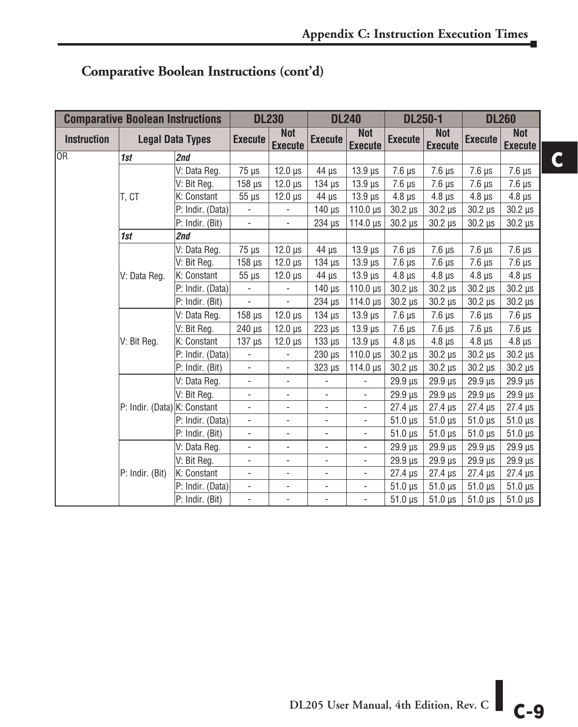## Comparative Boolean Instructions (cont'd)

| Comparative Boolean Instructions | | | DL230 | | DL240 | | DL250-1 | | DL260 | |
|---|---|---|---|---|---|---|---|---|---|---|
| Instruction | Legal Data Types | | Execute | Not Execute | Execute | Not Execute | Execute | Not Execute | Execute | Not Execute |
| OR | *1st* | *2nd* | | | | | | | | |
| | T, CT | V: Data Reg. | 75 µs | 12.0 µs | 44 µs | 13.9 µs | 7.6 µs | 7.6 µs | 7.6 µs | 7.6 µs |
| | | V: Bit Reg. | 158 µs | 12.0 µs | 134 µs | 13.9 µs | 7.6 µs | 7.6 µs | 7.6 µs | 7.6 µs |
| | | K: Constant | 55 µs | 12.0 µs | 44 µs | 13.9 µs | 4.8 µs | 4.8 µs | 4.8 µs | 4.8 µs |
| | | P: Indir. (Data) | - | - | 140 µs | 110.0 µs | 30.2 µs | 30.2 µs | 30.2 µs | 30.2 µs |
| | | P: Indir. (Bit) | - | - | 234 µs | 114.0 µs | 30.2 µs | 30.2 µs | 30.2 µs | 30.2 µs |
| | *1st* | *2nd* | | | | | | | | |
| | V: Data Reg. | V: Data Reg. | 75 µs | 12.0 µs | 44 µs | 13.9 µs | 7.6 µs | 7.6 µs | 7.6 µs | 7.6 µs |
| | | V: Bit Reg. | 158 µs | 12.0 µs | 134 µs | 13.9 µs | 7.6 µs | 7.6 µs | 7.6 µs | 7.6 µs |
| | | K: Constant | 55 µs | 12.0 µs | 44 µs | 13.9 µs | 4.8 µs | 4.8 µs | 4.8 µs | 4.8 µs |
| | | P: Indir. (Data) | - | - | 140 µs | 110.0 µs | 30.2 µs | 30.2 µs | 30.2 µs | 30.2 µs |
| | | P: Indir. (Bit) | - | - | 234 µs | 114.0 µs | 30.2 µs | 30.2 µs | 30.2 µs | 30.2 µs |
| | V: Bit Reg. | V: Data Reg. | 158 µs | 12.0 µs | 134 µs | 13.9 µs | 7.6 µs | 7.6 µs | 7.6 µs | 7.6 µs |
| | | V: Bit Reg. | 240 µs | 12.0 µs | 223 µs | 13.9 µs | 7.6 µs | 7.6 µs | 7.6 µs | 7.6 µs |
| | | K: Constant | 137 µs | 12.0 µs | 133 µs | 13.9 µs | 4.8 µs | 4.8 µs | 4.8 µs | 4.8 µs |
| | | P: Indir. (Data) | - | - | 230 µs | 110.0 µs | 30.2 µs | 30.2 µs | 30.2 µs | 30.2 µs |
| | | P: Indir. (Bit) | - | - | 323 µs | 114.0 µs | 30.2 µs | 30.2 µs | 30.2 µs | 30.2 µs |
| | P: Indir. (Data) | V: Data Reg. | - | - | - | - | 29.9 µs | 29.9 µs | 29.9 µs | 29.9 µs |
| | | V: Bit Reg. | - | - | - | - | 29.9 µs | 29.9 µs | 29.9 µs | 29.9 µs |
| | | K: Constant | - | - | - | - | 27.4 µs | 27.4 µs | 27.4 µs | 27.4 µs |
| | | P: Indir. (Data) | - | - | - | - | 51.0 µs | 51.0 µs | 51.0 µs | 51.0 µs |
| | | P: Indir. (Bit) | - | - | - | - | 51.0 µs | 51.0 µs | 51.0 µs | 51.0 µs |
| | P: Indir. (Bit) | V: Data Reg. | - | - | - | - | 29.9 µs | 29.9 µs | 29.9 µs | 29.9 µs |
| | | V: Bit Reg. | - | - | - | - | 29.9 µs | 29.9 µs | 29.9 µs | 29.9 µs |
| | | K: Constant | - | - | - | - | 27.4 µs | 27.4 µs | 27.4 µs | 27.4 µs |
| | | P: Indir. (Data) | - | - | - | - | 51.0 µs | 51.0 µs | 51.0 µs | 51.0 µs |
| | | P: Indir. (Bit) | - | - | - | - | 51.0 µs | 51.0 µs | 51.0 µs | 51.0 µs |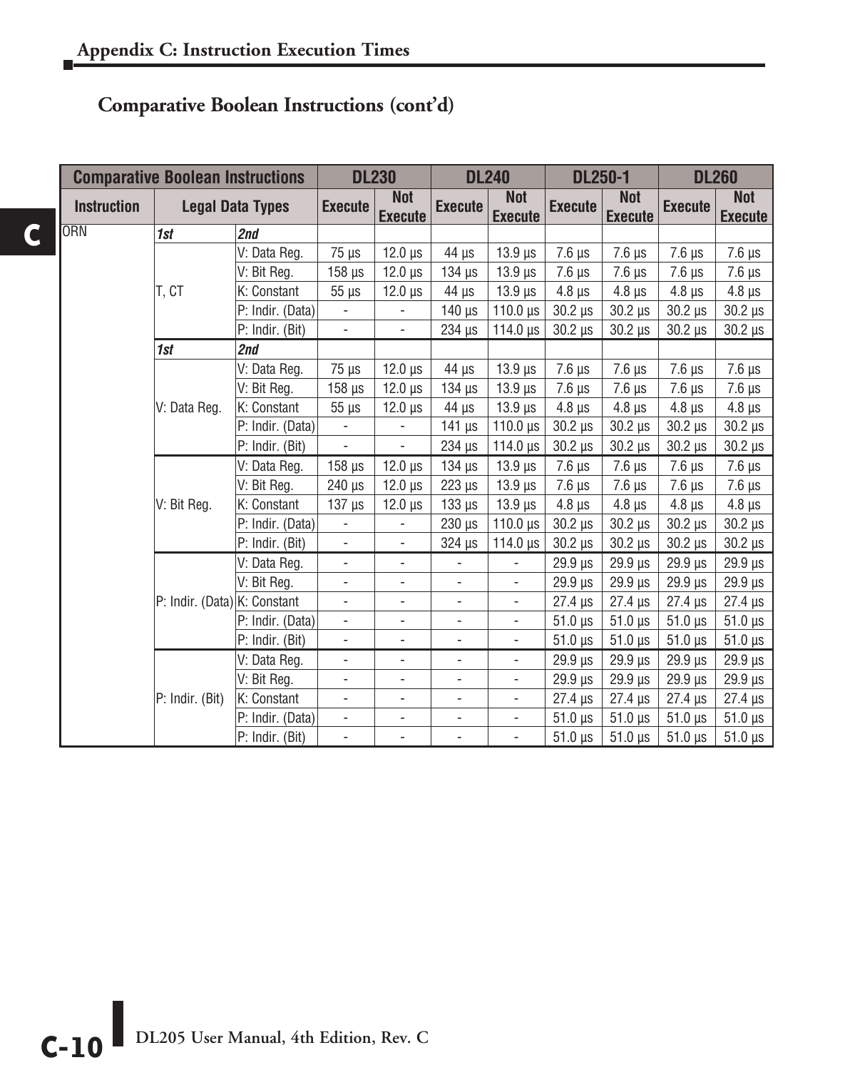## Comparative Boolean Instructions (cont'd)

| Comparative Boolean Instructions | | | DL230 | | DL240 | | DL250-1 | | DL260 | |
|---|---|---|---|---|---|---|---|---|---|---|
| Instruction | Legal Data Types | | Execute | Not Execute | Execute | Not Execute | Execute | Not Execute | Execute | Not Execute |
| ORN | ***1st*** | ***2nd*** | | | | | | | | |
| | T, CT | V: Data Reg. | 75 µs | 12.0 µs | 44 µs | 13.9 µs | 7.6 µs | 7.6 µs | 7.6 µs | 7.6 µs |
| | | V: Bit Reg. | 158 µs | 12.0 µs | 134 µs | 13.9 µs | 7.6 µs | 7.6 µs | 7.6 µs | 7.6 µs |
| | | K: Constant | 55 µs | 12.0 µs | 44 µs | 13.9 µs | 4.8 µs | 4.8 µs | 4.8 µs | 4.8 µs |
| | | P: Indir. (Data) | - | - | 140 µs | 110.0 µs | 30.2 µs | 30.2 µs | 30.2 µs | 30.2 µs |
| | | P: Indir. (Bit) | - | - | 234 µs | 114.0 µs | 30.2 µs | 30.2 µs | 30.2 µs | 30.2 µs |
| | ***1st*** | ***2nd*** | | | | | | | | |
| | V: Data Reg. | V: Data Reg. | 75 µs | 12.0 µs | 44 µs | 13.9 µs | 7.6 µs | 7.6 µs | 7.6 µs | 7.6 µs |
| | | V: Bit Reg. | 158 µs | 12.0 µs | 134 µs | 13.9 µs | 7.6 µs | 7.6 µs | 7.6 µs | 7.6 µs |
| | | K: Constant | 55 µs | 12.0 µs | 44 µs | 13.9 µs | 4.8 µs | 4.8 µs | 4.8 µs | 4.8 µs |
| | | P: Indir. (Data) | - | - | 141 µs | 110.0 µs | 30.2 µs | 30.2 µs | 30.2 µs | 30.2 µs |
| | | P: Indir. (Bit) | - | - | 234 µs | 114.0 µs | 30.2 µs | 30.2 µs | 30.2 µs | 30.2 µs |
| | V: Bit Reg. | V: Data Reg. | 158 µs | 12.0 µs | 134 µs | 13.9 µs | 7.6 µs | 7.6 µs | 7.6 µs | 7.6 µs |
| | | V: Bit Reg. | 240 µs | 12.0 µs | 223 µs | 13.9 µs | 7.6 µs | 7.6 µs | 7.6 µs | 7.6 µs |
| | | K: Constant | 137 µs | 12.0 µs | 133 µs | 13.9 µs | 4.8 µs | 4.8 µs | 4.8 µs | 4.8 µs |
| | | P: Indir. (Data) | - | - | 230 µs | 110.0 µs | 30.2 µs | 30.2 µs | 30.2 µs | 30.2 µs |
| | | P: Indir. (Bit) | - | - | 324 µs | 114.0 µs | 30.2 µs | 30.2 µs | 30.2 µs | 30.2 µs |
| | P: Indir. (Data) | V: Data Reg. | - | - | - | - | 29.9 µs | 29.9 µs | 29.9 µs | 29.9 µs |
| | | V: Bit Reg. | - | - | - | - | 29.9 µs | 29.9 µs | 29.9 µs | 29.9 µs |
| | | K: Constant | - | - | - | - | 27.4 µs | 27.4 µs | 27.4 µs | 27.4 µs |
| | | P: Indir. (Data) | - | - | - | - | 51.0 µs | 51.0 µs | 51.0 µs | 51.0 µs |
| | | P: Indir. (Bit) | - | - | - | - | 51.0 µs | 51.0 µs | 51.0 µs | 51.0 µs |
| | P: Indir. (Bit) | V: Data Reg. | - | - | - | - | 29.9 µs | 29.9 µs | 29.9 µs | 29.9 µs |
| | | V: Bit Reg. | - | - | - | - | 29.9 µs | 29.9 µs | 29.9 µs | 29.9 µs |
| | | K: Constant | - | - | - | - | 27.4 µs | 27.4 µs | 27.4 µs | 27.4 µs |
| | | P: Indir. (Data) | - | - | - | - | 51.0 µs | 51.0 µs | 51.0 µs | 51.0 µs |
| | | P: Indir. (Bit) | - | - | - | - | 51.0 µs | 51.0 µs | 51.0 µs | 51.0 µs |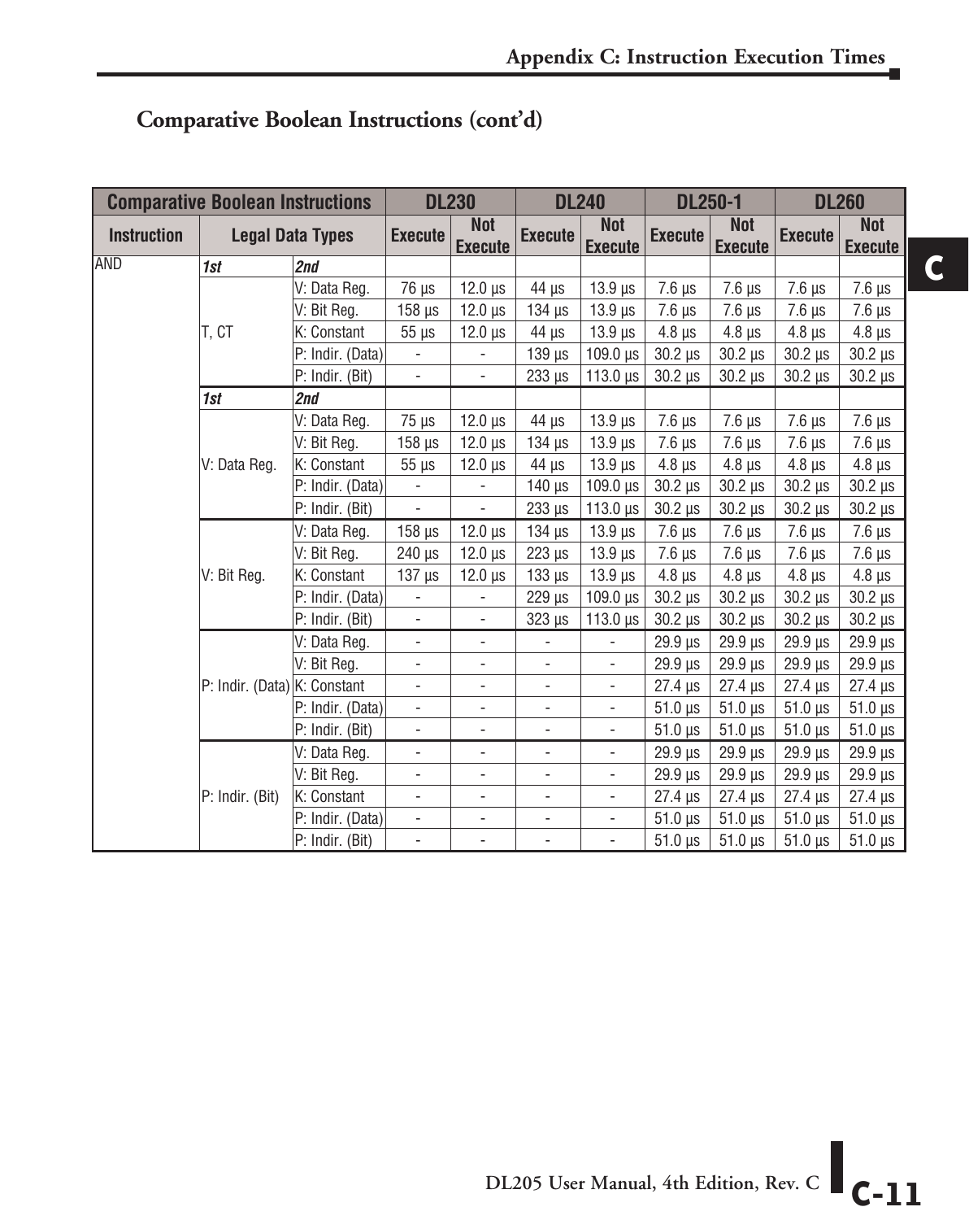## Comparative Boolean Instructions (cont'd)

| Comparative Boolean Instructions | | | DL230 | | DL240 | | DL250-1 | | DL260 | |
|---|---|---|---|---|---|---|---|---|---|---|
| Instruction | Legal Data Types | | Execute | Not Execute | Execute | Not Execute | Execute | Not Execute | Execute | Not Execute |
| AND | ***1st*** | ***2nd*** | | | | | | | | |
| | T, CT | V: Data Reg. | 76 µs | 12.0 µs | 44 µs | 13.9 µs | 7.6 µs | 7.6 µs | 7.6 µs | 7.6 µs |
| | | V: Bit Reg. | 158 µs | 12.0 µs | 134 µs | 13.9 µs | 7.6 µs | 7.6 µs | 7.6 µs | 7.6 µs |
| | | K: Constant | 55 µs | 12.0 µs | 44 µs | 13.9 µs | 4.8 µs | 4.8 µs | 4.8 µs | 4.8 µs |
| | | P: Indir. (Data) | - | - | 139 µs | 109.0 µs | 30.2 µs | 30.2 µs | 30.2 µs | 30.2 µs |
| | | P: Indir. (Bit) | - | - | 233 µs | 113.0 µs | 30.2 µs | 30.2 µs | 30.2 µs | 30.2 µs |
| | ***1st*** | ***2nd*** | | | | | | | | |
| | V: Data Reg. | V: Data Reg. | 75 µs | 12.0 µs | 44 µs | 13.9 µs | 7.6 µs | 7.6 µs | 7.6 µs | 7.6 µs |
| | | V: Bit Reg. | 158 µs | 12.0 µs | 134 µs | 13.9 µs | 7.6 µs | 7.6 µs | 7.6 µs | 7.6 µs |
| | | K: Constant | 55 µs | 12.0 µs | 44 µs | 13.9 µs | 4.8 µs | 4.8 µs | 4.8 µs | 4.8 µs |
| | | P: Indir. (Data) | - | - | 140 µs | 109.0 µs | 30.2 µs | 30.2 µs | 30.2 µs | 30.2 µs |
| | | P: Indir. (Bit) | - | - | 233 µs | 113.0 µs | 30.2 µs | 30.2 µs | 30.2 µs | 30.2 µs |
| | V: Bit Reg. | V: Data Reg. | 158 µs | 12.0 µs | 134 µs | 13.9 µs | 7.6 µs | 7.6 µs | 7.6 µs | 7.6 µs |
| | | V: Bit Reg. | 240 µs | 12.0 µs | 223 µs | 13.9 µs | 7.6 µs | 7.6 µs | 7.6 µs | 7.6 µs |
| | | K: Constant | 137 µs | 12.0 µs | 133 µs | 13.9 µs | 4.8 µs | 4.8 µs | 4.8 µs | 4.8 µs |
| | | P: Indir. (Data) | - | - | 229 µs | 109.0 µs | 30.2 µs | 30.2 µs | 30.2 µs | 30.2 µs |
| | | P: Indir. (Bit) | - | - | 323 µs | 113.0 µs | 30.2 µs | 30.2 µs | 30.2 µs | 30.2 µs |
| | P: Indir. (Data) | V: Data Reg. | - | - | - | - | 29.9 µs | 29.9 µs | 29.9 µs | 29.9 µs |
| | | V: Bit Reg. | - | - | - | - | 29.9 µs | 29.9 µs | 29.9 µs | 29.9 µs |
| | | K: Constant | - | - | - | - | 27.4 µs | 27.4 µs | 27.4 µs | 27.4 µs |
| | | P: Indir. (Data) | - | - | - | - | 51.0 µs | 51.0 µs | 51.0 µs | 51.0 µs |
| | | P: Indir. (Bit) | - | - | - | - | 51.0 µs | 51.0 µs | 51.0 µs | 51.0 µs |
| | P: Indir. (Bit) | V: Data Reg. | - | - | - | - | 29.9 µs | 29.9 µs | 29.9 µs | 29.9 µs |
| | | V: Bit Reg. | - | - | - | - | 29.9 µs | 29.9 µs | 29.9 µs | 29.9 µs |
| | | K: Constant | - | - | - | - | 27.4 µs | 27.4 µs | 27.4 µs | 27.4 µs |
| | | P: Indir. (Data) | - | - | - | - | 51.0 µs | 51.0 µs | 51.0 µs | 51.0 µs |
| | | P: Indir. (Bit) | - | - | - | - | 51.0 µs | 51.0 µs | 51.0 µs | 51.0 µs |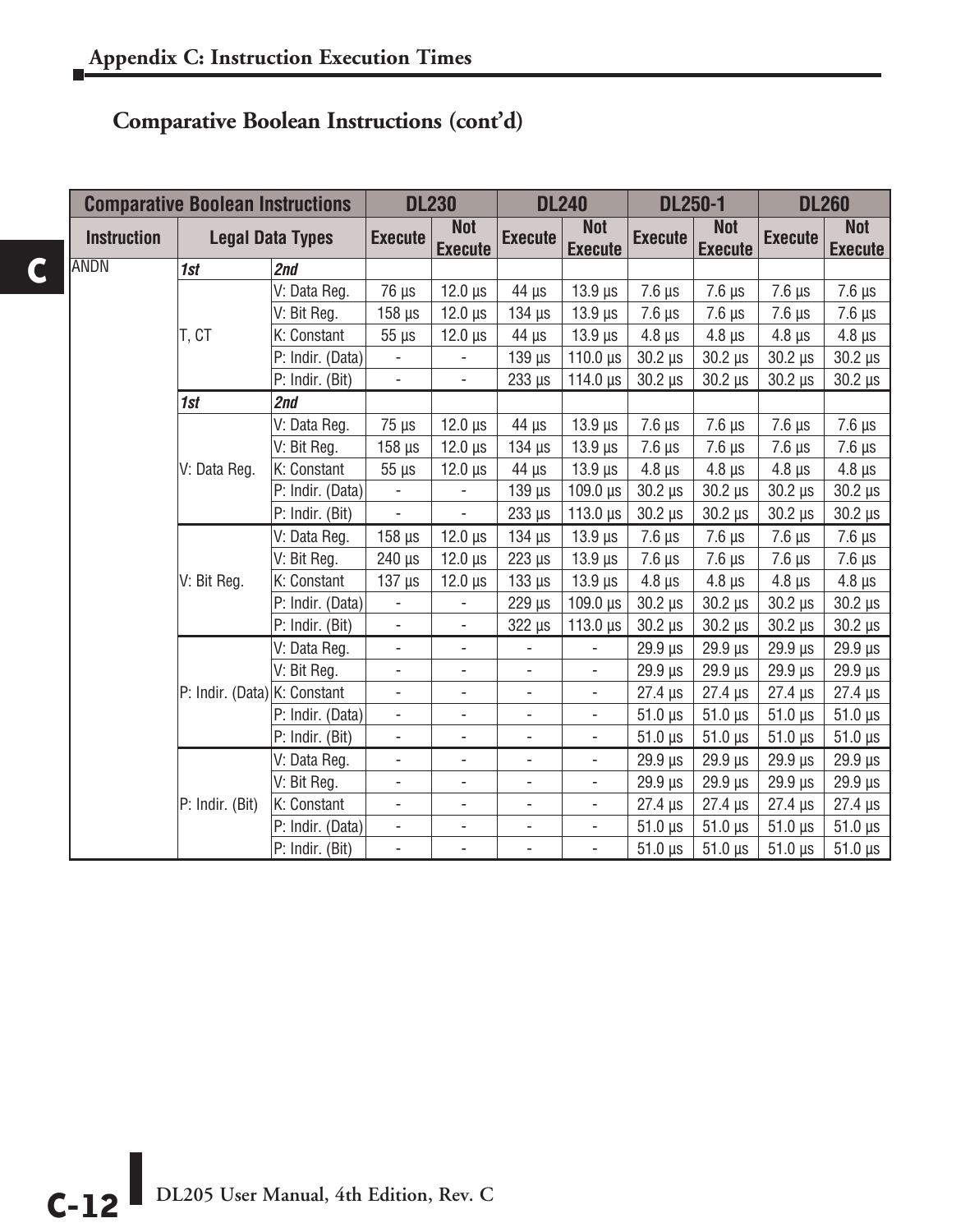## Comparative Boolean Instructions (cont'd)

| Comparative Boolean Instructions | | | DL230 | | DL240 | | DL250-1 | | DL260 | |
|---|---|---|---|---|---|---|---|---|---|---|
| Instruction | Legal Data Types | | Execute | Not Execute | Execute | Not Execute | Execute | Not Execute | Execute | Not Execute |
| ANDN | *1st* | *2nd* | | | | | | | | |
| | T, CT | V: Data Reg. | 76 µs | 12.0 µs | 44 µs | 13.9 µs | 7.6 µs | 7.6 µs | 7.6 µs | 7.6 µs |
| | | V: Bit Reg. | 158 µs | 12.0 µs | 134 µs | 13.9 µs | 7.6 µs | 7.6 µs | 7.6 µs | 7.6 µs |
| | | K: Constant | 55 µs | 12.0 µs | 44 µs | 13.9 µs | 4.8 µs | 4.8 µs | 4.8 µs | 4.8 µs |
| | | P: Indir. (Data) | - | - | 139 µs | 110.0 µs | 30.2 µs | 30.2 µs | 30.2 µs | 30.2 µs |
| | | P: Indir. (Bit) | - | - | 233 µs | 114.0 µs | 30.2 µs | 30.2 µs | 30.2 µs | 30.2 µs |
| | *1st* | *2nd* | | | | | | | | |
| | V: Data Reg. | V: Data Reg. | 75 µs | 12.0 µs | 44 µs | 13.9 µs | 7.6 µs | 7.6 µs | 7.6 µs | 7.6 µs |
| | | V: Bit Reg. | 158 µs | 12.0 µs | 134 µs | 13.9 µs | 7.6 µs | 7.6 µs | 7.6 µs | 7.6 µs |
| | | K: Constant | 55 µs | 12.0 µs | 44 µs | 13.9 µs | 4.8 µs | 4.8 µs | 4.8 µs | 4.8 µs |
| | | P: Indir. (Data) | - | - | 139 µs | 109.0 µs | 30.2 µs | 30.2 µs | 30.2 µs | 30.2 µs |
| | | P: Indir. (Bit) | - | - | 233 µs | 113.0 µs | 30.2 µs | 30.2 µs | 30.2 µs | 30.2 µs |
| | V: Bit Reg. | V: Data Reg. | 158 µs | 12.0 µs | 134 µs | 13.9 µs | 7.6 µs | 7.6 µs | 7.6 µs | 7.6 µs |
| | | V: Bit Reg. | 240 µs | 12.0 µs | 223 µs | 13.9 µs | 7.6 µs | 7.6 µs | 7.6 µs | 7.6 µs |
| | | K: Constant | 137 µs | 12.0 µs | 133 µs | 13.9 µs | 4.8 µs | 4.8 µs | 4.8 µs | 4.8 µs |
| | | P: Indir. (Data) | - | - | 229 µs | 109.0 µs | 30.2 µs | 30.2 µs | 30.2 µs | 30.2 µs |
| | | P: Indir. (Bit) | - | - | 322 µs | 113.0 µs | 30.2 µs | 30.2 µs | 30.2 µs | 30.2 µs |
| | P: Indir. (Data) | V: Data Reg. | - | - | - | - | 29.9 µs | 29.9 µs | 29.9 µs | 29.9 µs |
| | | V: Bit Reg. | - | - | - | - | 29.9 µs | 29.9 µs | 29.9 µs | 29.9 µs |
| | | K: Constant | - | - | - | - | 27.4 µs | 27.4 µs | 27.4 µs | 27.4 µs |
| | | P: Indir. (Data) | - | - | - | - | 51.0 µs | 51.0 µs | 51.0 µs | 51.0 µs |
| | | P: Indir. (Bit) | - | - | - | - | 51.0 µs | 51.0 µs | 51.0 µs | 51.0 µs |
| | P: Indir. (Bit) | V: Data Reg. | - | - | - | - | 29.9 µs | 29.9 µs | 29.9 µs | 29.9 µs |
| | | V: Bit Reg. | - | - | - | - | 29.9 µs | 29.9 µs | 29.9 µs | 29.9 µs |
| | | K: Constant | - | - | - | - | 27.4 µs | 27.4 µs | 27.4 µs | 27.4 µs |
| | | P: Indir. (Data) | - | - | - | - | 51.0 µs | 51.0 µs | 51.0 µs | 51.0 µs |
| | | P: Indir. (Bit) | - | - | - | - | 51.0 µs | 51.0 µs | 51.0 µs | 51.0 µs |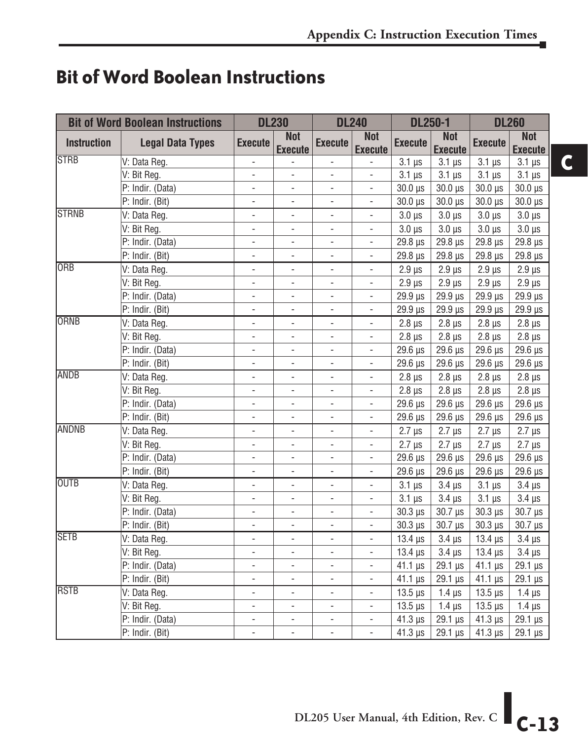# Bit of Word Boolean Instructions

| Bit of Word Boolean Instructions | | DL230 | | DL240 | | DL250-1 | | DL260 | |
|---|---|---|---|---|---|---|---|---|---|
| Instruction | Legal Data Types | Execute | Not Execute | Execute | Not Execute | Execute | Not Execute | Execute | Not Execute |
| STRB | V: Data Reg. | - | - | - | - | 3.1 µs | 3.1 µs | 3.1 µs | 3.1 µs |
| | V: Bit Reg. | - | - | - | - | 3.1 µs | 3.1 µs | 3.1 µs | 3.1 µs |
| | P: Indir. (Data) | - | - | - | - | 30.0 µs | 30.0 µs | 30.0 µs | 30.0 µs |
| | P: Indir. (Bit) | - | - | - | - | 30.0 µs | 30.0 µs | 30.0 µs | 30.0 µs |
| STRNB | V: Data Reg. | - | - | - | - | 3.0 µs | 3.0 µs | 3.0 µs | 3.0 µs |
| | V: Bit Reg. | - | - | - | - | 3.0 µs | 3.0 µs | 3.0 µs | 3.0 µs |
| | P: Indir. (Data) | - | - | - | - | 29.8 µs | 29.8 µs | 29.8 µs | 29.8 µs |
| | P: Indir. (Bit) | - | - | - | - | 29.8 µs | 29.8 µs | 29.8 µs | 29.8 µs |
| ORB | V: Data Reg. | - | - | - | - | 2.9 µs | 2.9 µs | 2.9 µs | 2.9 µs |
| | V: Bit Reg. | - | - | - | - | 2.9 µs | 2.9 µs | 2.9 µs | 2.9 µs |
| | P: Indir. (Data) | - | - | - | - | 29.9 µs | 29.9 µs | 29.9 µs | 29.9 µs |
| | P: Indir. (Bit) | - | - | - | - | 29.9 µs | 29.9 µs | 29.9 µs | 29.9 µs |
| ORNB | V: Data Reg. | - | - | - | - | 2.8 µs | 2.8 µs | 2.8 µs | 2.8 µs |
| | V: Bit Reg. | - | - | - | - | 2.8 µs | 2.8 µs | 2.8 µs | 2.8 µs |
| | P: Indir. (Data) | - | - | - | - | 29.6 µs | 29.6 µs | 29.6 µs | 29.6 µs |
| | P: Indir. (Bit) | - | - | - | - | 29.6 µs | 29.6 µs | 29.6 µs | 29.6 µs |
| ANDB | V: Data Reg. | - | - | - | - | 2.8 µs | 2.8 µs | 2.8 µs | 2.8 µs |
| | V: Bit Reg. | - | - | - | - | 2.8 µs | 2.8 µs | 2.8 µs | 2.8 µs |
| | P: Indir. (Data) | - | - | - | - | 29.6 µs | 29.6 µs | 29.6 µs | 29.6 µs |
| | P: Indir. (Bit) | - | - | - | - | 29.6 µs | 29.6 µs | 29.6 µs | 29.6 µs |
| ANDNB | V: Data Reg. | - | - | - | - | 2.7 µs | 2.7 µs | 2.7 µs | 2.7 µs |
| | V: Bit Reg. | - | - | - | - | 2.7 µs | 2.7 µs | 2.7 µs | 2.7 µs |
| | P: Indir. (Data) | - | - | - | - | 29.6 µs | 29.6 µs | 29.6 µs | 29.6 µs |
| | P: Indir. (Bit) | - | - | - | - | 29.6 µs | 29.6 µs | 29.6 µs | 29.6 µs |
| OUTB | V: Data Reg. | - | - | - | - | 3.1 µs | 3.4 µs | 3.1 µs | 3.4 µs |
| | V: Bit Reg. | - | - | - | - | 3.1 µs | 3.4 µs | 3.1 µs | 3.4 µs |
| | P: Indir. (Data) | - | - | - | - | 30.3 µs | 30.7 µs | 30.3 µs | 30.7 µs |
| | P: Indir. (Bit) | - | - | - | - | 30.3 µs | 30.7 µs | 30.3 µs | 30.7 µs |
| SETB | V: Data Reg. | - | - | - | - | 13.4 µs | 3.4 µs | 13.4 µs | 3.4 µs |
| | V: Bit Reg. | - | - | - | - | 13.4 µs | 3.4 µs | 13.4 µs | 3.4 µs |
| | P: Indir. (Data) | - | - | - | - | 41.1 µs | 29.1 µs | 41.1 µs | 29.1 µs |
| | P: Indir. (Bit) | - | - | - | - | 41.1 µs | 29.1 µs | 41.1 µs | 29.1 µs |
| RSTB | V: Data Reg. | - | - | - | - | 13.5 µs | 1.4 µs | 13.5 µs | 1.4 µs |
| | V: Bit Reg. | - | - | - | - | 13.5 µs | 1.4 µs | 13.5 µs | 1.4 µs |
| | P: Indir. (Data) | - | - | - | - | 41.3 µs | 29.1 µs | 41.3 µs | 29.1 µs |
| | P: Indir. (Bit) | - | - | - | - | 41.3 µs | 29.1 µs | 41.3 µs | 29.1 µs |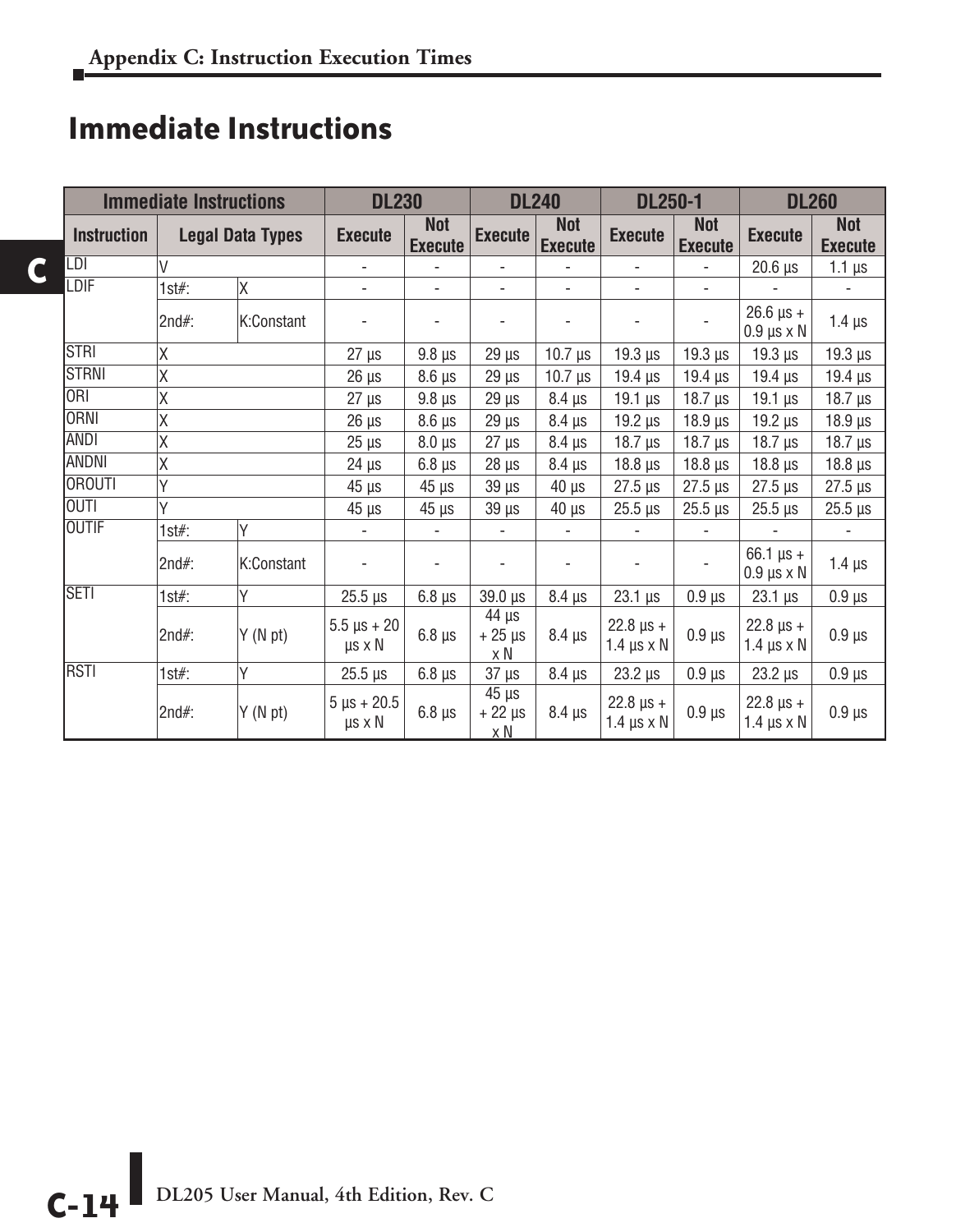# Immediate Instructions

| Immediate Instructions | | | DL230 | | DL240 | | DL250-1 | | DL260 | |
|---|---|---|---|---|---|---|---|---|---|---|
| Instruction | Legal Data Types | | Execute | Not Execute | Execute | Not Execute | Execute | Not Execute | Execute | Not Execute |
| LDI | V | | - | - | - | - | - | - | 20.6 µs | 1.1 µs |
| LDIF | 1st#: | X | - | - | - | - | - | - | - | - |
| | 2nd#: | K:Constant | - | - | - | - | - | - | 26.6 µs + 0.9 µs x N | 1.4 µs |
| STRI | X | | 27 µs | 9.8 µs | 29 µs | 10.7 µs | 19.3 µs | 19.3 µs | 19.3 µs | 19.3 µs |
| STRNI | X | | 26 µs | 8.6 µs | 29 µs | 10.7 µs | 19.4 µs | 19.4 µs | 19.4 µs | 19.4 µs |
| ORI | X | | 27 µs | 9.8 µs | 29 µs | 8.4 µs | 19.1 µs | 18.7 µs | 19.1 µs | 18.7 µs |
| ORNI | X | | 26 µs | 8.6 µs | 29 µs | 8.4 µs | 19.2 µs | 18.9 µs | 19.2 µs | 18.9 µs |
| ANDI | X | | 25 µs | 8.0 µs | 27 µs | 8.4 µs | 18.7 µs | 18.7 µs | 18.7 µs | 18.7 µs |
| ANDNI | X | | 24 µs | 6.8 µs | 28 µs | 8.4 µs | 18.8 µs | 18.8 µs | 18.8 µs | 18.8 µs |
| OROUTI | Y | | 45 µs | 45 µs | 39 µs | 40 µs | 27.5 µs | 27.5 µs | 27.5 µs | 27.5 µs |
| OUTI | Y | | 45 µs | 45 µs | 39 µs | 40 µs | 25.5 µs | 25.5 µs | 25.5 µs | 25.5 µs |
| OUTIF | 1st#: | Y | - | - | - | - | - | - | - | - |
| | 2nd#: | K:Constant | - | - | - | - | - | - | 66.1 µs + 0.9 µs x N | 1.4 µs |
| SETI | 1st#: | Y | 25.5 µs | 6.8 µs | 39.0 µs | 8.4 µs | 23.1 µs | 0.9 µs | 23.1 µs | 0.9 µs |
| | 2nd#: | Y (N pt) | 5.5 µs + 20 µs x N | 6.8 µs | 44 µs + 25 µs x N | 8.4 µs | 22.8 µs + 1.4 µs x N | 0.9 µs | 22.8 µs + 1.4 µs x N | 0.9 µs |
| RSTI | 1st#: | Y | 25.5 µs | 6.8 µs | 37 µs | 8.4 µs | 23.2 µs | 0.9 µs | 23.2 µs | 0.9 µs |
| | 2nd#: | Y (N pt) | 5 µs + 20.5 µs x N | 6.8 µs | 45 µs + 22 µs x N | 8.4 µs | 22.8 µs + 1.4 µs x N | 0.9 µs | 22.8 µs + 1.4 µs x N | 0.9 µs |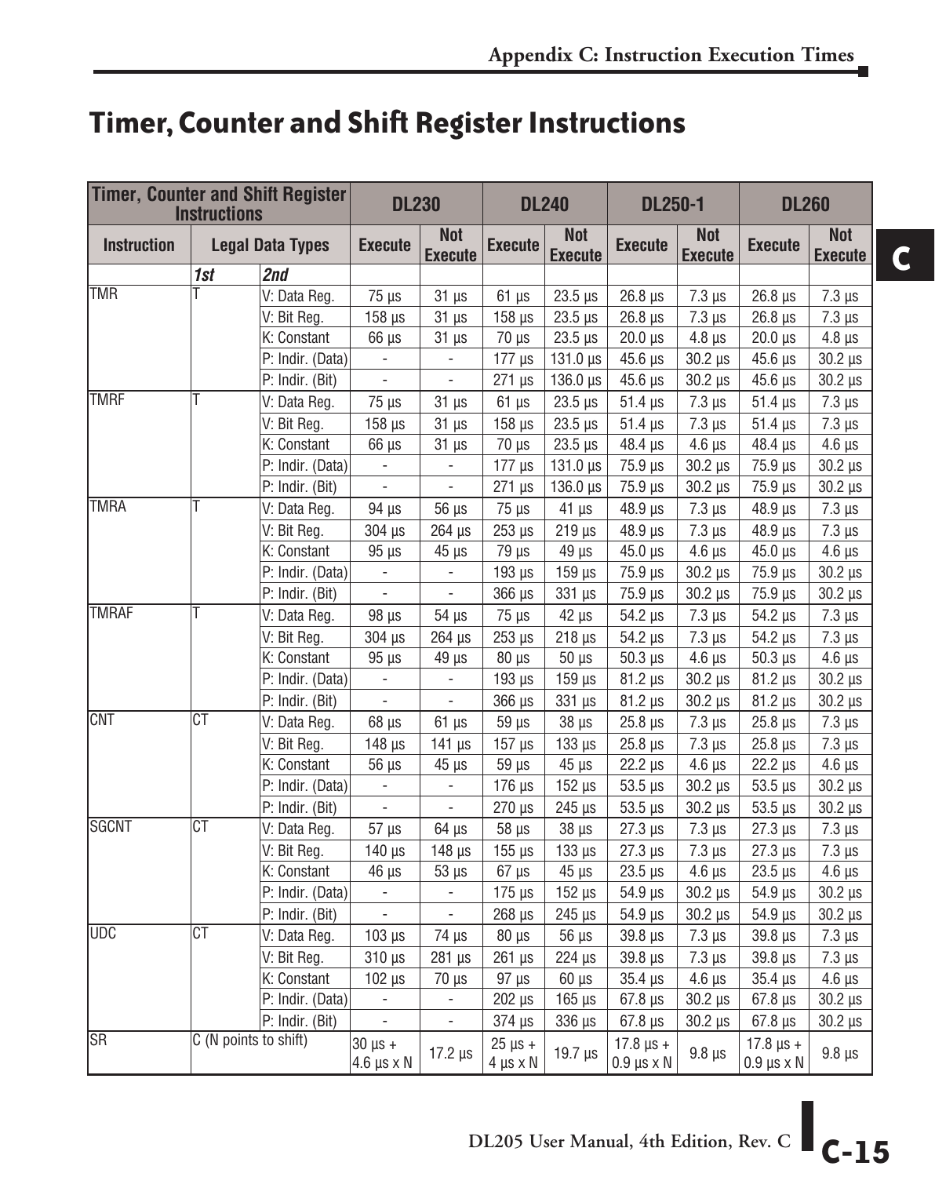# Timer, Counter and Shift Register Instructions

| Timer, Counter and Shift Register Instructions | | | DL230 | | DL240 | | DL250-1 | | DL260 | |
|---|---|---|---|---|---|---|---|---|---|---|
| Instruction | Legal Data Types | | Execute | Not Execute | Execute | Not Execute | Execute | Not Execute | Execute | Not Execute |
| | *1st* | *2nd* | | | | | | | | |
| TMR | T | V: Data Reg. | 75 µs | 31 µs | 61 µs | 23.5 µs | 26.8 µs | 7.3 µs | 26.8 µs | 7.3 µs |
| | | V: Bit Reg. | 158 µs | 31 µs | 158 µs | 23.5 µs | 26.8 µs | 7.3 µs | 26.8 µs | 7.3 µs |
| | | K: Constant | 66 µs | 31 µs | 70 µs | 23.5 µs | 20.0 µs | 4.8 µs | 20.0 µs | 4.8 µs |
| | | P: Indir. (Data) | - | - | 177 µs | 131.0 µs | 45.6 µs | 30.2 µs | 45.6 µs | 30.2 µs |
| | | P: Indir. (Bit) | - | - | 271 µs | 136.0 µs | 45.6 µs | 30.2 µs | 45.6 µs | 30.2 µs |
| TMRF | T | V: Data Reg. | 75 µs | 31 µs | 61 µs | 23.5 µs | 51.4 µs | 7.3 µs | 51.4 µs | 7.3 µs |
| | | V: Bit Reg. | 158 µs | 31 µs | 158 µs | 23.5 µs | 51.4 µs | 7.3 µs | 51.4 µs | 7.3 µs |
| | | K: Constant | 66 µs | 31 µs | 70 µs | 23.5 µs | 48.4 µs | 4.6 µs | 48.4 µs | 4.6 µs |
| | | P: Indir. (Data) | - | - | 177 µs | 131.0 µs | 75.9 µs | 30.2 µs | 75.9 µs | 30.2 µs |
| | | P: Indir. (Bit) | - | - | 271 µs | 136.0 µs | 75.9 µs | 30.2 µs | 75.9 µs | 30.2 µs |
| TMRA | T | V: Data Reg. | 94 µs | 56 µs | 75 µs | 41 µs | 48.9 µs | 7.3 µs | 48.9 µs | 7.3 µs |
| | | V: Bit Reg. | 304 µs | 264 µs | 253 µs | 219 µs | 48.9 µs | 7.3 µs | 48.9 µs | 7.3 µs |
| | | K: Constant | 95 µs | 45 µs | 79 µs | 49 µs | 45.0 µs | 4.6 µs | 45.0 µs | 4.6 µs |
| | | P: Indir. (Data) | - | - | 193 µs | 159 µs | 75.9 µs | 30.2 µs | 75.9 µs | 30.2 µs |
| | | P: Indir. (Bit) | - | - | 366 µs | 331 µs | 75.9 µs | 30.2 µs | 75.9 µs | 30.2 µs |
| TMRAF | T | V: Data Reg. | 98 µs | 54 µs | 75 µs | 42 µs | 54.2 µs | 7.3 µs | 54.2 µs | 7.3 µs |
| | | V: Bit Reg. | 304 µs | 264 µs | 253 µs | 218 µs | 54.2 µs | 7.3 µs | 54.2 µs | 7.3 µs |
| | | K: Constant | 95 µs | 49 µs | 80 µs | 50 µs | 50.3 µs | 4.6 µs | 50.3 µs | 4.6 µs |
| | | P: Indir. (Data) | - | - | 193 µs | 159 µs | 81.2 µs | 30.2 µs | 81.2 µs | 30.2 µs |
| | | P: Indir. (Bit) | - | - | 366 µs | 331 µs | 81.2 µs | 30.2 µs | 81.2 µs | 30.2 µs |
| CNT | CT | V: Data Reg. | 68 µs | 61 µs | 59 µs | 38 µs | 25.8 µs | 7.3 µs | 25.8 µs | 7.3 µs |
| | | V: Bit Reg. | 148 µs | 141 µs | 157 µs | 133 µs | 25.8 µs | 7.3 µs | 25.8 µs | 7.3 µs |
| | | K: Constant | 56 µs | 45 µs | 59 µs | 45 µs | 22.2 µs | 4.6 µs | 22.2 µs | 4.6 µs |
| | | P: Indir. (Data) | - | - | 176 µs | 152 µs | 53.5 µs | 30.2 µs | 53.5 µs | 30.2 µs |
| | | P: Indir. (Bit) | - | - | 270 µs | 245 µs | 53.5 µs | 30.2 µs | 53.5 µs | 30.2 µs |
| SGCNT | CT | V: Data Reg. | 57 µs | 64 µs | 58 µs | 38 µs | 27.3 µs | 7.3 µs | 27.3 µs | 7.3 µs |
| | | V: Bit Reg. | 140 µs | 148 µs | 155 µs | 133 µs | 27.3 µs | 7.3 µs | 27.3 µs | 7.3 µs |
| | | K: Constant | 46 µs | 53 µs | 67 µs | 45 µs | 23.5 µs | 4.6 µs | 23.5 µs | 4.6 µs |
| | | P: Indir. (Data) | - | - | 175 µs | 152 µs | 54.9 µs | 30.2 µs | 54.9 µs | 30.2 µs |
| | | P: Indir. (Bit) | - | - | 268 µs | 245 µs | 54.9 µs | 30.2 µs | 54.9 µs | 30.2 µs |
| UDC | CT | V: Data Reg. | 103 µs | 74 µs | 80 µs | 56 µs | 39.8 µs | 7.3 µs | 39.8 µs | 7.3 µs |
| | | V: Bit Reg. | 310 µs | 281 µs | 261 µs | 224 µs | 39.8 µs | 7.3 µs | 39.8 µs | 7.3 µs |
| | | K: Constant | 102 µs | 70 µs | 97 µs | 60 µs | 35.4 µs | 4.6 µs | 35.4 µs | 4.6 µs |
| | | P: Indir. (Data) | - | - | 202 µs | 165 µs | 67.8 µs | 30.2 µs | 67.8 µs | 30.2 µs |
| | | P: Indir. (Bit) | - | - | 374 µs | 336 µs | 67.8 µs | 30.2 µs | 67.8 µs | 30.2 µs |
| SR | C (N points to shift) | | 30 µs + 4.6 µs x N | 17.2 µs | 25 µs + 4 µs x N | 19.7 µs | 17.8 µs + 0.9 µs x N | 9.8 µs | 17.8 µs + 0.9 µs x N | 9.8 µs |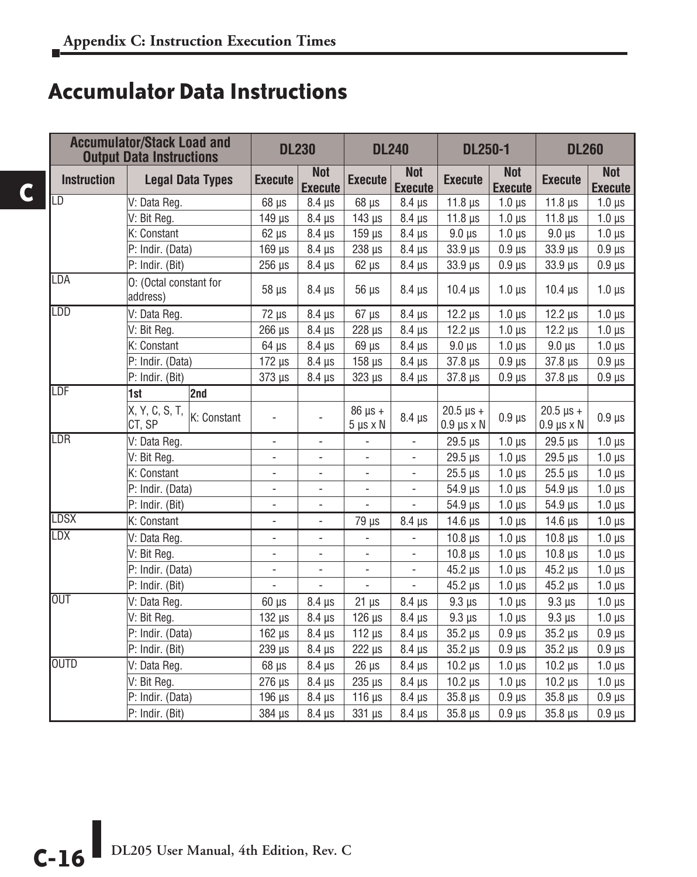# Accumulator Data Instructions

| Accumulator/Stack Load and Output Data Instructions | | DL230 | | DL240 | | DL250-1 | | DL260 | |
|---|---|---|---|---|---|---|---|---|---|
| Instruction | Legal Data Types | Execute | Not Execute | Execute | Not Execute | Execute | Not Execute | Execute | Not Execute |
| LD | V: Data Reg. | 68 µs | 8.4 µs | 68 µs | 8.4 µs | 11.8 µs | 1.0 µs | 11.8 µs | 1.0 µs |
| | V: Bit Reg. | 149 µs | 8.4 µs | 143 µs | 8.4 µs | 11.8 µs | 1.0 µs | 11.8 µs | 1.0 µs |
| | K: Constant | 62 µs | 8.4 µs | 159 µs | 8.4 µs | 9.0 µs | 1.0 µs | 9.0 µs | 1.0 µs |
| | P: Indir. (Data) | 169 µs | 8.4 µs | 238 µs | 8.4 µs | 33.9 µs | 0.9 µs | 33.9 µs | 0.9 µs |
| | P: Indir. (Bit) | 256 µs | 8.4 µs | 62 µs | 8.4 µs | 33.9 µs | 0.9 µs | 33.9 µs | 0.9 µs |
| LDA | O: (Octal constant for address) | 58 µs | 8.4 µs | 56 µs | 8.4 µs | 10.4 µs | 1.0 µs | 10.4 µs | 1.0 µs |
| LDD | V: Data Reg. | 72 µs | 8.4 µs | 67 µs | 8.4 µs | 12.2 µs | 1.0 µs | 12.2 µs | 1.0 µs |
| | V: Bit Reg. | 266 µs | 8.4 µs | 228 µs | 8.4 µs | 12.2 µs | 1.0 µs | 12.2 µs | 1.0 µs |
| | K: Constant | 64 µs | 8.4 µs | 69 µs | 8.4 µs | 9.0 µs | 1.0 µs | 9.0 µs | 1.0 µs |
| | P: Indir. (Data) | 172 µs | 8.4 µs | 158 µs | 8.4 µs | 37.8 µs | 0.9 µs | 37.8 µs | 0.9 µs |
| | P: Indir. (Bit) | 373 µs | 8.4 µs | 323 µs | 8.4 µs | 37.8 µs | 0.9 µs | 37.8 µs | 0.9 µs |
| LDF | **1st** / **2nd** | | | | | | | | |
| | X, Y, C, S, T, CT, SP / K: Constant | - | - | 86 µs + 5 µs x N | 8.4 µs | 20.5 µs + 0.9 µs x N | 0.9 µs | 20.5 µs + 0.9 µs x N | 0.9 µs |
| LDR | V: Data Reg. | - | - | - | - | 29.5 µs | 1.0 µs | 29.5 µs | 1.0 µs |
| | V: Bit Reg. | - | - | - | - | 29.5 µs | 1.0 µs | 29.5 µs | 1.0 µs |
| | K: Constant | - | - | - | - | 25.5 µs | 1.0 µs | 25.5 µs | 1.0 µs |
| | P: Indir. (Data) | - | - | - | - | 54.9 µs | 1.0 µs | 54.9 µs | 1.0 µs |
| | P: Indir. (Bit) | - | - | - | - | 54.9 µs | 1.0 µs | 54.9 µs | 1.0 µs |
| LDSX | K: Constant | - | - | 79 µs | 8.4 µs | 14.6 µs | 1.0 µs | 14.6 µs | 1.0 µs |
| LDX | V: Data Reg. | - | - | - | - | 10.8 µs | 1.0 µs | 10.8 µs | 1.0 µs |
| | V: Bit Reg. | - | - | - | - | 10.8 µs | 1.0 µs | 10.8 µs | 1.0 µs |
| | P: Indir. (Data) | - | - | - | - | 45.2 µs | 1.0 µs | 45.2 µs | 1.0 µs |
| | P: Indir. (Bit) | - | - | - | - | 45.2 µs | 1.0 µs | 45.2 µs | 1.0 µs |
| OUT | V: Data Reg. | 60 µs | 8.4 µs | 21 µs | 8.4 µs | 9.3 µs | 1.0 µs | 9.3 µs | 1.0 µs |
| | V: Bit Reg. | 132 µs | 8.4 µs | 126 µs | 8.4 µs | 9.3 µs | 1.0 µs | 9.3 µs | 1.0 µs |
| | P: Indir. (Data) | 162 µs | 8.4 µs | 112 µs | 8.4 µs | 35.2 µs | 0.9 µs | 35.2 µs | 0.9 µs |
| | P: Indir. (Bit) | 239 µs | 8.4 µs | 222 µs | 8.4 µs | 35.2 µs | 0.9 µs | 35.2 µs | 0.9 µs |
| OUTD | V: Data Reg. | 68 µs | 8.4 µs | 26 µs | 8.4 µs | 10.2 µs | 1.0 µs | 10.2 µs | 1.0 µs |
| | V: Bit Reg. | 276 µs | 8.4 µs | 235 µs | 8.4 µs | 10.2 µs | 1.0 µs | 10.2 µs | 1.0 µs |
| | P: Indir. (Data) | 196 µs | 8.4 µs | 116 µs | 8.4 µs | 35.8 µs | 0.9 µs | 35.8 µs | 0.9 µs |
| | P: Indir. (Bit) | 384 µs | 8.4 µs | 331 µs | 8.4 µs | 35.8 µs | 0.9 µs | 35.8 µs | 0.9 µs |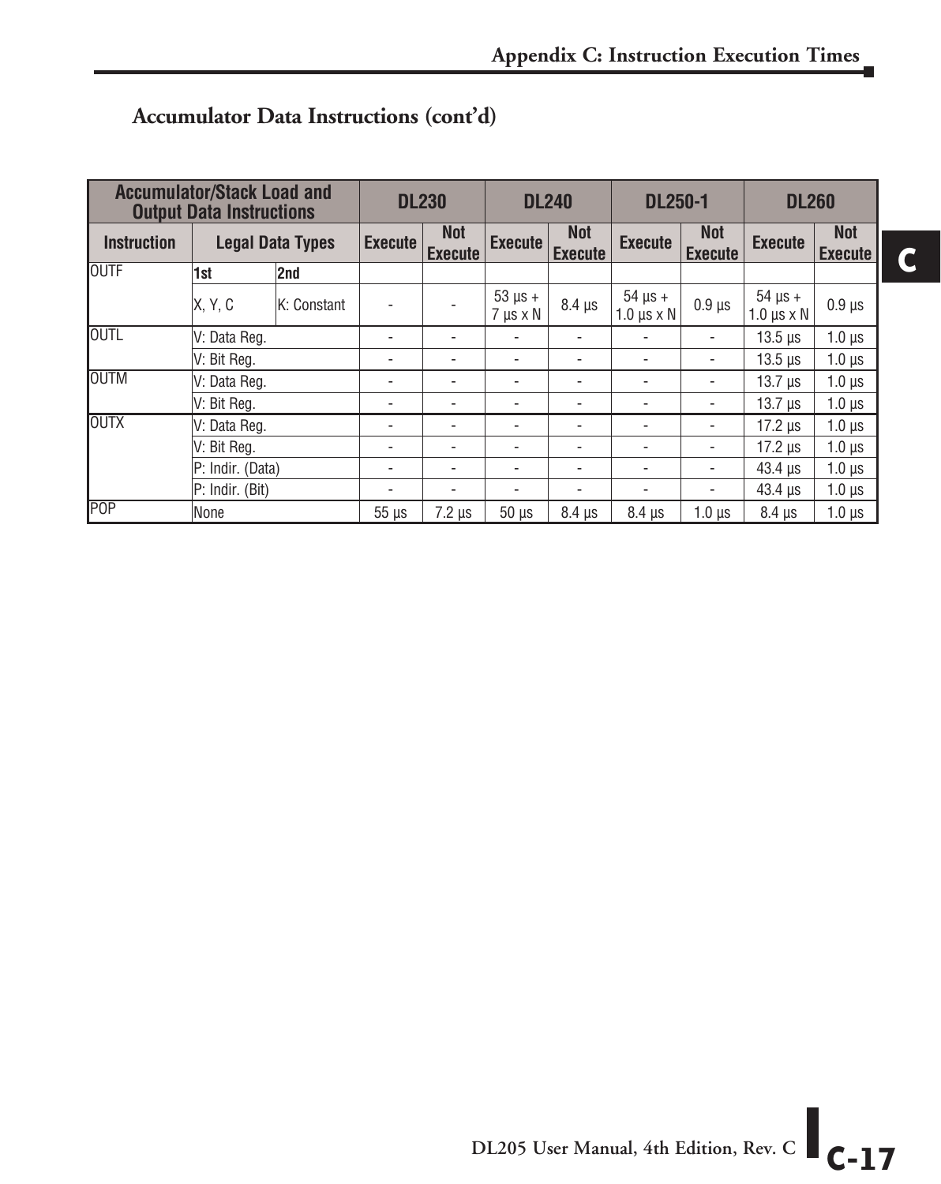## Accumulator Data Instructions (cont'd)

| Accumulator/Stack Load and Output Data Instructions | | | DL230 | | DL240 | | DL250-1 | | DL260 | |
|---|---|---|---|---|---|---|---|---|---|---|
| Instruction | Legal Data Types | | Execute | Not Execute | Execute | Not Execute | Execute | Not Execute | Execute | Not Execute |
| OUTF | **1st** | **2nd** | | | | | | | | |
| | X, Y, C | K: Constant | - | - | 53 µs + 7 µs x N | 8.4 µs | 54 µs + 1.0 µs x N | 0.9 µs | 54 µs + 1.0 µs x N | 0.9 µs |
| OUTL | V: Data Reg. | | - | - | - | - | - | - | 13.5 µs | 1.0 µs |
| | V: Bit Reg. | | - | - | - | - | - | - | 13.5 µs | 1.0 µs |
| OUTM | V: Data Reg. | | - | - | - | - | - | - | 13.7 µs | 1.0 µs |
| | V: Bit Reg. | | - | - | - | - | - | - | 13.7 µs | 1.0 µs |
| OUTX | V: Data Reg. | | - | - | - | - | - | - | 17.2 µs | 1.0 µs |
| | V: Bit Reg. | | - | - | - | - | - | - | 17.2 µs | 1.0 µs |
| | P: Indir. (Data) | | - | - | - | - | - | - | 43.4 µs | 1.0 µs |
| | P: Indir. (Bit) | | - | - | - | - | - | - | 43.4 µs | 1.0 µs |
| POP | None | | 55 µs | 7.2 µs | 50 µs | 8.4 µs | 8.4 µs | 1.0 µs | 8.4 µs | 1.0 µs |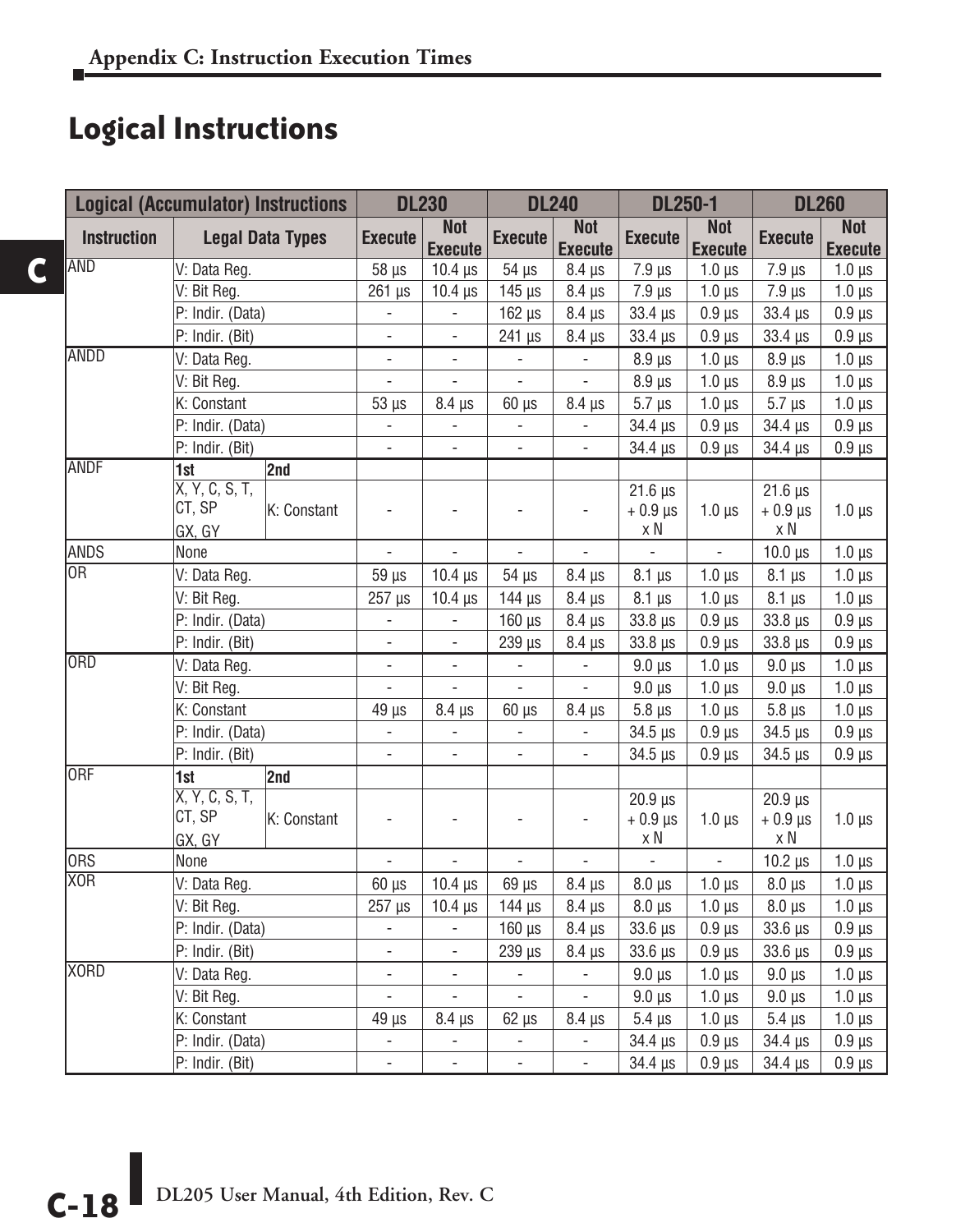# Logical Instructions

| Logical (Accumulator) Instructions | | | DL230 | | DL240 | | DL250-1 | | DL260 | |
|---|---|---|---|---|---|---|---|---|---|---|
| Instruction | Legal Data Types | | Execute | Not Execute | Execute | Not Execute | Execute | Not Execute | Execute | Not Execute |
| AND | V: Data Reg. | | 58 µs | 10.4 µs | 54 µs | 8.4 µs | 7.9 µs | 1.0 µs | 7.9 µs | 1.0 µs |
| | V: Bit Reg. | | 261 µs | 10.4 µs | 145 µs | 8.4 µs | 7.9 µs | 1.0 µs | 7.9 µs | 1.0 µs |
| | P: Indir. (Data) | | - | - | 162 µs | 8.4 µs | 33.4 µs | 0.9 µs | 33.4 µs | 0.9 µs |
| | P: Indir. (Bit) | | - | - | 241 µs | 8.4 µs | 33.4 µs | 0.9 µs | 33.4 µs | 0.9 µs |
| ANDD | V: Data Reg. | | - | - | - | - | 8.9 µs | 1.0 µs | 8.9 µs | 1.0 µs |
| | V: Bit Reg. | | - | - | - | - | 8.9 µs | 1.0 µs | 8.9 µs | 1.0 µs |
| | K: Constant | | 53 µs | 8.4 µs | 60 µs | 8.4 µs | 5.7 µs | 1.0 µs | 5.7 µs | 1.0 µs |
| | P: Indir. (Data) | | - | - | - | - | 34.4 µs | 0.9 µs | 34.4 µs | 0.9 µs |
| | P: Indir. (Bit) | | - | - | - | - | 34.4 µs | 0.9 µs | 34.4 µs | 0.9 µs |
| ANDF | **1st** | **2nd** | | | | | | | | |
| | X, Y, C, S, T, CT, SP GX, GY | K: Constant | - | - | - | - | 21.6 µs + 0.9 µs x N | 1.0 µs | 21.6 µs + 0.9 µs x N | 1.0 µs |
| ANDS | None | | - | - | - | - | - | - | 10.0 µs | 1.0 µs |
| OR | V: Data Reg. | | 59 µs | 10.4 µs | 54 µs | 8.4 µs | 8.1 µs | 1.0 µs | 8.1 µs | 1.0 µs |
| | V: Bit Reg. | | 257 µs | 10.4 µs | 144 µs | 8.4 µs | 8.1 µs | 1.0 µs | 8.1 µs | 1.0 µs |
| | P: Indir. (Data) | | - | - | 160 µs | 8.4 µs | 33.8 µs | 0.9 µs | 33.8 µs | 0.9 µs |
| | P: Indir. (Bit) | | - | - | 239 µs | 8.4 µs | 33.8 µs | 0.9 µs | 33.8 µs | 0.9 µs |
| ORD | V: Data Reg. | | - | - | - | - | 9.0 µs | 1.0 µs | 9.0 µs | 1.0 µs |
| | V: Bit Reg. | | - | - | - | - | 9.0 µs | 1.0 µs | 9.0 µs | 1.0 µs |
| | K: Constant | | 49 µs | 8.4 µs | 60 µs | 8.4 µs | 5.8 µs | 1.0 µs | 5.8 µs | 1.0 µs |
| | P: Indir. (Data) | | - | - | - | - | 34.5 µs | 0.9 µs | 34.5 µs | 0.9 µs |
| | P: Indir. (Bit) | | - | - | - | - | 34.5 µs | 0.9 µs | 34.5 µs | 0.9 µs |
| ORF | **1st** | **2nd** | | | | | | | | |
| | X, Y, C, S, T, CT, SP GX, GY | K: Constant | - | - | - | - | 20.9 µs + 0.9 µs x N | 1.0 µs | 20.9 µs + 0.9 µs x N | 1.0 µs |
| ORS | None | | - | - | - | - | - | - | 10.2 µs | 1.0 µs |
| XOR | V: Data Reg. | | 60 µs | 10.4 µs | 69 µs | 8.4 µs | 8.0 µs | 1.0 µs | 8.0 µs | 1.0 µs |
| | V: Bit Reg. | | 257 µs | 10.4 µs | 144 µs | 8.4 µs | 8.0 µs | 1.0 µs | 8.0 µs | 1.0 µs |
| | P: Indir. (Data) | | - | - | 160 µs | 8.4 µs | 33.6 µs | 0.9 µs | 33.6 µs | 0.9 µs |
| | P: Indir. (Bit) | | - | - | 239 µs | 8.4 µs | 33.6 µs | 0.9 µs | 33.6 µs | 0.9 µs |
| XORD | V: Data Reg. | | - | - | - | - | 9.0 µs | 1.0 µs | 9.0 µs | 1.0 µs |
| | V: Bit Reg. | | - | - | - | - | 9.0 µs | 1.0 µs | 9.0 µs | 1.0 µs |
| | K: Constant | | 49 µs | 8.4 µs | 62 µs | 8.4 µs | 5.4 µs | 1.0 µs | 5.4 µs | 1.0 µs |
| | P: Indir. (Data) | | - | - | - | - | 34.4 µs | 0.9 µs | 34.4 µs | 0.9 µs |
| | P: Indir. (Bit) | | - | - | - | - | 34.4 µs | 0.9 µs | 34.4 µs | 0.9 µs |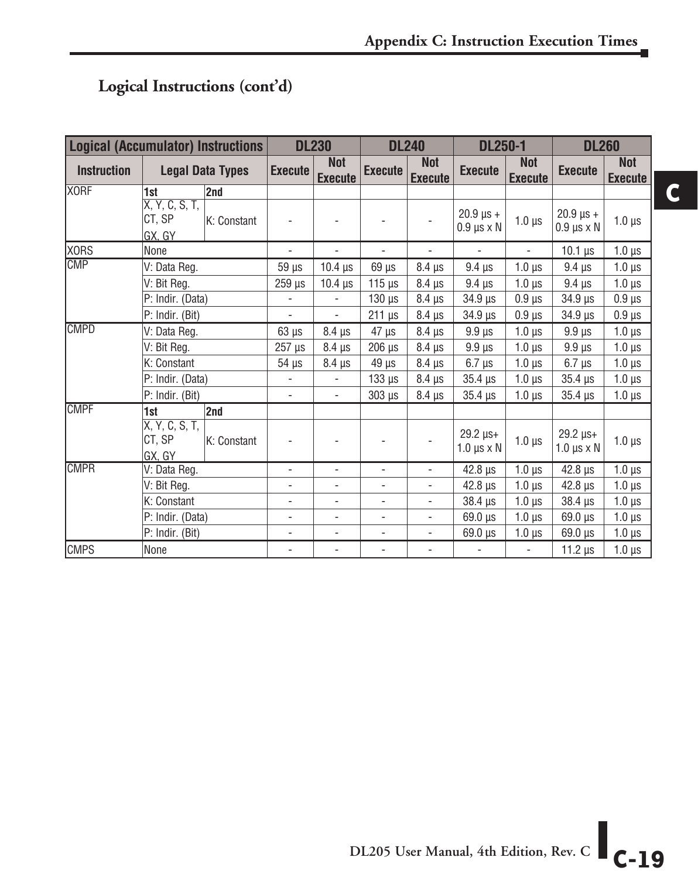## Logical Instructions (cont'd)

| Logical (Accumulator) Instructions | | | DL230 | | DL240 | | DL250-1 | | DL260 | |
|---|---|---|---|---|---|---|---|---|---|---|
| Instruction | Legal Data Types | | Execute | Not Execute | Execute | Not Execute | Execute | Not Execute | Execute | Not Execute |
| XORF | 1st | 2nd | | | | | | | | |
| | X, Y, C, S, T, CT, SP GX, GY | K: Constant | - | - | - | - | 20.9 µs + 0.9 µs x N | 1.0 µs | 20.9 µs + 0.9 µs x N | 1.0 µs |
| XORS | None | | - | - | - | - | - | - | 10.1 µs | 1.0 µs |
| CMP | V: Data Reg. | | 59 µs | 10.4 µs | 69 µs | 8.4 µs | 9.4 µs | 1.0 µs | 9.4 µs | 1.0 µs |
| | V: Bit Reg. | | 259 µs | 10.4 µs | 115 µs | 8.4 µs | 9.4 µs | 1.0 µs | 9.4 µs | 1.0 µs |
| | P: Indir. (Data) | | - | - | 130 µs | 8.4 µs | 34.9 µs | 0.9 µs | 34.9 µs | 0.9 µs |
| | P: Indir. (Bit) | | - | - | 211 µs | 8.4 µs | 34.9 µs | 0.9 µs | 34.9 µs | 0.9 µs |
| CMPD | V: Data Reg. | | 63 µs | 8.4 µs | 47 µs | 8.4 µs | 9.9 µs | 1.0 µs | 9.9 µs | 1.0 µs |
| | V: Bit Reg. | | 257 µs | 8.4 µs | 206 µs | 8.4 µs | 9.9 µs | 1.0 µs | 9.9 µs | 1.0 µs |
| | K: Constant | | 54 µs | 8.4 µs | 49 µs | 8.4 µs | 6.7 µs | 1.0 µs | 6.7 µs | 1.0 µs |
| | P: Indir. (Data) | | - | - | 133 µs | 8.4 µs | 35.4 µs | 1.0 µs | 35.4 µs | 1.0 µs |
| | P: Indir. (Bit) | | - | - | 303 µs | 8.4 µs | 35.4 µs | 1.0 µs | 35.4 µs | 1.0 µs |
| CMPF | 1st | 2nd | | | | | | | | |
| | X, Y, C, S, T, CT, SP GX, GY | K: Constant | - | - | - | - | 29.2 µs+ 1.0 µs x N | 1.0 µs | 29.2 µs+ 1.0 µs x N | 1.0 µs |
| CMPR | V: Data Reg. | | - | - | - | - | 42.8 µs | 1.0 µs | 42.8 µs | 1.0 µs |
| | V: Bit Reg. | | - | - | - | - | 42.8 µs | 1.0 µs | 42.8 µs | 1.0 µs |
| | K: Constant | | - | - | - | - | 38.4 µs | 1.0 µs | 38.4 µs | 1.0 µs |
| | P: Indir. (Data) | | - | - | - | - | 69.0 µs | 1.0 µs | 69.0 µs | 1.0 µs |
| | P: Indir. (Bit) | | - | - | - | - | 69.0 µs | 1.0 µs | 69.0 µs | 1.0 µs |
| CMPS | None | | - | - | - | - | - | - | 11.2 µs | 1.0 µs |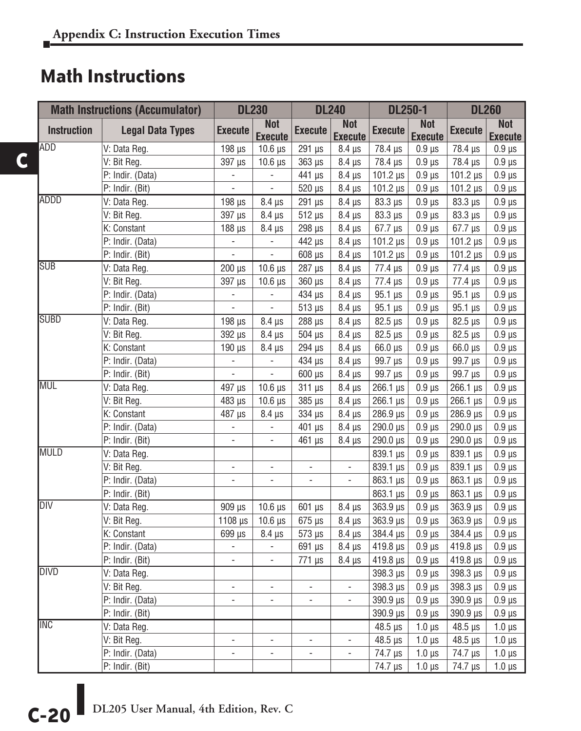# Math Instructions

| Math Instructions (Accumulator) | | DL230 | | DL240 | | DL250-1 | | DL260 | |
|---|---|---|---|---|---|---|---|---|---|
| Instruction | Legal Data Types | Execute | Not Execute | Execute | Not Execute | Execute | Not Execute | Execute | Not Execute |
| ADD | V: Data Reg. | 198 µs | 10.6 µs | 291 µs | 8.4 µs | 78.4 µs | 0.9 µs | 78.4 µs | 0.9 µs |
| | V: Bit Reg. | 397 µs | 10.6 µs | 363 µs | 8.4 µs | 78.4 µs | 0.9 µs | 78.4 µs | 0.9 µs |
| | P: Indir. (Data) | - | - | 441 µs | 8.4 µs | 101.2 µs | 0.9 µs | 101.2 µs | 0.9 µs |
| | P: Indir. (Bit) | - | - | 520 µs | 8.4 µs | 101.2 µs | 0.9 µs | 101.2 µs | 0.9 µs |
| ADDD | V: Data Reg. | 198 µs | 8.4 µs | 291 µs | 8.4 µs | 83.3 µs | 0.9 µs | 83.3 µs | 0.9 µs |
| | V: Bit Reg. | 397 µs | 8.4 µs | 512 µs | 8.4 µs | 83.3 µs | 0.9 µs | 83.3 µs | 0.9 µs |
| | K: Constant | 188 µs | 8.4 µs | 298 µs | 8.4 µs | 67.7 µs | 0.9 µs | 67.7 µs | 0.9 µs |
| | P: Indir. (Data) | - | - | 442 µs | 8.4 µs | 101.2 µs | 0.9 µs | 101.2 µs | 0.9 µs |
| | P: Indir. (Bit) | - | - | 608 µs | 8.4 µs | 101.2 µs | 0.9 µs | 101.2 µs | 0.9 µs |
| SUB | V: Data Reg. | 200 µs | 10.6 µs | 287 µs | 8.4 µs | 77.4 µs | 0.9 µs | 77.4 µs | 0.9 µs |
| | V: Bit Reg. | 397 µs | 10.6 µs | 360 µs | 8.4 µs | 77.4 µs | 0.9 µs | 77.4 µs | 0.9 µs |
| | P: Indir. (Data) | - | - | 434 µs | 8.4 µs | 95.1 µs | 0.9 µs | 95.1 µs | 0.9 µs |
| | P: Indir. (Bit) | - | - | 513 µs | 8.4 µs | 95.1 µs | 0.9 µs | 95.1 µs | 0.9 µs |
| SUBD | V: Data Reg. | 198 µs | 8.4 µs | 288 µs | 8.4 µs | 82.5 µs | 0.9 µs | 82.5 µs | 0.9 µs |
| | V: Bit Reg. | 392 µs | 8.4 µs | 504 µs | 8.4 µs | 82.5 µs | 0.9 µs | 82.5 µs | 0.9 µs |
| | K: Constant | 190 µs | 8.4 µs | 294 µs | 8.4 µs | 66.0 µs | 0.9 µs | 66.0 µs | 0.9 µs |
| | P: Indir. (Data) | - | - | 434 µs | 8.4 µs | 99.7 µs | 0.9 µs | 99.7 µs | 0.9 µs |
| | P: Indir. (Bit) | - | - | 600 µs | 8.4 µs | 99.7 µs | 0.9 µs | 99.7 µs | 0.9 µs |
| MUL | V: Data Reg. | 497 µs | 10.6 µs | 311 µs | 8.4 µs | 266.1 µs | 0.9 µs | 266.1 µs | 0.9 µs |
| | V: Bit Reg. | 483 µs | 10.6 µs | 385 µs | 8.4 µs | 266.1 µs | 0.9 µs | 266.1 µs | 0.9 µs |
| | K: Constant | 487 µs | 8.4 µs | 334 µs | 8.4 µs | 286.9 µs | 0.9 µs | 286.9 µs | 0.9 µs |
| | P: Indir. (Data) | - | - | 401 µs | 8.4 µs | 290.0 µs | 0.9 µs | 290.0 µs | 0.9 µs |
| | P: Indir. (Bit) | - | - | 461 µs | 8.4 µs | 290.0 µs | 0.9 µs | 290.0 µs | 0.9 µs |
| MULD | V: Data Reg. | | | | | 839.1 µs | 0.9 µs | 839.1 µs | 0.9 µs |
| | V: Bit Reg. | - | - | - | - | 839.1 µs | 0.9 µs | 839.1 µs | 0.9 µs |
| | P: Indir. (Data) | - | - | - | - | 863.1 µs | 0.9 µs | 863.1 µs | 0.9 µs |
| | P: Indir. (Bit) | | | | | 863.1 µs | 0.9 µs | 863.1 µs | 0.9 µs |
| DIV | V: Data Reg. | 909 µs | 10.6 µs | 601 µs | 8.4 µs | 363.9 µs | 0.9 µs | 363.9 µs | 0.9 µs |
| | V: Bit Reg. | 1108 µs | 10.6 µs | 675 µs | 8.4 µs | 363.9 µs | 0.9 µs | 363.9 µs | 0.9 µs |
| | K: Constant | 699 µs | 8.4 µs | 573 µs | 8.4 µs | 384.4 µs | 0.9 µs | 384.4 µs | 0.9 µs |
| | P: Indir. (Data) | - | - | 691 µs | 8.4 µs | 419.8 µs | 0.9 µs | 419.8 µs | 0.9 µs |
| | P: Indir. (Bit) | - | - | 771 µs | 8.4 µs | 419.8 µs | 0.9 µs | 419.8 µs | 0.9 µs |
| DIVD | V: Data Reg. | | | | | 398.3 µs | 0.9 µs | 398.3 µs | 0.9 µs |
| | V: Bit Reg. | - | - | - | - | 398.3 µs | 0.9 µs | 398.3 µs | 0.9 µs |
| | P: Indir. (Data) | - | - | - | - | 390.9 µs | 0.9 µs | 390.9 µs | 0.9 µs |
| | P: Indir. (Bit) | | | | | 390.9 µs | 0.9 µs | 390.9 µs | 0.9 µs |
| INC | V: Data Reg. | | | | | 48.5 µs | 1.0 µs | 48.5 µs | 1.0 µs |
| | V: Bit Reg. | - | - | - | - | 48.5 µs | 1.0 µs | 48.5 µs | 1.0 µs |
| | P: Indir. (Data) | - | - | - | - | 74.7 µs | 1.0 µs | 74.7 µs | 1.0 µs |
| | P: Indir. (Bit) | | | | | 74.7 µs | 1.0 µs | 74.7 µs | 1.0 µs |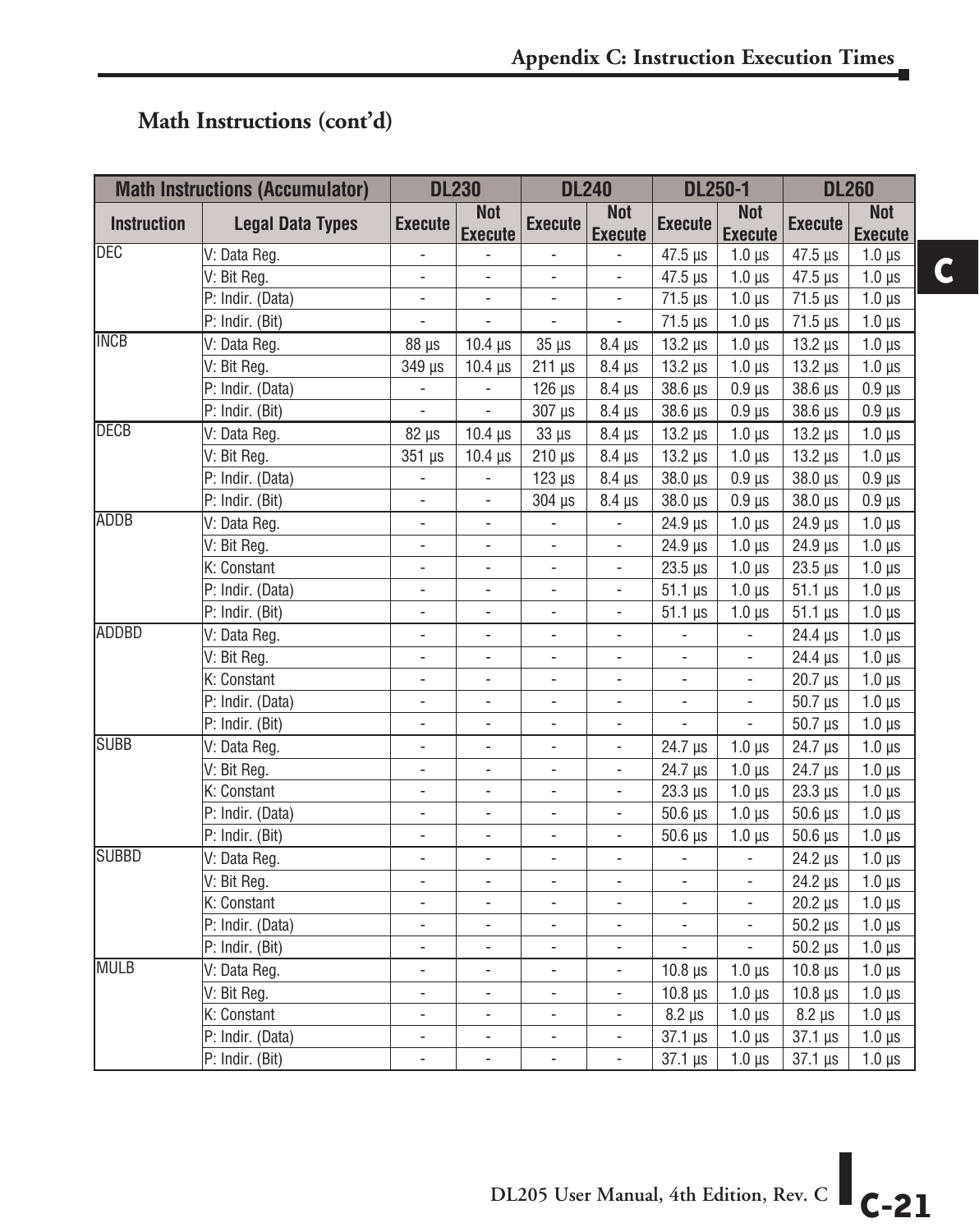## Math Instructions (cont'd)

| Math Instructions (Accumulator) | | DL230 | | DL240 | | DL250-1 | | DL260 | |
|---|---|---|---|---|---|---|---|---|---|
| Instruction | Legal Data Types | Execute | Not Execute | Execute | Not Execute | Execute | Not Execute | Execute | Not Execute |
| DEC | V: Data Reg. | - | - | - | - | 47.5 µs | 1.0 µs | 47.5 µs | 1.0 µs |
| | V: Bit Reg. | - | - | - | - | 47.5 µs | 1.0 µs | 47.5 µs | 1.0 µs |
| | P: Indir. (Data) | - | - | - | - | 71.5 µs | 1.0 µs | 71.5 µs | 1.0 µs |
| | P: Indir. (Bit) | - | - | - | - | 71.5 µs | 1.0 µs | 71.5 µs | 1.0 µs |
| INCB | V: Data Reg. | 88 µs | 10.4 µs | 35 µs | 8.4 µs | 13.2 µs | 1.0 µs | 13.2 µs | 1.0 µs |
| | V: Bit Reg. | 349 µs | 10.4 µs | 211 µs | 8.4 µs | 13.2 µs | 1.0 µs | 13.2 µs | 1.0 µs |
| | P: Indir. (Data) | - | - | 126 µs | 8.4 µs | 38.6 µs | 0.9 µs | 38.6 µs | 0.9 µs |
| | P: Indir. (Bit) | - | - | 307 µs | 8.4 µs | 38.6 µs | 0.9 µs | 38.6 µs | 0.9 µs |
| DECB | V: Data Reg. | 82 µs | 10.4 µs | 33 µs | 8.4 µs | 13.2 µs | 1.0 µs | 13.2 µs | 1.0 µs |
| | V: Bit Reg. | 351 µs | 10.4 µs | 210 µs | 8.4 µs | 13.2 µs | 1.0 µs | 13.2 µs | 1.0 µs |
| | P: Indir. (Data) | - | - | 123 µs | 8.4 µs | 38.0 µs | 0.9 µs | 38.0 µs | 0.9 µs |
| | P: Indir. (Bit) | - | - | 304 µs | 8.4 µs | 38.0 µs | 0.9 µs | 38.0 µs | 0.9 µs |
| ADDB | V: Data Reg. | - | - | - | - | 24.9 µs | 1.0 µs | 24.9 µs | 1.0 µs |
| | V: Bit Reg. | - | - | - | - | 24.9 µs | 1.0 µs | 24.9 µs | 1.0 µs |
| | K: Constant | - | - | - | - | 23.5 µs | 1.0 µs | 23.5 µs | 1.0 µs |
| | P: Indir. (Data) | - | - | - | - | 51.1 µs | 1.0 µs | 51.1 µs | 1.0 µs |
| | P: Indir. (Bit) | - | - | - | - | 51.1 µs | 1.0 µs | 51.1 µs | 1.0 µs |
| ADDBD | V: Data Reg. | - | - | - | - | - | - | 24.4 µs | 1.0 µs |
| | V: Bit Reg. | - | - | - | - | - | - | 24.4 µs | 1.0 µs |
| | K: Constant | - | - | - | - | - | - | 20.7 µs | 1.0 µs |
| | P: Indir. (Data) | - | - | - | - | - | - | 50.7 µs | 1.0 µs |
| | P: Indir. (Bit) | - | - | - | - | - | - | 50.7 µs | 1.0 µs |
| SUBB | V: Data Reg. | - | - | - | - | 24.7 µs | 1.0 µs | 24.7 µs | 1.0 µs |
| | V: Bit Reg. | - | - | - | - | 24.7 µs | 1.0 µs | 24.7 µs | 1.0 µs |
| | K: Constant | - | - | - | - | 23.3 µs | 1.0 µs | 23.3 µs | 1.0 µs |
| | P: Indir. (Data) | - | - | - | - | 50.6 µs | 1.0 µs | 50.6 µs | 1.0 µs |
| | P: Indir. (Bit) | - | - | - | - | 50.6 µs | 1.0 µs | 50.6 µs | 1.0 µs |
| SUBBD | V: Data Reg. | - | - | - | - | - | - | 24.2 µs | 1.0 µs |
| | V: Bit Reg. | - | - | - | - | - | - | 24.2 µs | 1.0 µs |
| | K: Constant | - | - | - | - | - | - | 20.2 µs | 1.0 µs |
| | P: Indir. (Data) | - | - | - | - | - | - | 50.2 µs | 1.0 µs |
| | P: Indir. (Bit) | - | - | - | - | - | - | 50.2 µs | 1.0 µs |
| MULB | V: Data Reg. | - | - | - | - | 10.8 µs | 1.0 µs | 10.8 µs | 1.0 µs |
| | V: Bit Reg. | - | - | - | - | 10.8 µs | 1.0 µs | 10.8 µs | 1.0 µs |
| | K: Constant | - | - | - | - | 8.2 µs | 1.0 µs | 8.2 µs | 1.0 µs |
| | P: Indir. (Data) | - | - | - | - | 37.1 µs | 1.0 µs | 37.1 µs | 1.0 µs |
| | P: Indir. (Bit) | - | - | - | - | 37.1 µs | 1.0 µs | 37.1 µs | 1.0 µs |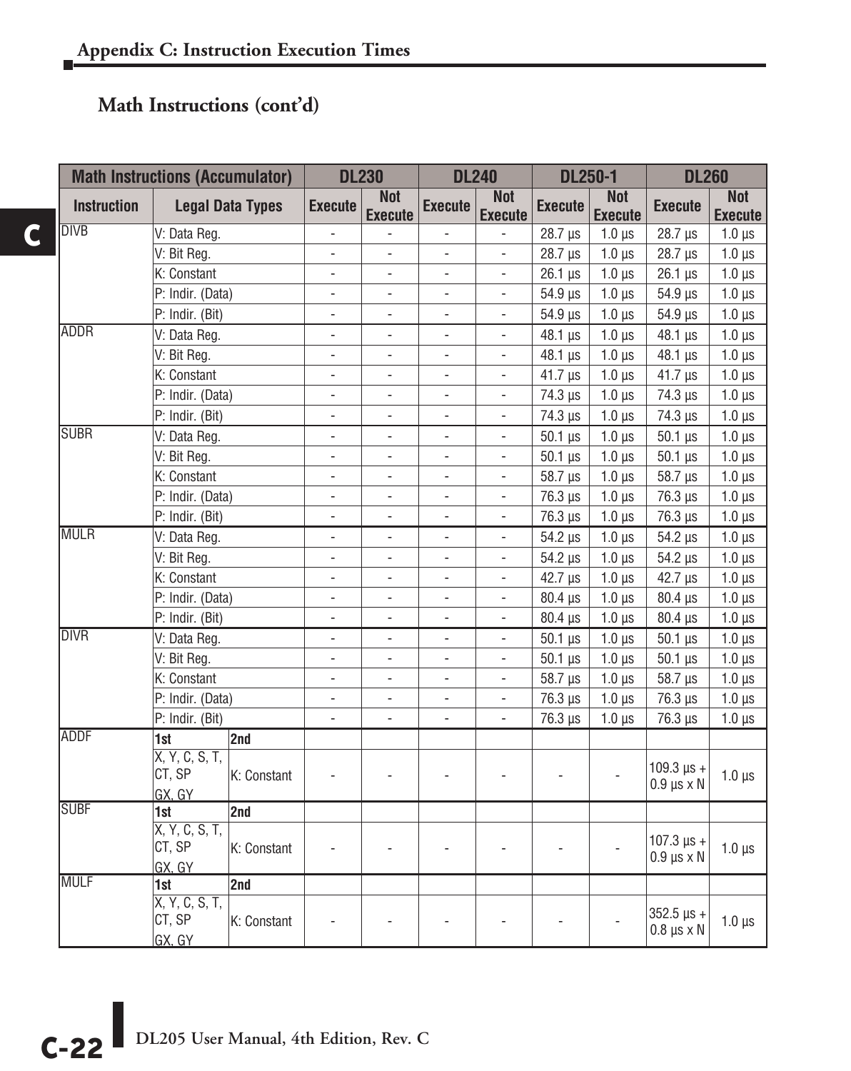## Math Instructions (cont'd)

| Math Instructions (Accumulator) | | | DL230 | | DL240 | | DL250-1 | | DL260 | |
|---|---|---|---|---|---|---|---|---|---|---|
| Instruction | Legal Data Types | | Execute | Not Execute | Execute | Not Execute | Execute | Not Execute | Execute | Not Execute |
| DIVB | V: Data Reg. | | - | - | - | - | 28.7 µs | 1.0 µs | 28.7 µs | 1.0 µs |
| | V: Bit Reg. | | - | - | - | - | 28.7 µs | 1.0 µs | 28.7 µs | 1.0 µs |
| | K: Constant | | - | - | - | - | 26.1 µs | 1.0 µs | 26.1 µs | 1.0 µs |
| | P: Indir. (Data) | | - | - | - | - | 54.9 µs | 1.0 µs | 54.9 µs | 1.0 µs |
| | P: Indir. (Bit) | | - | - | - | - | 54.9 µs | 1.0 µs | 54.9 µs | 1.0 µs |
| ADDR | V: Data Reg. | | - | - | - | - | 48.1 µs | 1.0 µs | 48.1 µs | 1.0 µs |
| | V: Bit Reg. | | - | - | - | - | 48.1 µs | 1.0 µs | 48.1 µs | 1.0 µs |
| | K: Constant | | - | - | - | - | 41.7 µs | 1.0 µs | 41.7 µs | 1.0 µs |
| | P: Indir. (Data) | | - | - | - | - | 74.3 µs | 1.0 µs | 74.3 µs | 1.0 µs |
| | P: Indir. (Bit) | | - | - | - | - | 74.3 µs | 1.0 µs | 74.3 µs | 1.0 µs |
| SUBR | V: Data Reg. | | - | - | - | - | 50.1 µs | 1.0 µs | 50.1 µs | 1.0 µs |
| | V: Bit Reg. | | - | - | - | - | 50.1 µs | 1.0 µs | 50.1 µs | 1.0 µs |
| | K: Constant | | - | - | - | - | 58.7 µs | 1.0 µs | 58.7 µs | 1.0 µs |
| | P: Indir. (Data) | | - | - | - | - | 76.3 µs | 1.0 µs | 76.3 µs | 1.0 µs |
| | P: Indir. (Bit) | | - | - | - | - | 76.3 µs | 1.0 µs | 76.3 µs | 1.0 µs |
| MULR | V: Data Reg. | | - | - | - | - | 54.2 µs | 1.0 µs | 54.2 µs | 1.0 µs |
| | V: Bit Reg. | | - | - | - | - | 54.2 µs | 1.0 µs | 54.2 µs | 1.0 µs |
| | K: Constant | | - | - | - | - | 42.7 µs | 1.0 µs | 42.7 µs | 1.0 µs |
| | P: Indir. (Data) | | - | - | - | - | 80.4 µs | 1.0 µs | 80.4 µs | 1.0 µs |
| | P: Indir. (Bit) | | - | - | - | - | 80.4 µs | 1.0 µs | 80.4 µs | 1.0 µs |
| DIVR | V: Data Reg. | | - | - | - | - | 50.1 µs | 1.0 µs | 50.1 µs | 1.0 µs |
| | V: Bit Reg. | | - | - | - | - | 50.1 µs | 1.0 µs | 50.1 µs | 1.0 µs |
| | K: Constant | | - | - | - | - | 58.7 µs | 1.0 µs | 58.7 µs | 1.0 µs |
| | P: Indir. (Data) | | - | - | - | - | 76.3 µs | 1.0 µs | 76.3 µs | 1.0 µs |
| | P: Indir. (Bit) | | - | - | - | - | 76.3 µs | 1.0 µs | 76.3 µs | 1.0 µs |
| ADDF | **1st** | **2nd** | | | | | | | | |
| | X, Y, C, S, T, CT, SP GX, GY | K: Constant | - | - | - | - | - | - | 109.3 µs + 0.9 µs x N | 1.0 µs |
| SUBF | **1st** | **2nd** | | | | | | | | |
| | X, Y, C, S, T, CT, SP GX, GY | K: Constant | - | - | - | - | - | - | 107.3 µs + 0.9 µs x N | 1.0 µs |
| MULF | **1st** | **2nd** | | | | | | | | |
| | X, Y, C, S, T, CT, SP GX, GY | K: Constant | - | - | - | - | - | - | 352.5 µs + 0.8 µs x N | 1.0 µs |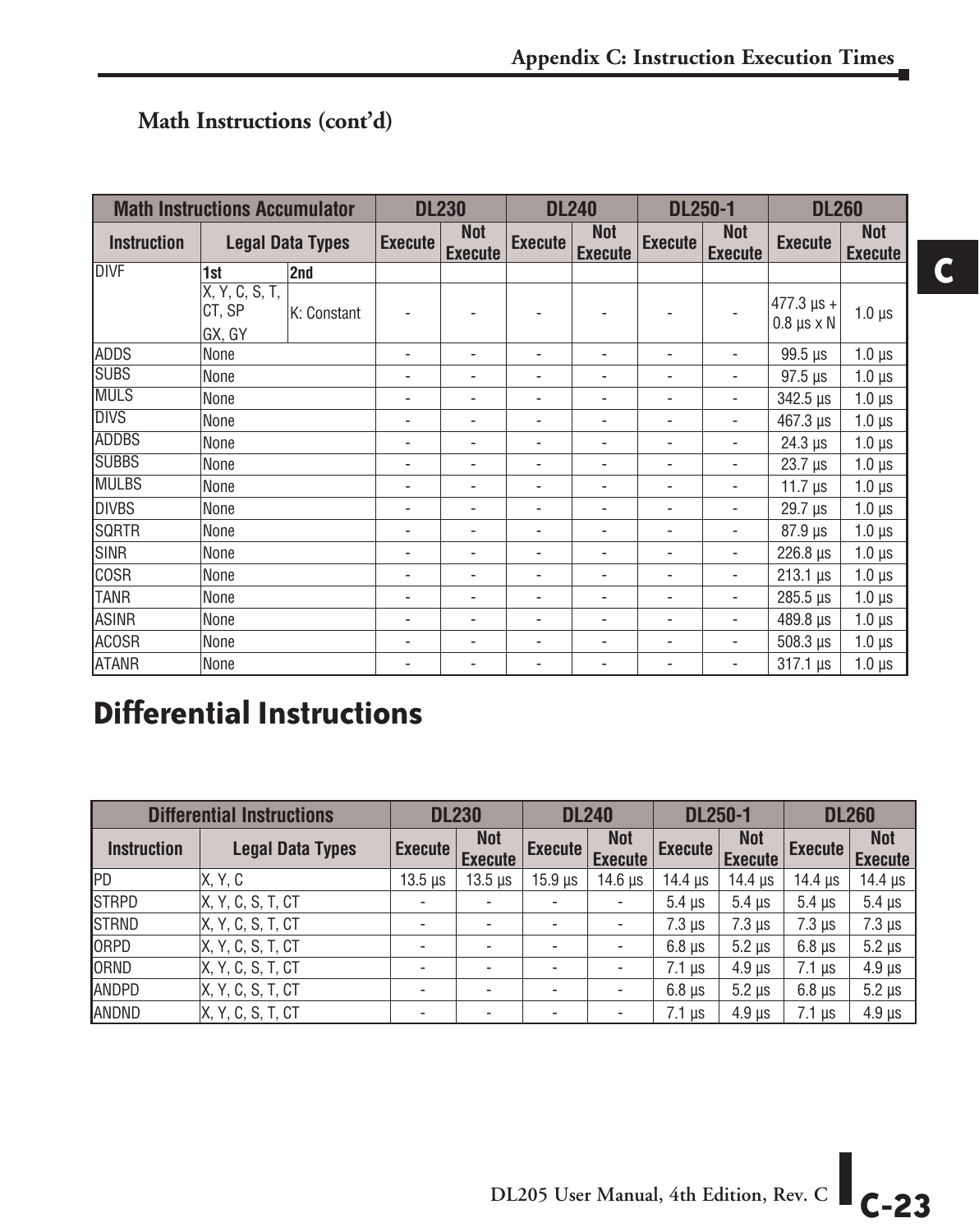### Math Instructions (cont'd)

| Math Instructions Accumulator | | | DL230 | | DL240 | | DL250-1 | | DL260 | |
|---|---|---|---|---|---|---|---|---|---|---|
| Instruction | Legal Data Types | | Execute | Not Execute | Execute | Not Execute | Execute | Not Execute | Execute | Not Execute |
| DIVF | 1st | 2nd | | | | | | | | |
| | X, Y, C, S, T, CT, SP GX, GY | K: Constant | - | - | - | - | - | - | 477.3 µs + 0.8 µs x N | 1.0 µs |
| ADDS | None | | - | - | - | - | - | - | 99.5 µs | 1.0 µs |
| SUBS | None | | - | - | - | - | - | - | 97.5 µs | 1.0 µs |
| MULS | None | | - | - | - | - | - | - | 342.5 µs | 1.0 µs |
| DIVS | None | | - | - | - | - | - | - | 467.3 µs | 1.0 µs |
| ADDBS | None | | - | - | - | - | - | - | 24.3 µs | 1.0 µs |
| SUBBS | None | | - | - | - | - | - | - | 23.7 µs | 1.0 µs |
| MULBS | None | | - | - | - | - | - | - | 11.7 µs | 1.0 µs |
| DIVBS | None | | - | - | - | - | - | - | 29.7 µs | 1.0 µs |
| SQRTR | None | | - | - | - | - | - | - | 87.9 µs | 1.0 µs |
| SINR | None | | - | - | - | - | - | - | 226.8 µs | 1.0 µs |
| COSR | None | | - | - | - | - | - | - | 213.1 µs | 1.0 µs |
| TANR | None | | - | - | - | - | - | - | 285.5 µs | 1.0 µs |
| ASINR | None | | - | - | - | - | - | - | 489.8 µs | 1.0 µs |
| ACOSR | None | | - | - | - | - | - | - | 508.3 µs | 1.0 µs |
| ATANR | None | | - | - | - | - | - | - | 317.1 µs | 1.0 µs |

# Differential Instructions

| Differential Instructions | | DL230 | | DL240 | | DL250-1 | | DL260 | |
|---|---|---|---|---|---|---|---|---|---|
| Instruction | Legal Data Types | Execute | Not Execute | Execute | Not Execute | Execute | Not Execute | Execute | Not Execute |
| PD | X, Y, C | 13.5 µs | 13.5 µs | 15.9 µs | 14.6 µs | 14.4 µs | 14.4 µs | 14.4 µs | 14.4 µs |
| STRPD | X, Y, C, S, T, CT | - | - | - | - | 5.4 µs | 5.4 µs | 5.4 µs | 5.4 µs |
| STRND | X, Y, C, S, T, CT | - | - | - | - | 7.3 µs | 7.3 µs | 7.3 µs | 7.3 µs |
| ORPD | X, Y, C, S, T, CT | - | - | - | - | 6.8 µs | 5.2 µs | 6.8 µs | 5.2 µs |
| ORND | X, Y, C, S, T, CT | - | - | - | - | 7.1 µs | 4.9 µs | 7.1 µs | 4.9 µs |
| ANDPD | X, Y, C, S, T, CT | - | - | - | - | 6.8 µs | 5.2 µs | 6.8 µs | 5.2 µs |
| ANDND | X, Y, C, S, T, CT | - | - | - | - | 7.1 µs | 4.9 µs | 7.1 µs | 4.9 µs |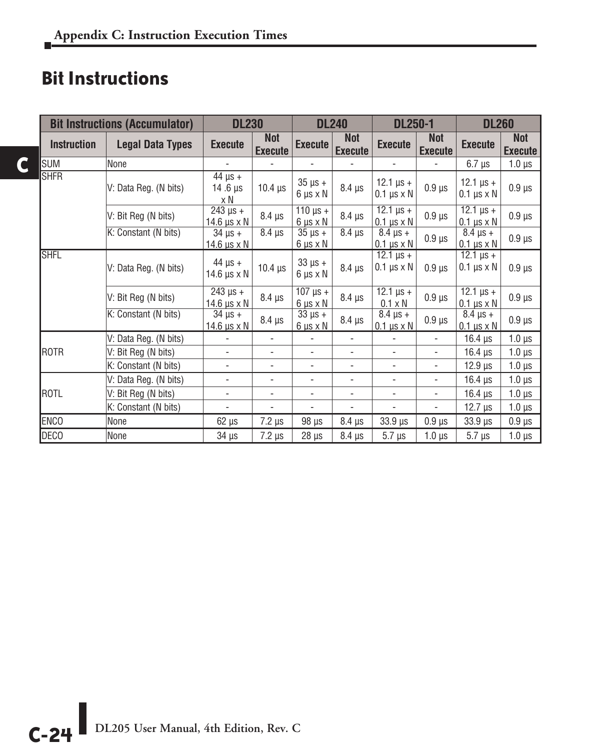## Bit Instructions

| Bit Instructions (Accumulator) | | DL230 | | DL240 | | DL250-1 | | DL260 | |
|---|---|---|---|---|---|---|---|---|---|
| Instruction | Legal Data Types | Execute | Not Execute | Execute | Not Execute | Execute | Not Execute | Execute | Not Execute |
| SUM | None | - | - | - | - | - | - | 6.7 µs | 1.0 µs |
| SHFR | V: Data Reg. (N bits) | 44 µs + 14 .6 µs x N | 10.4 µs | 35 µs + 6 µs x N | 8.4 µs | 12.1 µs + 0.1 µs x N | 0.9 µs | 12.1 µs + 0.1 µs x N | 0.9 µs |
| | V: Bit Reg (N bits) | 243 µs + 14.6 µs x N | 8.4 µs | 110 µs + 6 µs x N | 8.4 µs | 12.1 µs + 0.1 µs x N | 0.9 µs | 12.1 µs + 0.1 µs x N | 0.9 µs |
| | K: Constant (N bits) | 34 µs + 14.6 µs x N | 8.4 µs | 35 µs + 6 µs x N | 8.4 µs | 8.4 µs + 0.1 µs x N | 0.9 µs | 8.4 µs + 0.1 µs x N | 0.9 µs |
| SHFL | V: Data Reg. (N bits) | 44 µs + 14.6 µs x N | 10.4 µs | 33 µs + 6 µs x N | 8.4 µs | 12.1 µs + 0.1 µs x N | 0.9 µs | 12.1 µs + 0.1 µs x N | 0.9 µs |
| | V: Bit Reg (N bits) | 243 µs + 14.6 µs x N | 8.4 µs | 107 µs + 6 µs x N | 8.4 µs | 12.1 µs + 0.1 x N | 0.9 µs | 12.1 µs + 0.1 µs x N | 0.9 µs |
| | K: Constant (N bits) | 34 µs + 14.6 µs x N | 8.4 µs | 33 µs + 6 µs x N | 8.4 µs | 8.4 µs + 0.1 µs x N | 0.9 µs | 8.4 µs + 0.1 µs x N | 0.9 µs |
| ROTR | V: Data Reg. (N bits) | - | - | - | - | - | - | 16.4 µs | 1.0 µs |
| | V: Bit Reg (N bits) | - | - | - | - | - | - | 16.4 µs | 1.0 µs |
| | K: Constant (N bits) | - | - | - | - | - | - | 12.9 µs | 1.0 µs |
| ROTL | V: Data Reg. (N bits) | - | - | - | - | - | - | 16.4 µs | 1.0 µs |
| | V: Bit Reg (N bits) | - | - | - | - | - | - | 16.4 µs | 1.0 µs |
| | K: Constant (N bits) | - | - | - | - | - | - | 12.7 µs | 1.0 µs |
| ENCO | None | 62 µs | 7.2 µs | 98 µs | 8.4 µs | 33.9 µs | 0.9 µs | 33.9 µs | 0.9 µs |
| DECO | None | 34 µs | 7.2 µs | 28 µs | 8.4 µs | 5.7 µs | 1.0 µs | 5.7 µs | 1.0 µs |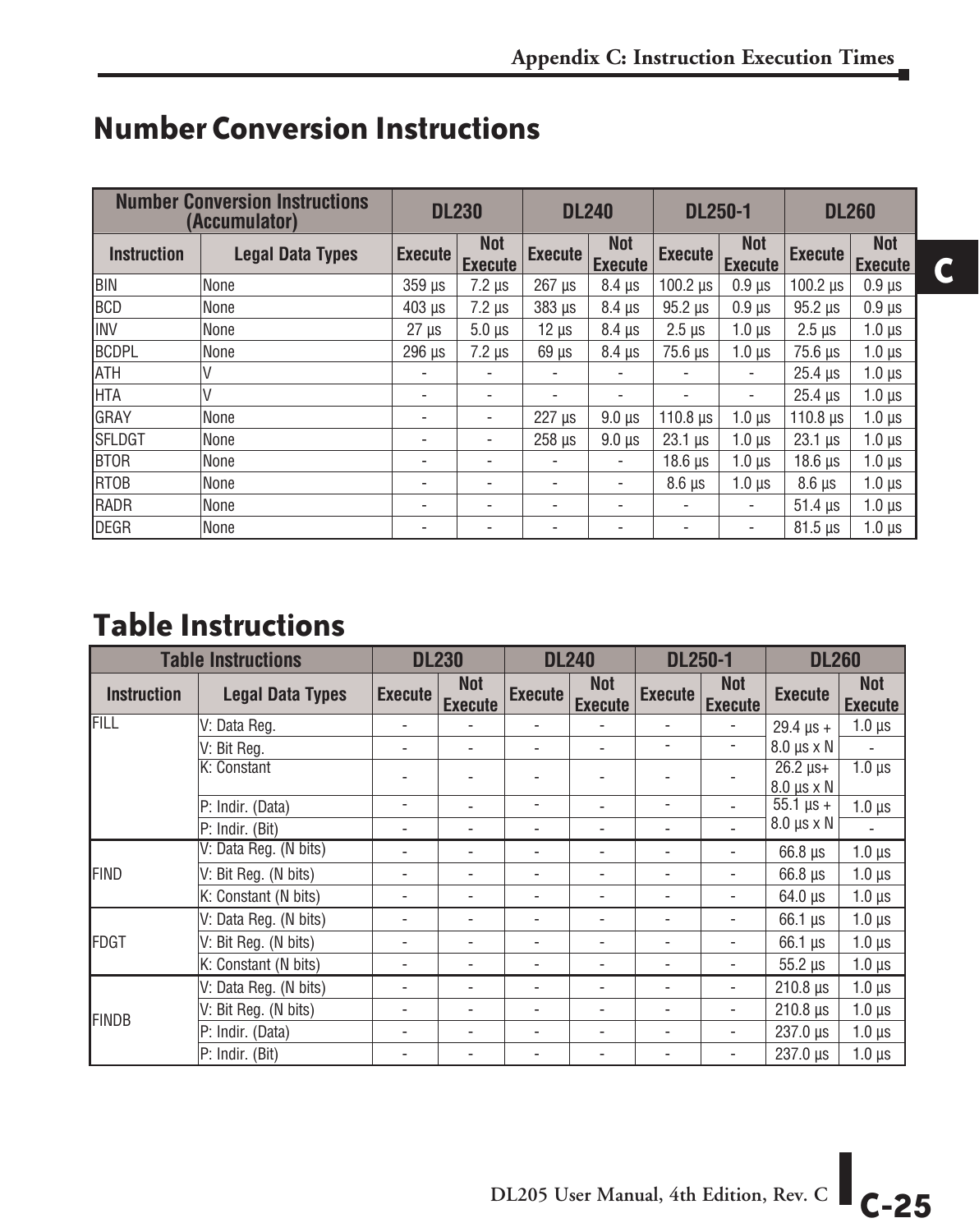# Number Conversion Instructions

| Number Conversion Instructions (Accumulator) | | DL230 | | DL240 | | DL250-1 | | DL260 | |
|---|---|---|---|---|---|---|---|---|---|
| Instruction | Legal Data Types | Execute | Not Execute | Execute | Not Execute | Execute | Not Execute | Execute | Not Execute |
| BIN | None | 359 µs | 7.2 µs | 267 µs | 8.4 µs | 100.2 µs | 0.9 µs | 100.2 µs | 0.9 µs |
| BCD | None | 403 µs | 7.2 µs | 383 µs | 8.4 µs | 95.2 µs | 0.9 µs | 95.2 µs | 0.9 µs |
| INV | None | 27 µs | 5.0 µs | 12 µs | 8.4 µs | 2.5 µs | 1.0 µs | 2.5 µs | 1.0 µs |
| BCDPL | None | 296 µs | 7.2 µs | 69 µs | 8.4 µs | 75.6 µs | 1.0 µs | 75.6 µs | 1.0 µs |
| ATH | V | - | - | - | - | - | - | 25.4 µs | 1.0 µs |
| HTA | V | - | - | - | - | - | - | 25.4 µs | 1.0 µs |
| GRAY | None | - | - | 227 µs | 9.0 µs | 110.8 µs | 1.0 µs | 110.8 µs | 1.0 µs |
| SFLDGT | None | - | - | 258 µs | 9.0 µs | 23.1 µs | 1.0 µs | 23.1 µs | 1.0 µs |
| BTOR | None | - | - | - | - | 18.6 µs | 1.0 µs | 18.6 µs | 1.0 µs |
| RTOB | None | - | - | - | - | 8.6 µs | 1.0 µs | 8.6 µs | 1.0 µs |
| RADR | None | - | - | - | - | - | - | 51.4 µs | 1.0 µs |
| DEGR | None | - | - | - | - | - | - | 81.5 µs | 1.0 µs |

# Table Instructions

| Table Instructions | | DL230 | | DL240 | | DL250-1 | | DL260 | |
|---|---|---|---|---|---|---|---|---|---|
| Instruction | Legal Data Types | Execute | Not Execute | Execute | Not Execute | Execute | Not Execute | Execute | Not Execute |
| FILL | V: Data Reg. | - | - | - | - | - | - | 29.4 µs + 8.0 µs x N | 1.0 µs |
| | V: Bit Reg. | - | - | - | - | - | - | | - |
| | K: Constant | - | - | - | - | - | - | 26.2 µs+ 8.0 µs x N | 1.0 µs |
| | P: Indir. (Data) | - | - | - | - | - | - | 55.1 µs + 8.0 µs x N | 1.0 µs |
| | P: Indir. (Bit) | - | - | - | - | - | - | | - |
| FIND | V: Data Reg. (N bits) | - | - | - | - | - | - | 66.8 µs | 1.0 µs |
| | V: Bit Reg. (N bits) | - | - | - | - | - | - | 66.8 µs | 1.0 µs |
| | K: Constant (N bits) | - | - | - | - | - | - | 64.0 µs | 1.0 µs |
| FDGT | V: Data Reg. (N bits) | - | - | - | - | - | - | 66.1 µs | 1.0 µs |
| | V: Bit Reg. (N bits) | - | - | - | - | - | - | 66.1 µs | 1.0 µs |
| | K: Constant (N bits) | - | - | - | - | - | - | 55.2 µs | 1.0 µs |
| FINDB | V: Data Reg. (N bits) | - | - | - | - | - | - | 210.8 µs | 1.0 µs |
| | V: Bit Reg. (N bits) | - | - | - | - | - | - | 210.8 µs | 1.0 µs |
| | P: Indir. (Data) | - | - | - | - | - | - | 237.0 µs | 1.0 µs |
| | P: Indir. (Bit) | - | - | - | - | - | - | 237.0 µs | 1.0 µs |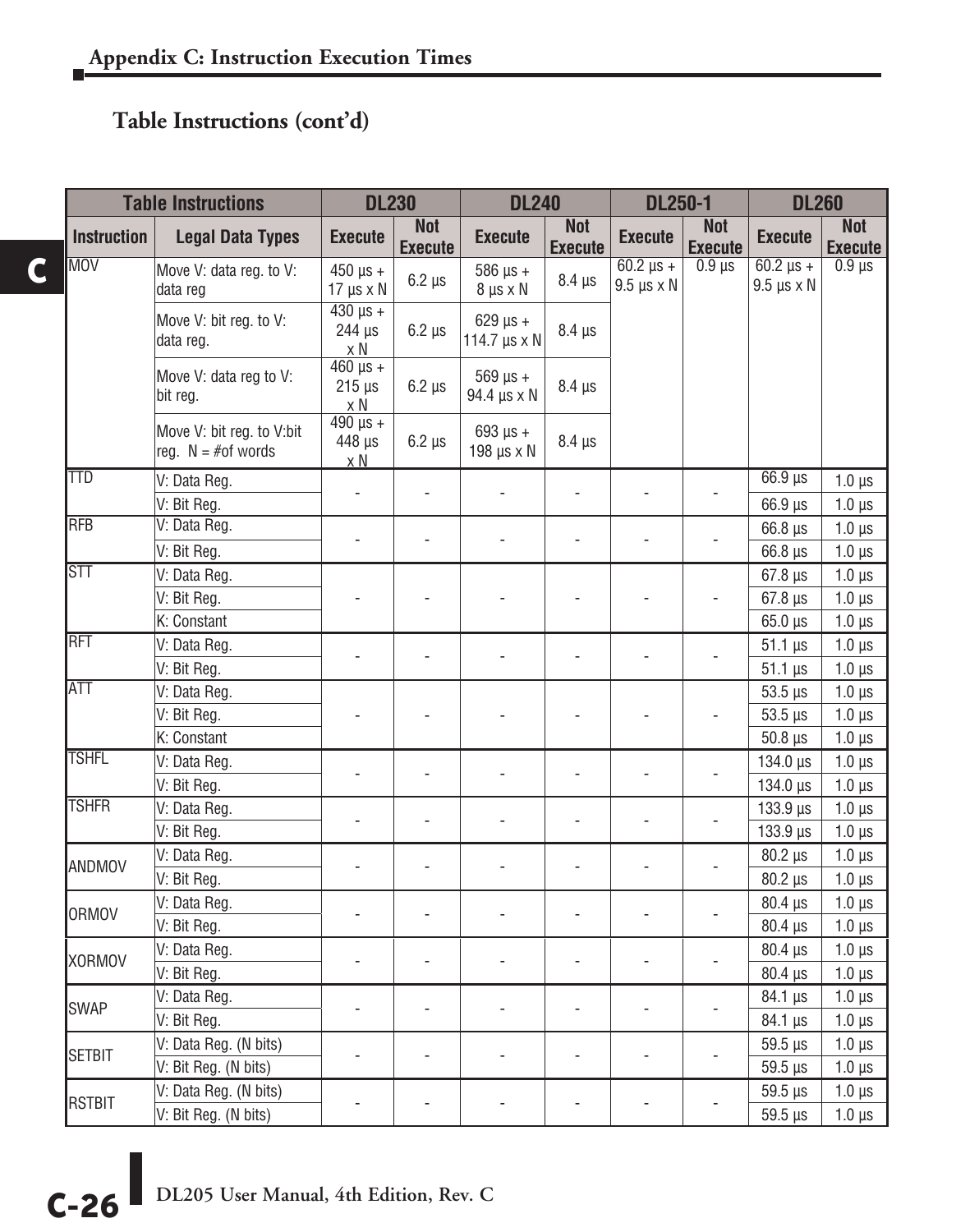## Table Instructions (cont'd)

| Table Instructions | | DL230 | | DL240 | | DL250-1 | | DL260 | |
|---|---|---|---|---|---|---|---|---|---|
| Instruction | Legal Data Types | Execute | Not Execute | Execute | Not Execute | Execute | Not Execute | Execute | Not Execute |
| MOV | Move V: data reg. to V: data reg | 450 µs + 17 µs x N | 6.2 µs | 586 µs + 8 µs x N | 8.4 µs | 60.2 µs + 9.5 µs x N | 0.9 µs | 60.2 µs + 9.5 µs x N | 0.9 µs |
| | Move V: bit reg. to V: data reg. | 430 µs + 244 µs x N | 6.2 µs | 629 µs + 114.7 µs x N | 8.4 µs | | | | |
| | Move V: data reg to V: bit reg. | 460 µs + 215 µs x N | 6.2 µs | 569 µs + 94.4 µs x N | 8.4 µs | | | | |
| | Move V: bit reg. to V:bit reg. N = #of words | 490 µs + 448 µs x N | 6.2 µs | 693 µs + 198 µs x N | 8.4 µs | | | | |
| TTD | V: Data Reg. | - | - | - | - | - | - | 66.9 µs | 1.0 µs |
| | V: Bit Reg. | | | | | | | 66.9 µs | 1.0 µs |
| RFB | V: Data Reg. | - | - | - | - | - | - | 66.8 µs | 1.0 µs |
| | V: Bit Reg. | | | | | | | 66.8 µs | 1.0 µs |
| STT | V: Data Reg. | - | - | - | - | - | - | 67.8 µs | 1.0 µs |
| | V: Bit Reg. | | | | | | | 67.8 µs | 1.0 µs |
| | K: Constant | | | | | | | 65.0 µs | 1.0 µs |
| RFT | V: Data Reg. | - | - | - | - | - | - | 51.1 µs | 1.0 µs |
| | V: Bit Reg. | | | | | | | 51.1 µs | 1.0 µs |
| ATT | V: Data Reg. | - | - | - | - | - | - | 53.5 µs | 1.0 µs |
| | V: Bit Reg. | | | | | | | 53.5 µs | 1.0 µs |
| | K: Constant | | | | | | | 50.8 µs | 1.0 µs |
| TSHFL | V: Data Reg. | - | - | - | - | - | - | 134.0 µs | 1.0 µs |
| | V: Bit Reg. | | | | | | | 134.0 µs | 1.0 µs |
| TSHFR | V: Data Reg. | - | - | - | - | - | - | 133.9 µs | 1.0 µs |
| | V: Bit Reg. | | | | | | | 133.9 µs | 1.0 µs |
| ANDMOV | V: Data Reg. | - | - | - | - | - | - | 80.2 µs | 1.0 µs |
| | V: Bit Reg. | | | | | | | 80.2 µs | 1.0 µs |
| ORMOV | V: Data Reg. | - | - | - | - | - | - | 80.4 µs | 1.0 µs |
| | V: Bit Reg. | | | | | | | 80.4 µs | 1.0 µs |
| XORMOV | V: Data Reg. | - | - | - | - | - | - | 80.4 µs | 1.0 µs |
| | V: Bit Reg. | | | | | | | 80.4 µs | 1.0 µs |
| SWAP | V: Data Reg. | - | - | - | - | - | - | 84.1 µs | 1.0 µs |
| | V: Bit Reg. | | | | | | | 84.1 µs | 1.0 µs |
| SETBIT | V: Data Reg. (N bits) | - | - | - | - | - | - | 59.5 µs | 1.0 µs |
| | V: Bit Reg. (N bits) | | | | | | | 59.5 µs | 1.0 µs |
| RSTBIT | V: Data Reg. (N bits) | - | - | - | - | - | - | 59.5 µs | 1.0 µs |
| | V: Bit Reg. (N bits) | | | | | | | 59.5 µs | 1.0 µs |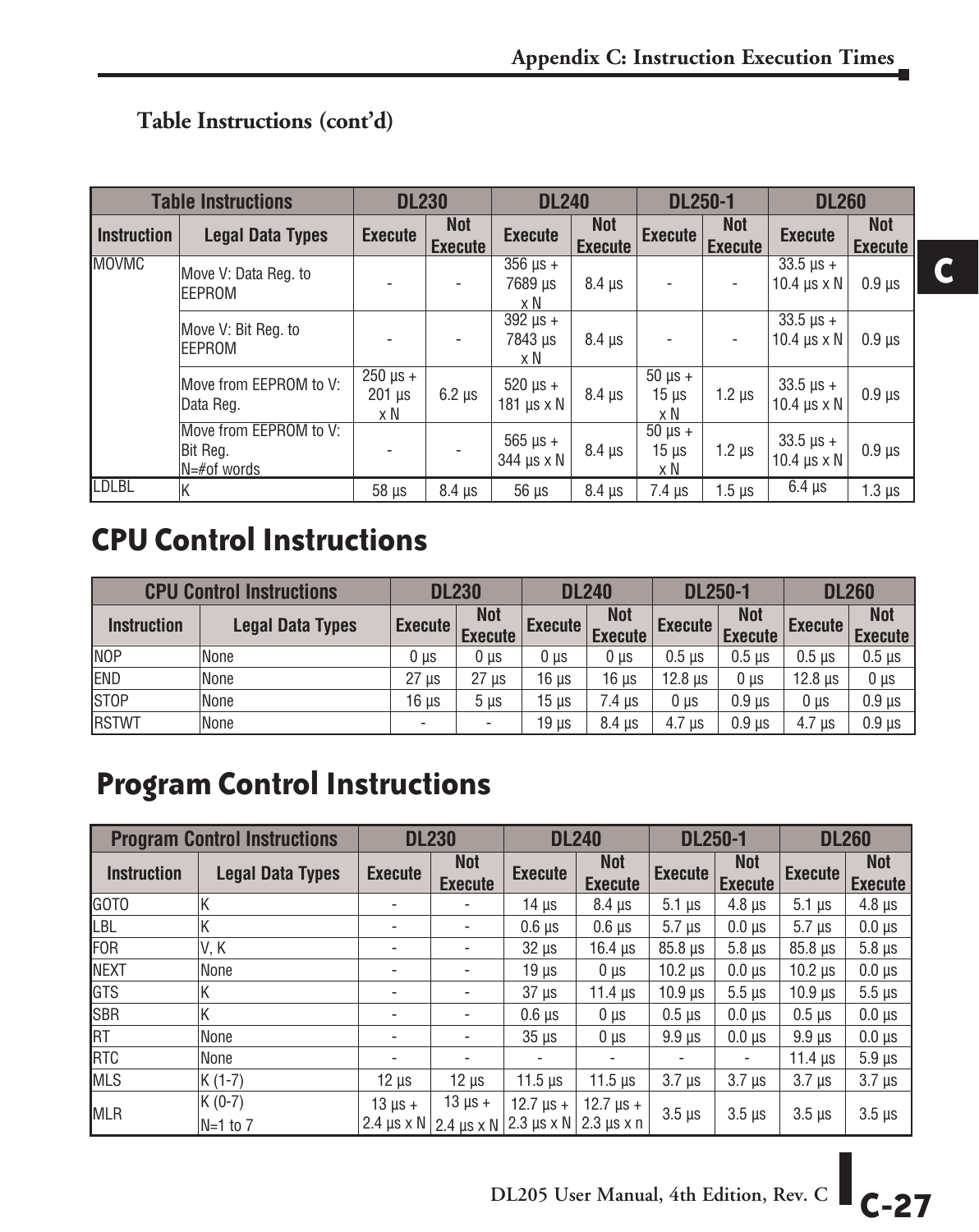### Table Instructions (cont'd)

| Table Instructions | | DL230 | | DL240 | | DL250-1 | | DL260 | |
|---|---|---|---|---|---|---|---|---|---|
| Instruction | Legal Data Types | Execute | Not Execute | Execute | Not Execute | Execute | Not Execute | Execute | Not Execute |
| MOVMC | Move V: Data Reg. to EEPROM | - | - | 356 µs + 7689 µs x N | 8.4 µs | - | - | 33.5 µs + 10.4 µs x N | 0.9 µs |
| | Move V: Bit Reg. to EEPROM | - | - | 392 µs + 7843 µs x N | 8.4 µs | - | - | 33.5 µs + 10.4 µs x N | 0.9 µs |
| | Move from EEPROM to V: Data Reg. | 250 µs + 201 µs x N | 6.2 µs | 520 µs + 181 µs x N | 8.4 µs | 50 µs + 15 µs x N | 1.2 µs | 33.5 µs + 10.4 µs x N | 0.9 µs |
| | Move from EEPROM to V: Bit Reg. N=#of words | - | - | 565 µs + 344 µs x N | 8.4 µs | 50 µs + 15 µs x N | 1.2 µs | 33.5 µs + 10.4 µs x N | 0.9 µs |
| LDLBL | K | 58 µs | 8.4 µs | 56 µs | 8.4 µs | 7.4 µs | 1.5 µs | 6.4 µs | 1.3 µs |

## CPU Control Instructions

| CPU Control Instructions | | DL230 | | DL240 | | DL250-1 | | DL260 | |
|---|---|---|---|---|---|---|---|---|---|
| Instruction | Legal Data Types | Execute | Not Execute | Execute | Not Execute | Execute | Not Execute | Execute | Not Execute |
| NOP | None | 0 µs | 0 µs | 0 µs | 0 µs | 0.5 µs | 0.5 µs | 0.5 µs | 0.5 µs |
| END | None | 27 µs | 27 µs | 16 µs | 16 µs | 12.8 µs | 0 µs | 12.8 µs | 0 µs |
| STOP | None | 16 µs | 5 µs | 15 µs | 7.4 µs | 0 µs | 0.9 µs | 0 µs | 0.9 µs |
| RSTWT | None | - | - | 19 µs | 8.4 µs | 4.7 µs | 0.9 µs | 4.7 µs | 0.9 µs |

## Program Control Instructions

| Program Control Instructions | | DL230 | | DL240 | | DL250-1 | | DL260 | |
|---|---|---|---|---|---|---|---|---|---|
| Instruction | Legal Data Types | Execute | Not Execute | Execute | Not Execute | Execute | Not Execute | Execute | Not Execute |
| GOTO | K | - | - | 14 µs | 8.4 µs | 5.1 µs | 4.8 µs | 5.1 µs | 4.8 µs |
| LBL | K | - | - | 0.6 µs | 0.6 µs | 5.7 µs | 0.0 µs | 5.7 µs | 0.0 µs |
| FOR | V, K | - | - | 32 µs | 16.4 µs | 85.8 µs | 5.8 µs | 85.8 µs | 5.8 µs |
| NEXT | None | - | - | 19 µs | 0 µs | 10.2 µs | 0.0 µs | 10.2 µs | 0.0 µs |
| GTS | K | - | - | 37 µs | 11.4 µs | 10.9 µs | 5.5 µs | 10.9 µs | 5.5 µs |
| SBR | K | - | - | 0.6 µs | 0 µs | 0.5 µs | 0.0 µs | 0.5 µs | 0.0 µs |
| RT | None | - | - | 35 µs | 0 µs | 9.9 µs | 0.0 µs | 9.9 µs | 0.0 µs |
| RTC | None | - | - | - | - | - | - | 11.4 µs | 5.9 µs |
| MLS | K (1-7) | 12 µs | 12 µs | 11.5 µs | 11.5 µs | 3.7 µs | 3.7 µs | 3.7 µs | 3.7 µs |
| MLR | K (0-7) N=1 to 7 | 13 µs + 2.4 µs x N | 13 µs + 2.4 µs x N | 12.7 µs + 2.3 µs x N | 12.7 µs + 2.3 µs x n | 3.5 µs | 3.5 µs | 3.5 µs | 3.5 µs |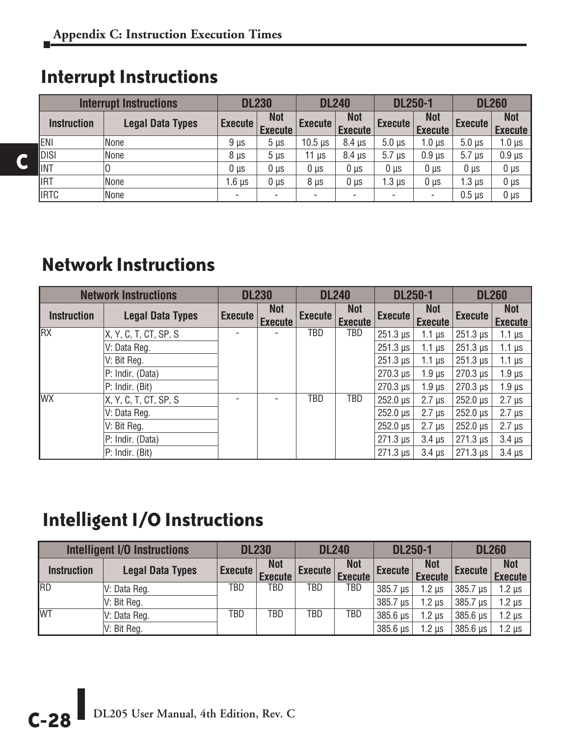## Interrupt Instructions

| Interrupt Instructions | | DL230 | | DL240 | | DL250-1 | | DL260 | |
|---|---|---|---|---|---|---|---|---|---|
| Instruction | Legal Data Types | Execute | Not Execute | Execute | Not Execute | Execute | Not Execute | Execute | Not Execute |
| ENI | None | 9 µs | 5 µs | 10.5 µs | 8.4 µs | 5.0 µs | 1.0 µs | 5.0 µs | 1.0 µs |
| DISI | None | 8 µs | 5 µs | 11 µs | 8.4 µs | 5.7 µs | 0.9 µs | 5.7 µs | 0.9 µs |
| INT | O | 0 µs | 0 µs | 0 µs | 0 µs | 0 µs | 0 µs | 0 µs | 0 µs |
| IRT | None | 1.6 µs | 0 µs | 8 µs | 0 µs | 1.3 µs | 0 µs | 1.3 µs | 0 µs |
| IRTC | None | - | - | - | - | - | - | 0.5 µs | 0 µs |

## Network Instructions

| Network Instructions | | DL230 | | DL240 | | DL250-1 | | DL260 | |
|---|---|---|---|---|---|---|---|---|---|
| Instruction | Legal Data Types | Execute | Not Execute | Execute | Not Execute | Execute | Not Execute | Execute | Not Execute |
| RX | X, Y, C, T, CT, SP, S | - | - | TBD | TBD | 251.3 µs | 1.1 µs | 251.3 µs | 1.1 µs |
| | V: Data Reg. | | | | | 251.3 µs | 1.1 µs | 251.3 µs | 1.1 µs |
| | V: Bit Reg. | | | | | 251.3 µs | 1.1 µs | 251.3 µs | 1.1 µs |
| | P: Indir. (Data) | | | | | 270.3 µs | 1.9 µs | 270.3 µs | 1.9 µs |
| | P: Indir. (Bit) | | | | | 270.3 µs | 1.9 µs | 270.3 µs | 1.9 µs |
| WX | X, Y, C, T, CT, SP, S | - | - | TBD | TBD | 252.0 µs | 2.7 µs | 252.0 µs | 2.7 µs |
| | V: Data Reg. | | | | | 252.0 µs | 2.7 µs | 252.0 µs | 2.7 µs |
| | V: Bit Reg. | | | | | 252.0 µs | 2.7 µs | 252.0 µs | 2.7 µs |
| | P: Indir. (Data) | | | | | 271.3 µs | 3.4 µs | 271.3 µs | 3.4 µs |
| | P: Indir. (Bit) | | | | | 271.3 µs | 3.4 µs | 271.3 µs | 3.4 µs |

## Intelligent I/O Instructions

| Intelligent I/O Instructions | | DL230 | | DL240 | | DL250-1 | | DL260 | |
|---|---|---|---|---|---|---|---|---|---|
| Instruction | Legal Data Types | Execute | Not Execute | Execute | Not Execute | Execute | Not Execute | Execute | Not Execute |
| RD | V: Data Reg. | TBD | TBD | TBD | TBD | 385.7 µs | 1.2 µs | 385.7 µs | 1.2 µs |
| | V: Bit Reg. | | | | | 385.7 µs | 1.2 µs | 385.7 µs | 1.2 µs |
| WT | V: Data Reg. | TBD | TBD | TBD | TBD | 385.6 µs | 1.2 µs | 385.6 µs | 1.2 µs |
| | V: Bit Reg. | | | | | 385.6 µs | 1.2 µs | 385.6 µs | 1.2 µs |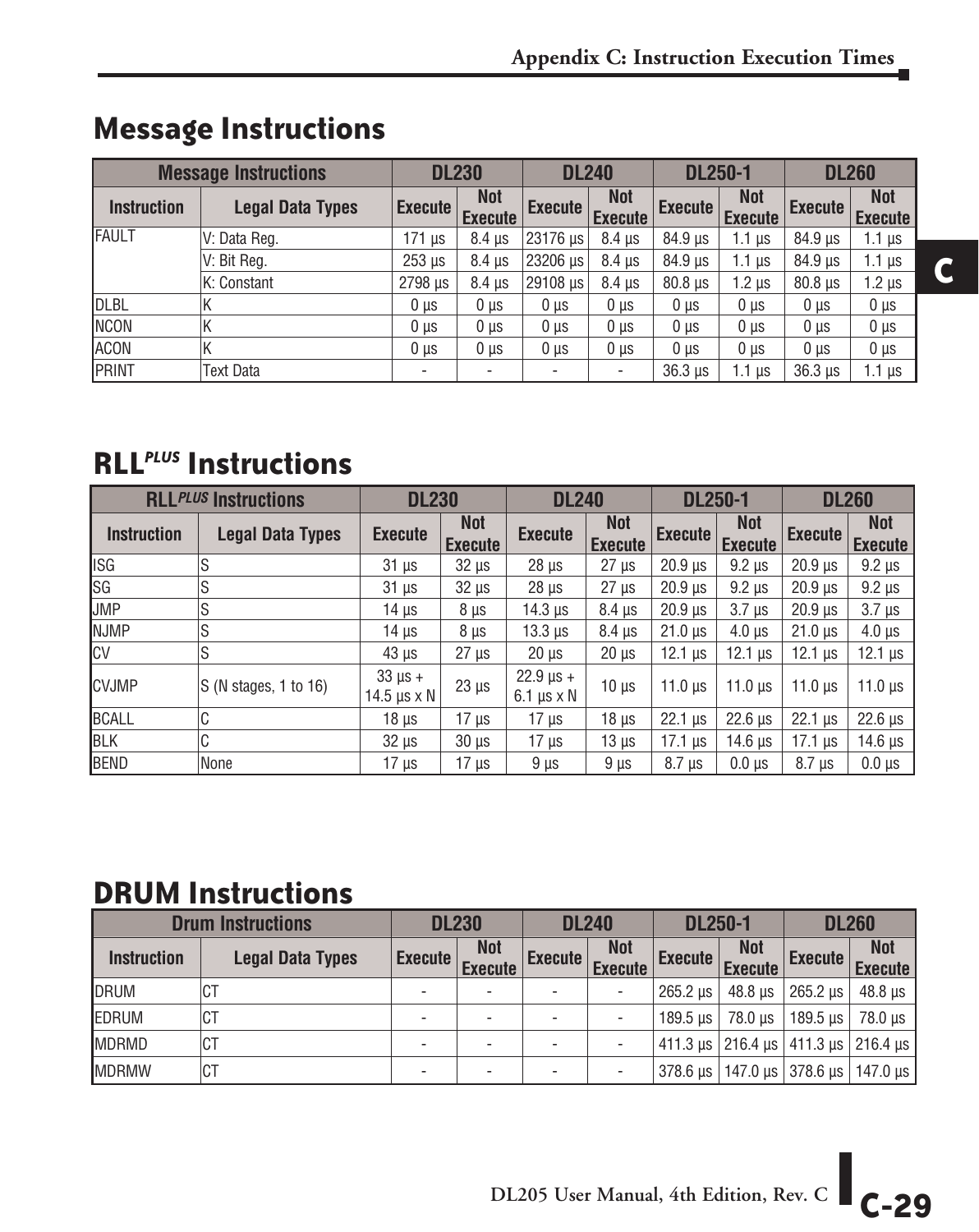## Message Instructions

| Message Instructions | | DL230 | | DL240 | | DL250-1 | | DL260 | |
|---|---|---|---|---|---|---|---|---|---|
| Instruction | Legal Data Types | Execute | Not Execute | Execute | Not Execute | Execute | Not Execute | Execute | Not Execute |
| FAULT | V: Data Reg. | 171 µs | 8.4 µs | 23176 µs | 8.4 µs | 84.9 µs | 1.1 µs | 84.9 µs | 1.1 µs |
| | V: Bit Reg. | 253 µs | 8.4 µs | 23206 µs | 8.4 µs | 84.9 µs | 1.1 µs | 84.9 µs | 1.1 µs |
| | K: Constant | 2798 µs | 8.4 µs | 29108 µs | 8.4 µs | 80.8 µs | 1.2 µs | 80.8 µs | 1.2 µs |
| DLBL | K | 0 µs | 0 µs | 0 µs | 0 µs | 0 µs | 0 µs | 0 µs | 0 µs |
| NCON | K | 0 µs | 0 µs | 0 µs | 0 µs | 0 µs | 0 µs | 0 µs | 0 µs |
| ACON | K | 0 µs | 0 µs | 0 µs | 0 µs | 0 µs | 0 µs | 0 µs | 0 µs |
| PRINT | Text Data | - | - | - | - | 36.3 µs | 1.1 µs | 36.3 µs | 1.1 µs |

## RLL*PLUS* Instructions

| RLL*PLUS* Instructions | | DL230 | | DL240 | | DL250-1 | | DL260 | |
|---|---|---|---|---|---|---|---|---|---|
| Instruction | Legal Data Types | Execute | Not Execute | Execute | Not Execute | Execute | Not Execute | Execute | Not Execute |
| ISG | S | 31 µs | 32 µs | 28 µs | 27 µs | 20.9 µs | 9.2 µs | 20.9 µs | 9.2 µs |
| SG | S | 31 µs | 32 µs | 28 µs | 27 µs | 20.9 µs | 9.2 µs | 20.9 µs | 9.2 µs |
| JMP | S | 14 µs | 8 µs | 14.3 µs | 8.4 µs | 20.9 µs | 3.7 µs | 20.9 µs | 3.7 µs |
| NJMP | S | 14 µs | 8 µs | 13.3 µs | 8.4 µs | 21.0 µs | 4.0 µs | 21.0 µs | 4.0 µs |
| CV | S | 43 µs | 27 µs | 20 µs | 20 µs | 12.1 µs | 12.1 µs | 12.1 µs | 12.1 µs |
| CVJMP | S (N stages, 1 to 16) | 33 µs + 14.5 µs x N | 23 µs | 22.9 µs + 6.1 µs x N | 10 µs | 11.0 µs | 11.0 µs | 11.0 µs | 11.0 µs |
| BCALL | C | 18 µs | 17 µs | 17 µs | 18 µs | 22.1 µs | 22.6 µs | 22.1 µs | 22.6 µs |
| BLK | C | 32 µs | 30 µs | 17 µs | 13 µs | 17.1 µs | 14.6 µs | 17.1 µs | 14.6 µs |
| BEND | None | 17 µs | 17 µs | 9 µs | 9 µs | 8.7 µs | 0.0 µs | 8.7 µs | 0.0 µs |

## DRUM Instructions

| Drum Instructions | | DL230 | | DL240 | | DL250-1 | | DL260 | |
|---|---|---|---|---|---|---|---|---|---|
| Instruction | Legal Data Types | Execute | Not Execute | Execute | Not Execute | Execute | Not Execute | Execute | Not Execute |
| DRUM | CT | - | - | - | - | 265.2 µs | 48.8 µs | 265.2 µs | 48.8 µs |
| EDRUM | CT | - | - | - | - | 189.5 µs | 78.0 µs | 189.5 µs | 78.0 µs |
| MDRMD | CT | - | - | - | - | 411.3 µs | 216.4 µs | 411.3 µs | 216.4 µs |
| MDRMW | CT | - | - | - | - | 378.6 µs | 147.0 µs | 378.6 µs | 147.0 µs |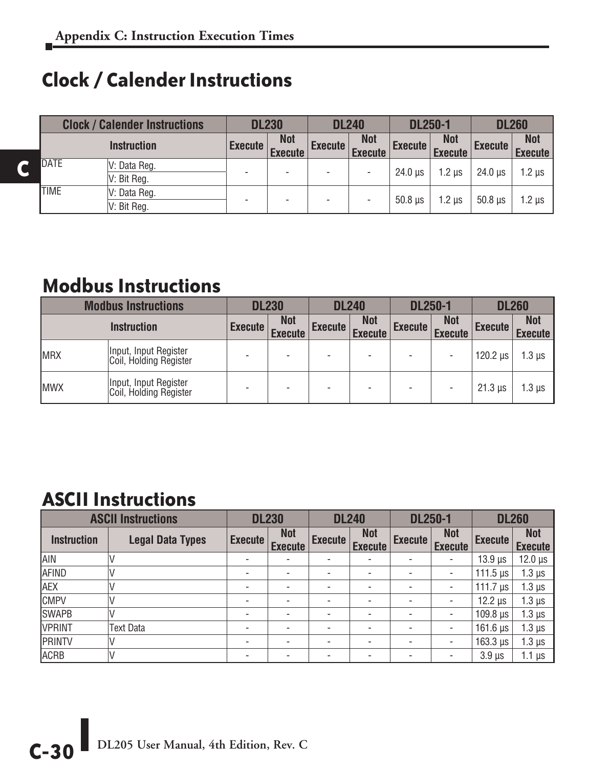## Clock / Calender Instructions

| Clock / Calender Instructions | | DL230 | | DL240 | | DL250-1 | | DL260 | |
|---|---|---|---|---|---|---|---|---|---|
| Instruction | | Execute | Not Execute | Execute | Not Execute | Execute | Not Execute | Execute | Not Execute |
| DATE | V: Data Reg. | - | - | - | - | 24.0 µs | 1.2 µs | 24.0 µs | 1.2 µs |
| | V: Bit Reg. | | | | | | | | |
| TIME | V: Data Reg. | - | - | - | - | 50.8 µs | 1.2 µs | 50.8 µs | 1.2 µs |
| | V: Bit Reg. | | | | | | | | |

## Modbus Instructions

| Modbus Instructions | | DL230 | | DL240 | | DL250-1 | | DL260 | |
|---|---|---|---|---|---|---|---|---|---|
| Instruction | | Execute | Not Execute | Execute | Not Execute | Execute | Not Execute | Execute | Not Execute |
| MRX | Input, Input Register Coil, Holding Register | - | - | - | - | - | - | 120.2 µs | 1.3 µs |
| MWX | Input, Input Register Coil, Holding Register | - | - | - | - | - | - | 21.3 µs | 1.3 µs |

## ASCII Instructions

| ASCII Instructions | | DL230 | | DL240 | | DL250-1 | | DL260 | |
|---|---|---|---|---|---|---|---|---|---|
| Instruction | Legal Data Types | Execute | Not Execute | Execute | Not Execute | Execute | Not Execute | Execute | Not Execute |
| AIN | V | - | - | - | - | - | - | 13.9 µs | 12.0 µs |
| AFIND | V | - | - | - | - | - | - | 111.5 µs | 1.3 µs |
| AEX | V | - | - | - | - | - | - | 111.7 µs | 1.3 µs |
| CMPV | V | - | - | - | - | - | - | 12.2 µs | 1.3 µs |
| SWAPB | V | - | - | - | - | - | - | 109.8 µs | 1.3 µs |
| VPRINT | Text Data | - | - | - | - | - | - | 161.6 µs | 1.3 µs |
| PRINTV | V | - | - | - | - | - | - | 163.3 µs | 1.3 µs |
| ACRB | V | - | - | - | - | - | - | 3.9 µs | 1.1 µs |